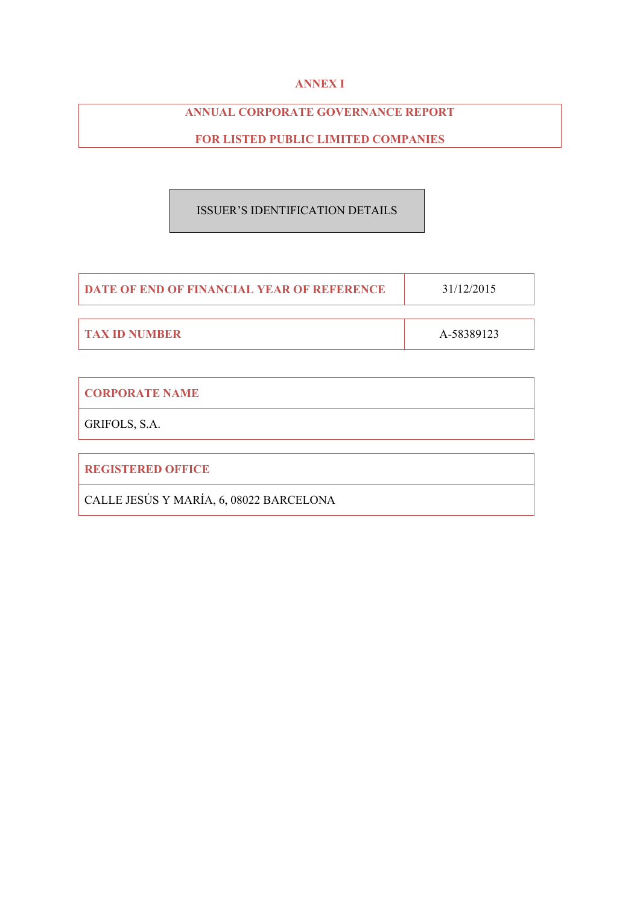# ANNEX I

## ANNUAL CORPORATE GOVERNANCE REPORT

## FOR LISTED PUBLIC LIMITED COMPANIES

ISSUER'S IDENTIFICATION DETAILS

| DATE OF END OF FINANCIAL YEAR OF REFERENCE | 31/12/2015 |
|---|---|

| TAX ID NUMBER | A-58389123 |
|---|---|

| CORPORATE NAME |
|---|
| GRIFOLS, S.A. |

| REGISTERED OFFICE |
|---|
| CALLE JESÚS Y MARÍA, 6, 08022 BARCELONA |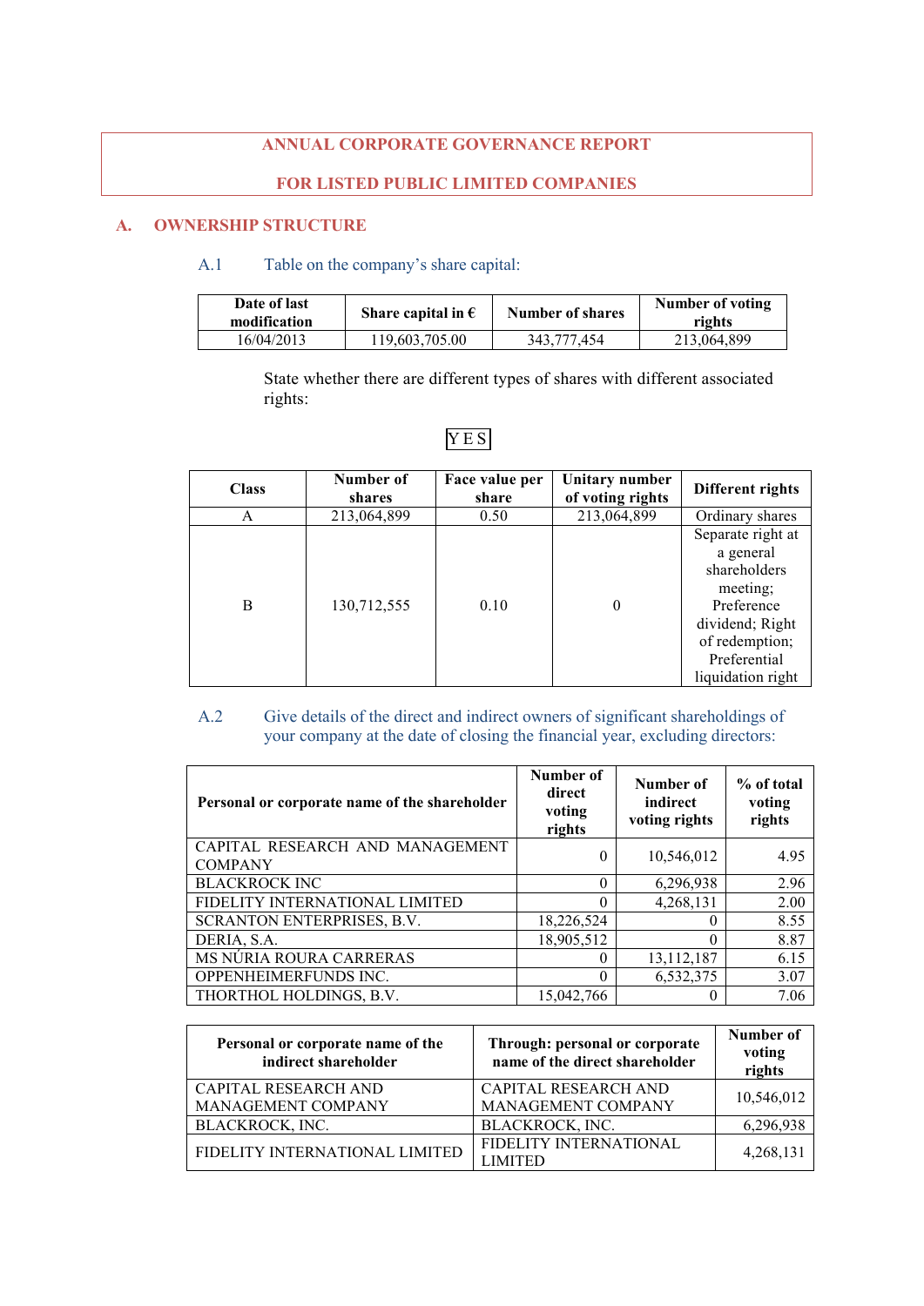# ANNUAL CORPORATE GOVERNANCE REPORT

# FOR LISTED PUBLIC LIMITED COMPANIES

## A. OWNERSHIP STRUCTURE

A.1 Table on the company's share capital:

| Date of last modification | Share capital in € | Number of shares | Number of voting rights |
|---|---|---|---|
| 16/04/2013 | 119,603,705.00 | 343,777,454 | 213,064,899 |

State whether there are different types of shares with different associated rights:

YES

| Class | Number of shares | Face value per share | Unitary number of voting rights | Different rights |
|---|---|---|---|---|
| A | 213,064,899 | 0.50 | 213,064,899 | Ordinary shares |
| B | 130,712,555 | 0.10 | 0 | Separate right at a general shareholders meeting; Preference dividend; Right of redemption; Preferential liquidation right |

A.2 Give details of the direct and indirect owners of significant shareholdings of your company at the date of closing the financial year, excluding directors:

| Personal or corporate name of the shareholder | Number of direct voting rights | Number of indirect voting rights | % of total voting rights |
|---|---|---|---|
| CAPITAL RESEARCH AND MANAGEMENT COMPANY | 0 | 10,546,012 | 4.95 |
| BLACKROCK INC | 0 | 6,296,938 | 2.96 |
| FIDELITY INTERNATIONAL LIMITED | 0 | 4,268,131 | 2.00 |
| SCRANTON ENTERPRISES, B.V. | 18,226,524 | 0 | 8.55 |
| DERIA, S.A. | 18,905,512 | 0 | 8.87 |
| MS NÚRIA ROURA CARRERAS | 0 | 13,112,187 | 6.15 |
| OPPENHEIMERFUNDS INC. | 0 | 6,532,375 | 3.07 |
| THORTHOL HOLDINGS, B.V. | 15,042,766 | 0 | 7.06 |

| Personal or corporate name of the indirect shareholder | Through: personal or corporate name of the direct shareholder | Number of voting rights |
|---|---|---|
| CAPITAL RESEARCH AND MANAGEMENT COMPANY | CAPITAL RESEARCH AND MANAGEMENT COMPANY | 10,546,012 |
| BLACKROCK, INC. | BLACKROCK, INC. | 6,296,938 |
| FIDELITY INTERNATIONAL LIMITED | FIDELITY INTERNATIONAL LIMITED | 4,268,131 |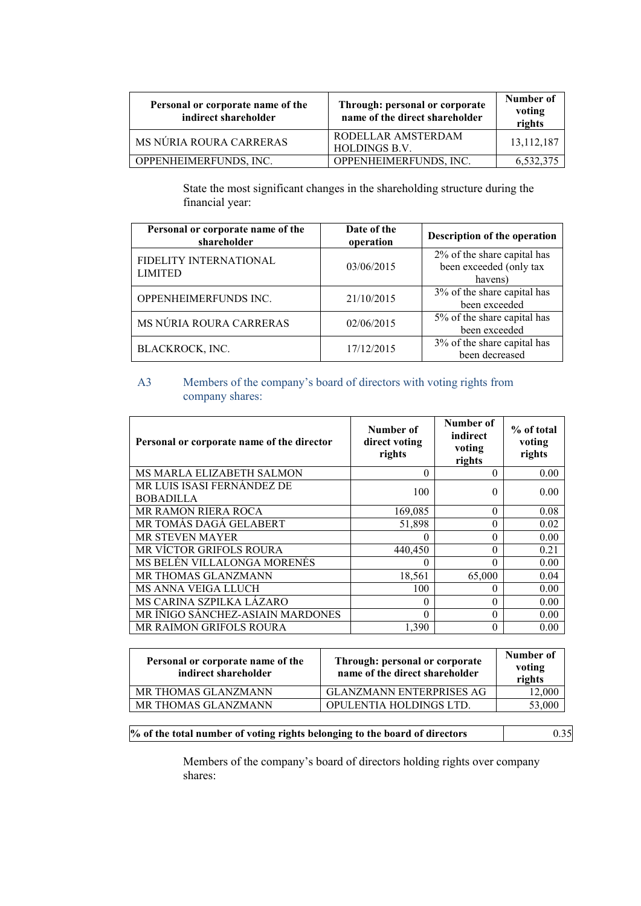| Personal or corporate name of the indirect shareholder | Through: personal or corporate name of the direct shareholder | Number of voting rights |
|---|---|---|
| MS NÚRIA ROURA CARRERAS | RODELLAR AMSTERDAM HOLDINGS B.V. | 13,112,187 |
| OPPENHEIMERFUNDS, INC. | OPPENHEIMERFUNDS, INC. | 6,532,375 |

State the most significant changes in the shareholding structure during the financial year:

| Personal or corporate name of the shareholder | Date of the operation | Description of the operation |
|---|---|---|
| FIDELITY INTERNATIONAL LIMITED | 03/06/2015 | 2% of the share capital has been exceeded (only tax havens) |
| OPPENHEIMERFUNDS INC. | 21/10/2015 | 3% of the share capital has been exceeded |
| MS NÚRIA ROURA CARRERAS | 02/06/2015 | 5% of the share capital has been exceeded |
| BLACKROCK, INC. | 17/12/2015 | 3% of the share capital has been decreased |

## A3 Members of the company's board of directors with voting rights from company shares:

| Personal or corporate name of the director | Number of direct voting rights | Number of indirect voting rights | % of total voting rights |
|---|---|---|---|
| MS MARLA ELIZABETH SALMON | 0 | 0 | 0.00 |
| MR LUIS ISASI FERNÁNDEZ DE BOBADILLA | 100 | 0 | 0.00 |
| MR RAMON RIERA ROCA | 169,085 | 0 | 0.08 |
| MR TOMÁS DAGÁ GELABERT | 51,898 | 0 | 0.02 |
| MR STEVEN MAYER | 0 | 0 | 0.00 |
| MR VÍCTOR GRIFOLS ROURA | 440,450 | 0 | 0.21 |
| MS BELÉN VILLALONGA MORENÉS | 0 | 0 | 0.00 |
| MR THOMAS GLANZMANN | 18,561 | 65,000 | 0.04 |
| MS ANNA VEIGA LLUCH | 100 | 0 | 0.00 |
| MS CARINA SZPILKA LÁZARO | 0 | 0 | 0.00 |
| MR ÍÑIGO SÁNCHEZ-ASIAIN MARDONES | 0 | 0 | 0.00 |
| MR RAIMON GRIFOLS ROURA | 1,390 | 0 | 0.00 |

| Personal or corporate name of the indirect shareholder | Through: personal or corporate name of the direct shareholder | Number of voting rights |
|---|---|---|
| MR THOMAS GLANZMANN | GLANZMANN ENTERPRISES AG | 12,000 |
| MR THOMAS GLANZMANN | OPULENTIA HOLDINGS LTD. | 53,000 |

| % of the total number of voting rights belonging to the board of directors | 0.35 |
|---|---|

Members of the company's board of directors holding rights over company shares: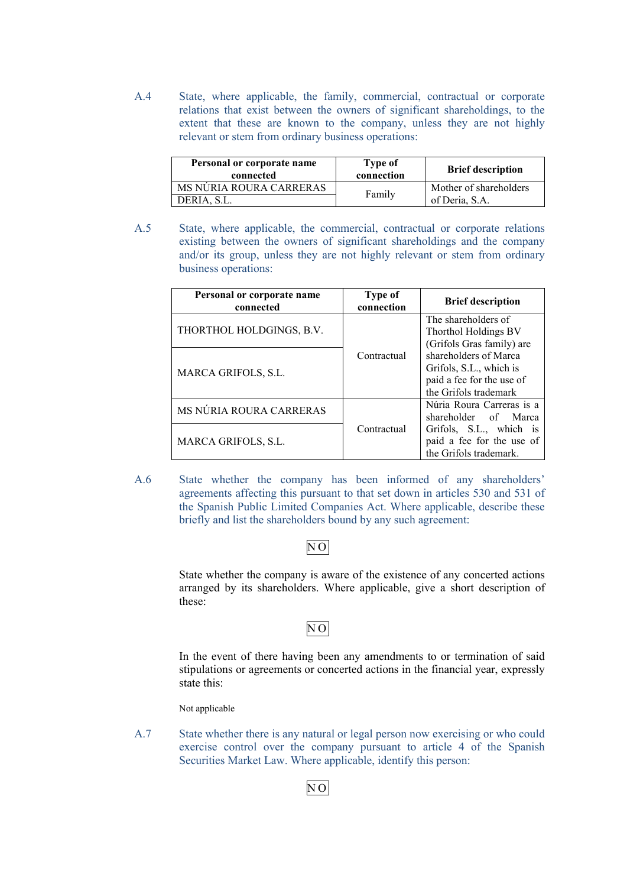A.4 State, where applicable, the family, commercial, contractual or corporate relations that exist between the owners of significant shareholdings, to the extent that these are known to the company, unless they are not highly relevant or stem from ordinary business operations:

| Personal or corporate name connected | Type of connection | Brief description |
|---|---|---|
| MS NÚRIA ROURA CARRERAS<br>DERIA, S.L. | Family | Mother of shareholders of Deria, S.A. |

A.5 State, where applicable, the commercial, contractual or corporate relations existing between the owners of significant shareholdings and the company and/or its group, unless they are not highly relevant or stem from ordinary business operations:

| Personal or corporate name connected | Type of connection | Brief description |
|---|---|---|
| THORTHOL HOLDGINGS, B.V.<br>MARCA GRIFOLS, S.L. | Contractual | The shareholders of Thorthol Holdings BV (Grifols Gras family) are shareholders of Marca Grifols, S.L., which is paid a fee for the use of the Grifols trademark |
| MS NÚRIA ROURA CARRERAS<br>MARCA GRIFOLS, S.L. | Contractual | Núria Roura Carreras is a shareholder of Marca Grifols, S.L., which is paid a fee for the use of the Grifols trademark. |

A.6 State whether the company has been informed of any shareholders' agreements affecting this pursuant to that set down in articles 530 and 531 of the Spanish Public Limited Companies Act. Where applicable, describe these briefly and list the shareholders bound by any such agreement:

NO

State whether the company is aware of the existence of any concerted actions arranged by its shareholders. Where applicable, give a short description of these:

NO

In the event of there having been any amendments to or termination of said stipulations or agreements or concerted actions in the financial year, expressly state this:

Not applicable

A.7 State whether there is any natural or legal person now exercising or who could exercise control over the company pursuant to article 4 of the Spanish Securities Market Law. Where applicable, identify this person:

NO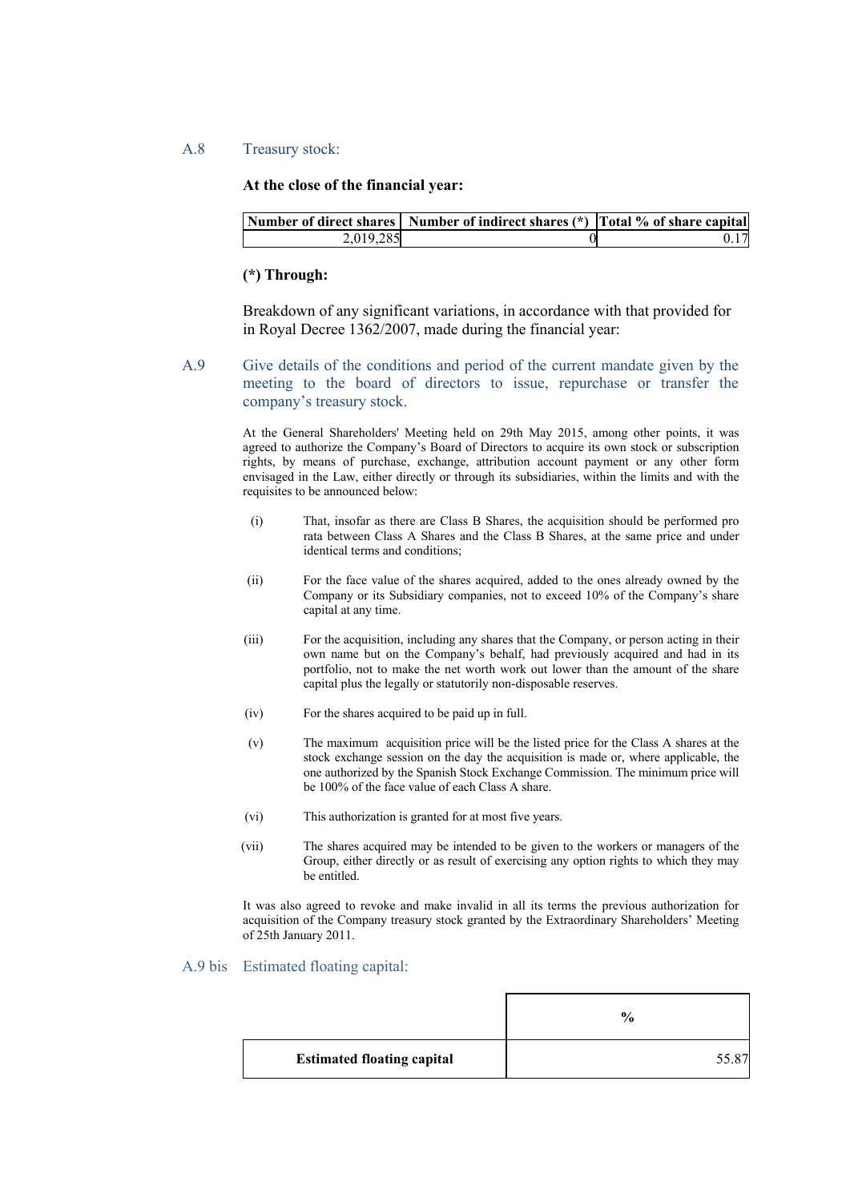## A.8 Treasury stock:

**At the close of the financial year:**

| Number of direct shares | Number of indirect shares (*) | Total % of share capital |
|---|---|---|
| 2,019,285 | 0 | 0.17 |

**(*) Through:**

Breakdown of any significant variations, in accordance with that provided for in Royal Decree 1362/2007, made during the financial year:

## A.9 Give details of the conditions and period of the current mandate given by the meeting to the board of directors to issue, repurchase or transfer the company's treasury stock.

At the General Shareholders' Meeting held on 29th May 2015, among other points, it was agreed to authorize the Company's Board of Directors to acquire its own stock or subscription rights, by means of purchase, exchange, attribution account payment or any other form envisaged in the Law, either directly or through its subsidiaries, within the limits and with the requisites to be announced below:

(i) That, insofar as there are Class B Shares, the acquisition should be performed pro rata between Class A Shares and the Class B Shares, at the same price and under identical terms and conditions;

(ii) For the face value of the shares acquired, added to the ones already owned by the Company or its Subsidiary companies, not to exceed 10% of the Company's share capital at any time.

(iii) For the acquisition, including any shares that the Company, or person acting in their own name but on the Company's behalf, had previously acquired and had in its portfolio, not to make the net worth work out lower than the amount of the share capital plus the legally or statutorily non-disposable reserves.

(iv) For the shares acquired to be paid up in full.

(v) The maximum acquisition price will be the listed price for the Class A shares at the stock exchange session on the day the acquisition is made or, where applicable, the one authorized by the Spanish Stock Exchange Commission. The minimum price will be 100% of the face value of each Class A share.

(vi) This authorization is granted for at most five years.

(vii) The shares acquired may be intended to be given to the workers or managers of the Group, either directly or as result of exercising any option rights to which they may be entitled.

It was also agreed to revoke and make invalid in all its terms the previous authorization for acquisition of the Company treasury stock granted by the Extraordinary Shareholders' Meeting of 25th January 2011.

## A.9 bis Estimated floating capital:

| | % |
|---|---|
| **Estimated floating capital** | 55.87 |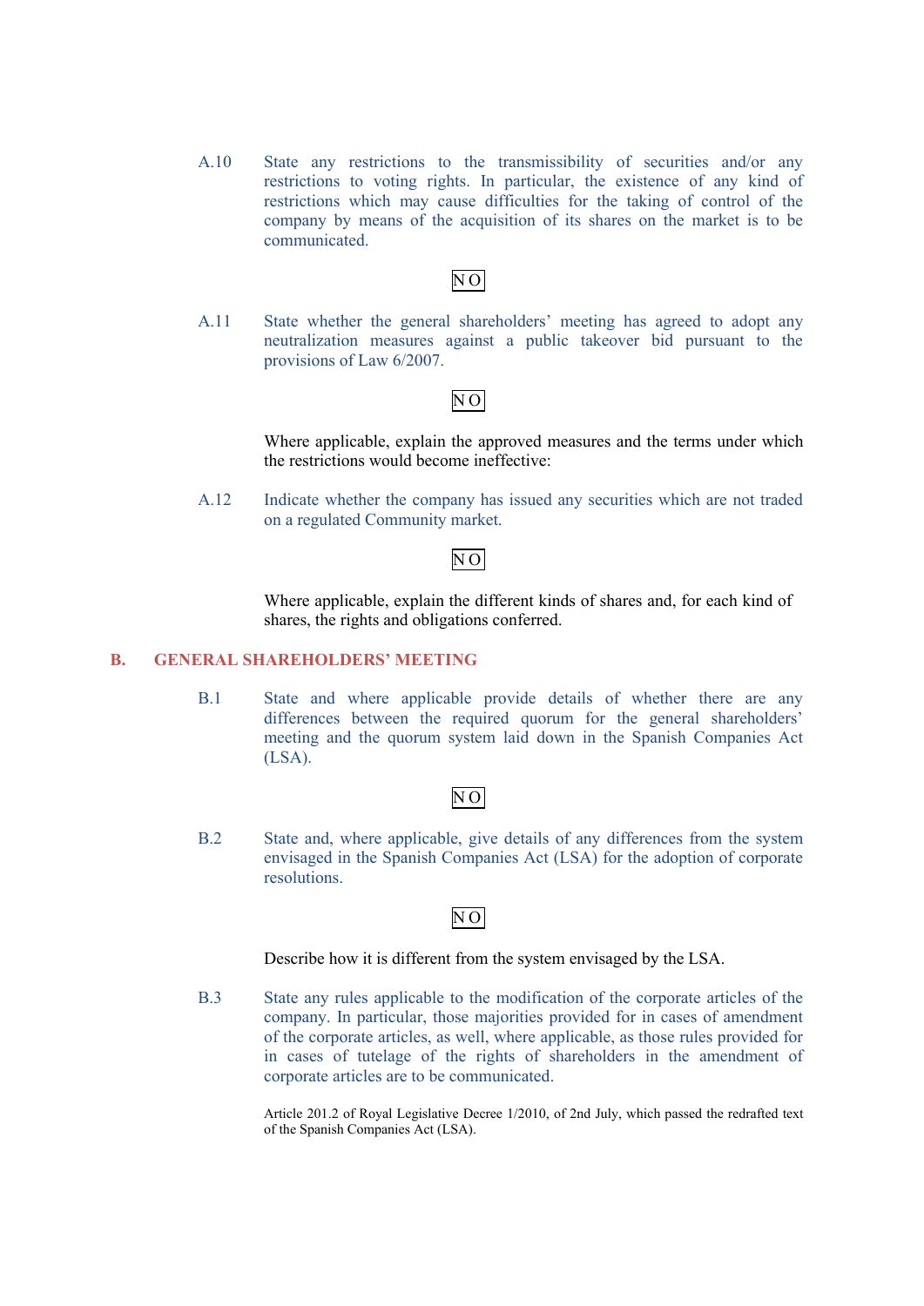A.10 State any restrictions to the transmissibility of securities and/or any restrictions to voting rights. In particular, the existence of any kind of restrictions which may cause difficulties for the taking of control of the company by means of the acquisition of its shares on the market is to be communicated.

NO

A.11 State whether the general shareholders' meeting has agreed to adopt any neutralization measures against a public takeover bid pursuant to the provisions of Law 6/2007.

NO

Where applicable, explain the approved measures and the terms under which the restrictions would become ineffective:

A.12 Indicate whether the company has issued any securities which are not traded on a regulated Community market.

NO

Where applicable, explain the different kinds of shares and, for each kind of shares, the rights and obligations conferred.

## B. GENERAL SHAREHOLDERS' MEETING

B.1 State and where applicable provide details of whether there are any differences between the required quorum for the general shareholders' meeting and the quorum system laid down in the Spanish Companies Act (LSA).

NO

B.2 State and, where applicable, give details of any differences from the system envisaged in the Spanish Companies Act (LSA) for the adoption of corporate resolutions.

NO

Describe how it is different from the system envisaged by the LSA.

B.3 State any rules applicable to the modification of the corporate articles of the company. In particular, those majorities provided for in cases of amendment of the corporate articles, as well, where applicable, as those rules provided for in cases of tutelage of the rights of shareholders in the amendment of corporate articles are to be communicated.

Article 201.2 of Royal Legislative Decree 1/2010, of 2nd July, which passed the redrafted text of the Spanish Companies Act (LSA).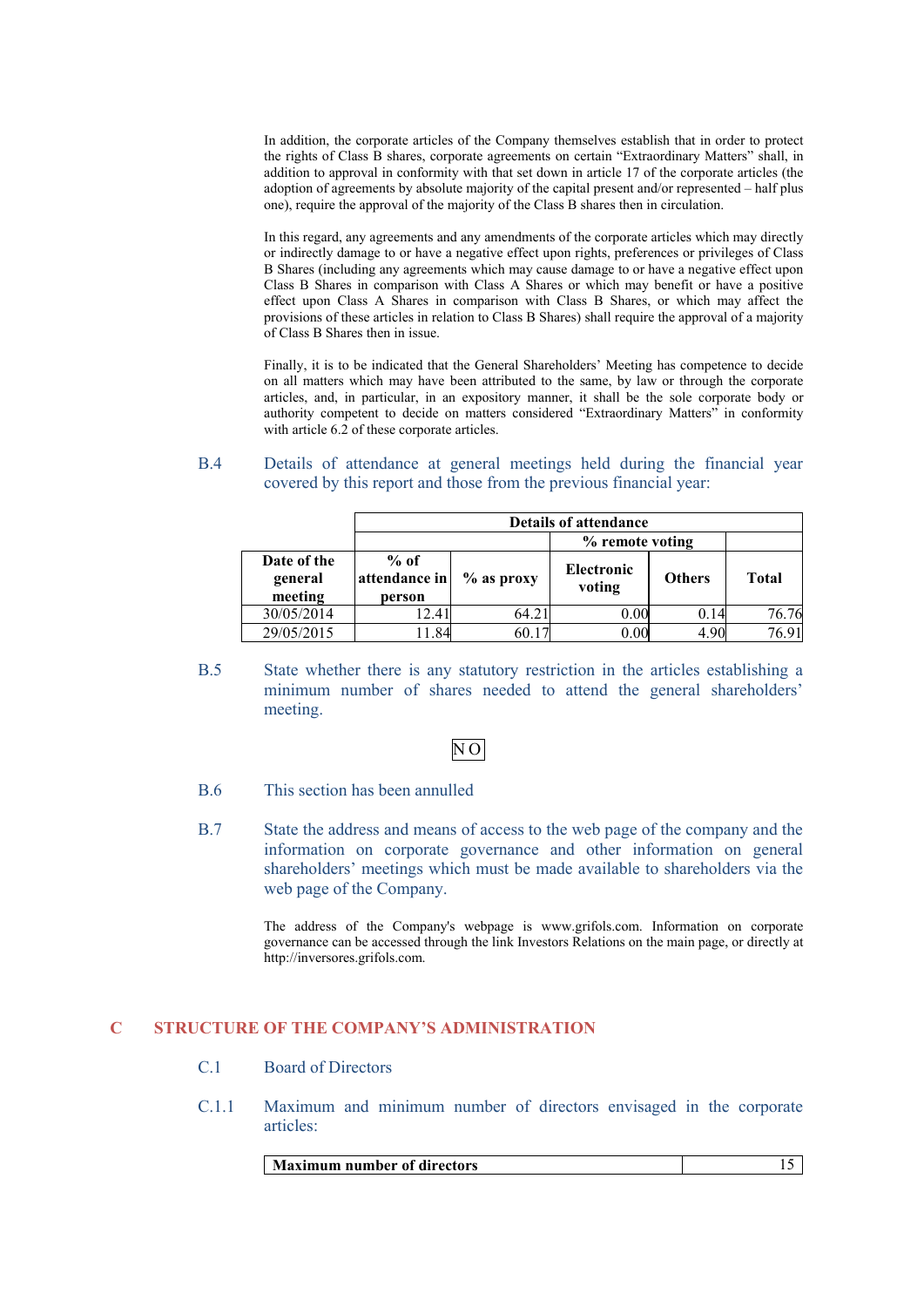In addition, the corporate articles of the Company themselves establish that in order to protect the rights of Class B shares, corporate agreements on certain "Extraordinary Matters" shall, in addition to approval in conformity with that set down in article 17 of the corporate articles (the adoption of agreements by absolute majority of the capital present and/or represented – half plus one), require the approval of the majority of the Class B shares then in circulation.

In this regard, any agreements and any amendments of the corporate articles which may directly or indirectly damage to or have a negative effect upon rights, preferences or privileges of Class B Shares (including any agreements which may cause damage to or have a negative effect upon Class B Shares in comparison with Class A Shares or which may benefit or have a positive effect upon Class A Shares in comparison with Class B Shares, or which may affect the provisions of these articles in relation to Class B Shares) shall require the approval of a majority of Class B Shares then in issue.

Finally, it is to be indicated that the General Shareholders' Meeting has competence to decide on all matters which may have been attributed to the same, by law or through the corporate articles, and, in particular, in an expository manner, it shall be the sole corporate body or authority competent to decide on matters considered "Extraordinary Matters" in conformity with article 6.2 of these corporate articles.

B.4 Details of attendance at general meetings held during the financial year covered by this report and those from the previous financial year:

| | Details of attendance | | | | |
|---|---|---|---|---|---|
| | | | % remote voting | | |
| **Date of the general meeting** | **% of attendance in person** | **% as proxy** | **Electronic voting** | **Others** | **Total** |
| 30/05/2014 | 12.41 | 64.21 | 0.00 | 0.14 | 76.76 |
| 29/05/2015 | 11.84 | 60.17 | 0.00 | 4.90 | 76.91 |

B.5 State whether there is any statutory restriction in the articles establishing a minimum number of shares needed to attend the general shareholders' meeting.

NO

B.6 This section has been annulled

B.7 State the address and means of access to the web page of the company and the information on corporate governance and other information on general shareholders' meetings which must be made available to shareholders via the web page of the Company.

The address of the Company's webpage is www.grifols.com. Information on corporate governance can be accessed through the link Investors Relations on the main page, or directly at http://inversores.grifols.com.

# C STRUCTURE OF THE COMPANY'S ADMINISTRATION

## C.1 Board of Directors

C.1.1 Maximum and minimum number of directors envisaged in the corporate articles:

| **Maximum number of directors** | 15 |
|---|---|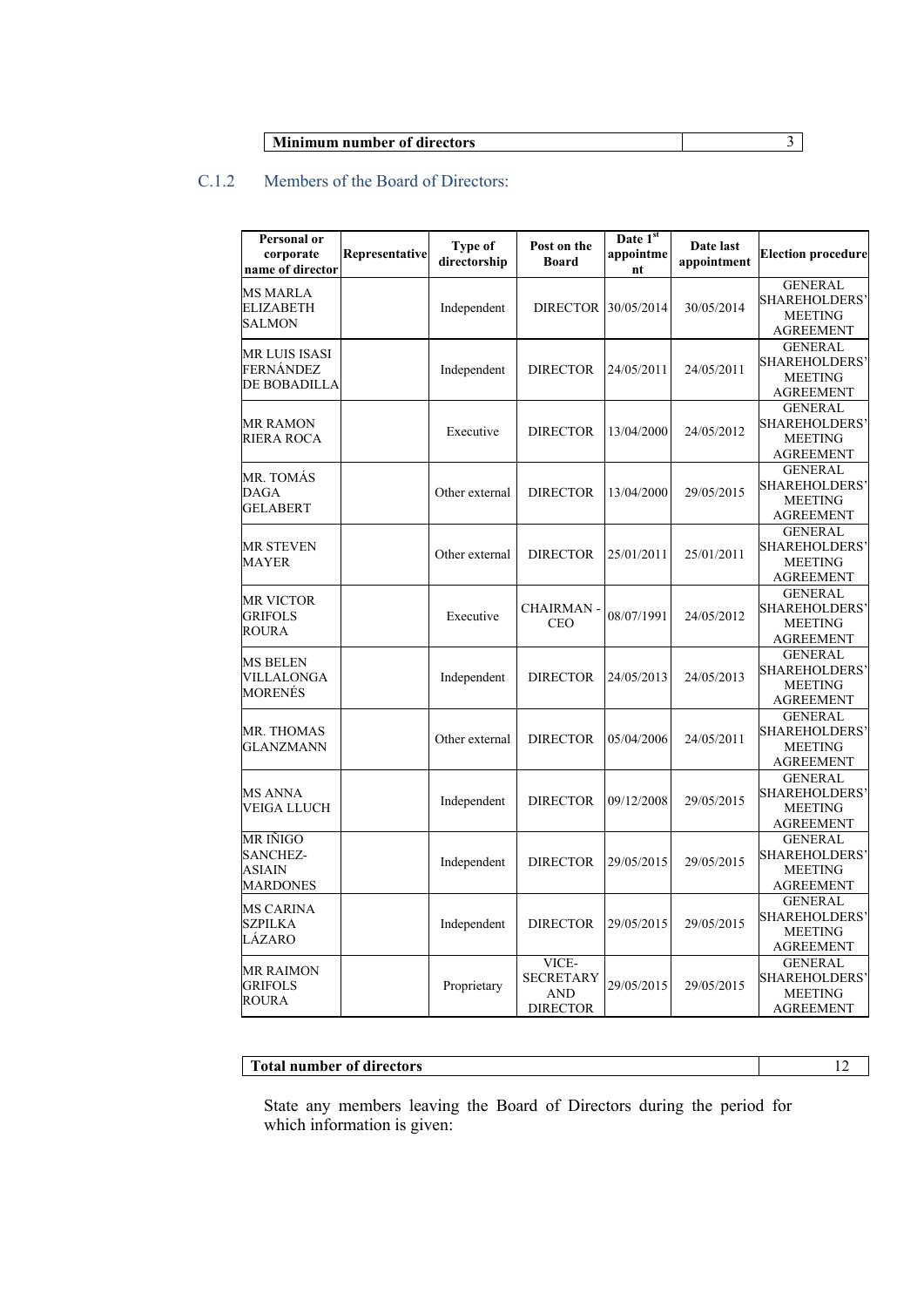| Minimum number of directors | 3 |
|---|---|

### C.1.2 Members of the Board of Directors:

| Personal or corporate name of director | Representative | Type of directorship | Post on the Board | Date 1st appointment | Date last appointment | Election procedure |
|---|---|---|---|---|---|---|
| MS MARLA ELIZABETH SALMON | | Independent | DIRECTOR | 30/05/2014 | 30/05/2014 | GENERAL SHAREHOLDERS' MEETING AGREEMENT |
| MR LUIS ISASI FERNÁNDEZ DE BOBADILLA | | Independent | DIRECTOR | 24/05/2011 | 24/05/2011 | GENERAL SHAREHOLDERS' MEETING AGREEMENT |
| MR RAMON RIERA ROCA | | Executive | DIRECTOR | 13/04/2000 | 24/05/2012 | GENERAL SHAREHOLDERS' MEETING AGREEMENT |
| MR. TOMÁS DAGA GELABERT | | Other external | DIRECTOR | 13/04/2000 | 29/05/2015 | GENERAL SHAREHOLDERS' MEETING AGREEMENT |
| MR STEVEN MAYER | | Other external | DIRECTOR | 25/01/2011 | 25/01/2011 | GENERAL SHAREHOLDERS' MEETING AGREEMENT |
| MR VICTOR GRIFOLS ROURA | | Executive | CHAIRMAN - CEO | 08/07/1991 | 24/05/2012 | GENERAL SHAREHOLDERS' MEETING AGREEMENT |
| MS BELEN VILLALONGA MORENÉS | | Independent | DIRECTOR | 24/05/2013 | 24/05/2013 | GENERAL SHAREHOLDERS' MEETING AGREEMENT |
| MR. THOMAS GLANZMANN | | Other external | DIRECTOR | 05/04/2006 | 24/05/2011 | GENERAL SHAREHOLDERS' MEETING AGREEMENT |
| MS ANNA VEIGA LLUCH | | Independent | DIRECTOR | 09/12/2008 | 29/05/2015 | GENERAL SHAREHOLDERS' MEETING AGREEMENT |
| MR IÑIGO SANCHEZ-ASIAIN MARDONES | | Independent | DIRECTOR | 29/05/2015 | 29/05/2015 | GENERAL SHAREHOLDERS' MEETING AGREEMENT |
| MS CARINA SZPILKA LÁZARO | | Independent | DIRECTOR | 29/05/2015 | 29/05/2015 | GENERAL SHAREHOLDERS' MEETING AGREEMENT |
| MR RAIMON GRIFOLS ROURA | | Proprietary | VICE-SECRETARY AND DIRECTOR | 29/05/2015 | 29/05/2015 | GENERAL SHAREHOLDERS' MEETING AGREEMENT |

| Total number of directors | 12 |
|---|---|

State any members leaving the Board of Directors during the period for which information is given: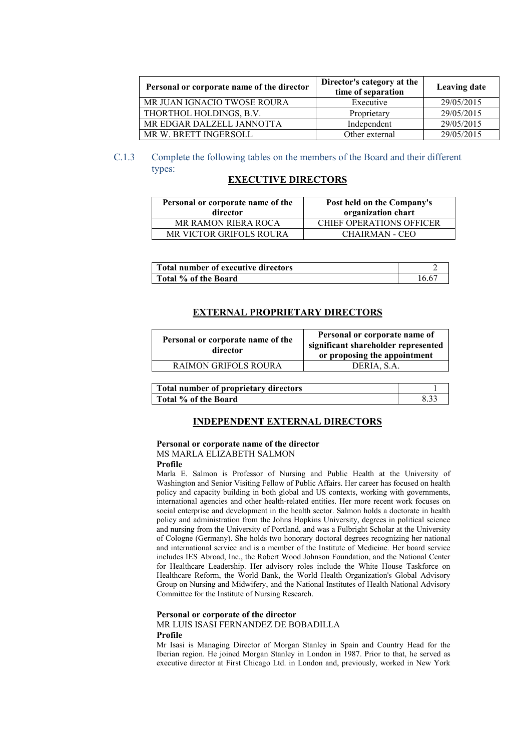| Personal or corporate name of the director | Director's category at the time of separation | Leaving date |
|---|---|---|
| MR JUAN IGNACIO TWOSE ROURA | Executive | 29/05/2015 |
| THORTHOL HOLDINGS, B.V. | Proprietary | 29/05/2015 |
| MR EDGAR DALZELL JANNOTTA | Independent | 29/05/2015 |
| MR W. BRETT INGERSOLL | Other external | 29/05/2015 |

C.1.3 Complete the following tables on the members of the Board and their different types:

## EXECUTIVE DIRECTORS

| Personal or corporate name of the director | Post held on the Company's organization chart |
|---|---|
| MR RAMON RIERA ROCA | CHIEF OPERATIONS OFFICER |
| MR VICTOR GRIFOLS ROURA | CHAIRMAN - CEO |

| | |
|---|---|
| **Total number of executive directors** | 2 |
| **Total % of the Board** | 16.67 |

## EXTERNAL PROPRIETARY DIRECTORS

| Personal or corporate name of the director | Personal or corporate name of significant shareholder represented or proposing the appointment |
|---|---|
| RAIMON GRIFOLS ROURA | DERIA, S.A. |

| | |
|---|---|
| **Total number of proprietary directors** | 1 |
| **Total % of the Board** | 8.33 |

## INDEPENDENT EXTERNAL DIRECTORS

**Personal or corporate name of the director**
MS MARLA ELIZABETH SALMON
**Profile**
Marla E. Salmon is Professor of Nursing and Public Health at the University of Washington and Senior Visiting Fellow of Public Affairs. Her career has focused on health policy and capacity building in both global and US contexts, working with governments, international agencies and other health-related entities. Her more recent work focuses on social enterprise and development in the health sector. Salmon holds a doctorate in health policy and administration from the Johns Hopkins University, degrees in political science and nursing from the University of Portland, and was a Fulbright Scholar at the University of Cologne (Germany). She holds two honorary doctoral degrees recognizing her national and international service and is a member of the Institute of Medicine. Her board service includes IES Abroad, Inc., the Robert Wood Johnson Foundation, and the National Center for Healthcare Leadership. Her advisory roles include the White House Taskforce on Healthcare Reform, the World Bank, the World Health Organization's Global Advisory Group on Nursing and Midwifery, and the National Institutes of Health National Advisory Committee for the Institute of Nursing Research.

**Personal or corporate of the director**
MR LUIS ISASI FERNANDEZ DE BOBADILLA
**Profile**
Mr Isasi is Managing Director of Morgan Stanley in Spain and Country Head for the Iberian region. He joined Morgan Stanley in London in 1987. Prior to that, he served as executive director at First Chicago Ltd. in London and, previously, worked in New York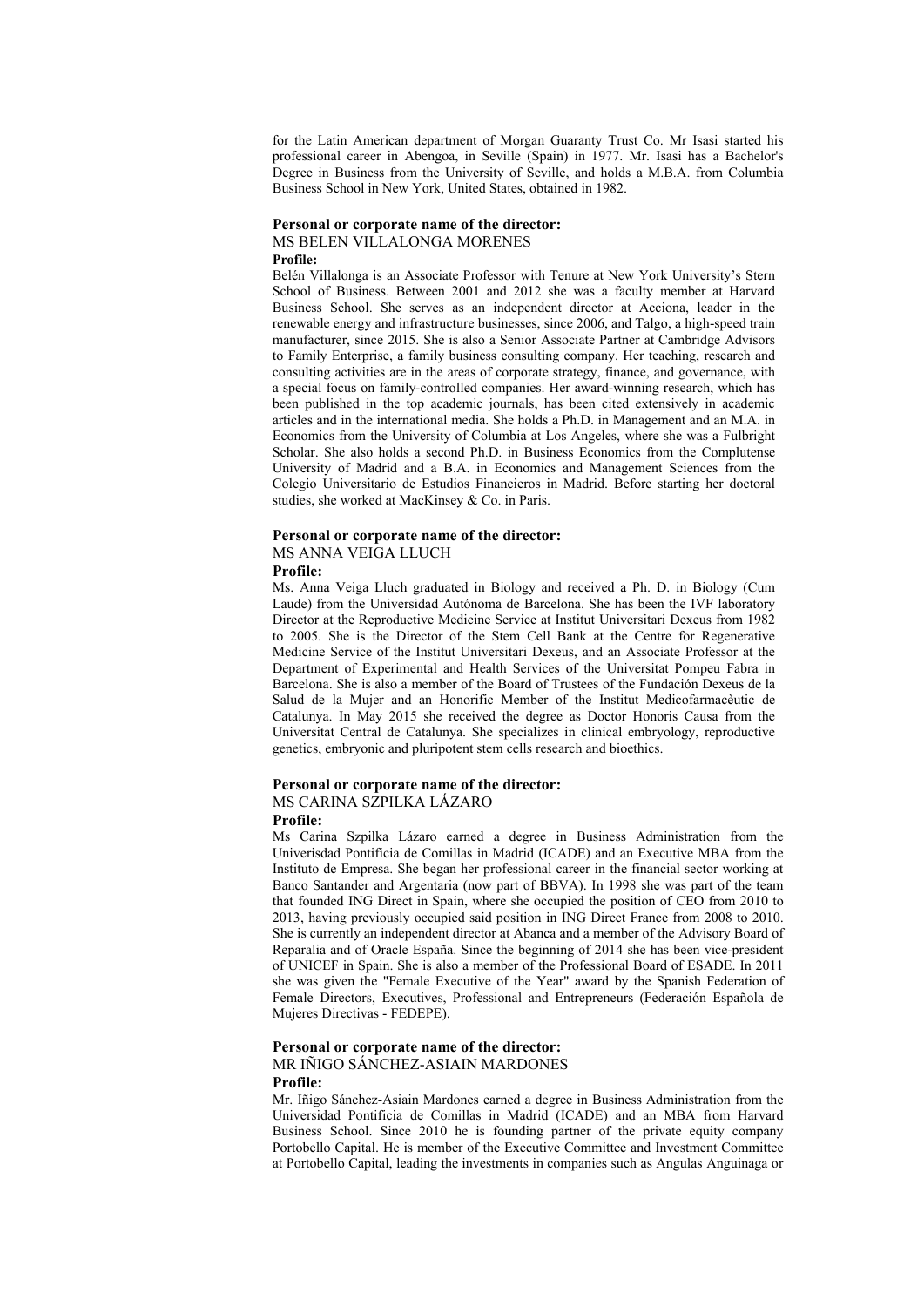for the Latin American department of Morgan Guaranty Trust Co. Mr Isasi started his professional career in Abengoa, in Seville (Spain) in 1977. Mr. Isasi has a Bachelor's Degree in Business from the University of Seville, and holds a M.B.A. from Columbia Business School in New York, United States, obtained in 1982.

**Personal or corporate name of the director:**
MS BELEN VILLALONGA MORENES
**Profile:**
Belén Villalonga is an Associate Professor with Tenure at New York University's Stern School of Business. Between 2001 and 2012 she was a faculty member at Harvard Business School. She serves as an independent director at Acciona, leader in the renewable energy and infrastructure businesses, since 2006, and Talgo, a high-speed train manufacturer, since 2015. She is also a Senior Associate Partner at Cambridge Advisors to Family Enterprise, a family business consulting company. Her teaching, research and consulting activities are in the areas of corporate strategy, finance, and governance, with a special focus on family-controlled companies. Her award-winning research, which has been published in the top academic journals, has been cited extensively in academic articles and in the international media. She holds a Ph.D. in Management and an M.A. in Economics from the University of Columbia at Los Angeles, where she was a Fulbright Scholar. She also holds a second Ph.D. in Business Economics from the Complutense University of Madrid and a B.A. in Economics and Management Sciences from the Colegio Universitario de Estudios Financieros in Madrid. Before starting her doctoral studies, she worked at MacKinsey & Co. in Paris.

**Personal or corporate name of the director:**
MS ANNA VEIGA LLUCH
**Profile:**
Ms. Anna Veiga Lluch graduated in Biology and received a Ph. D. in Biology (Cum Laude) from the Universidad Autónoma de Barcelona. She has been the IVF laboratory Director at the Reproductive Medicine Service at Institut Universitari Dexeus from 1982 to 2005. She is the Director of the Stem Cell Bank at the Centre for Regenerative Medicine Service of the Institut Universitari Dexeus, and an Associate Professor at the Department of Experimental and Health Services of the Universitat Pompeu Fabra in Barcelona. She is also a member of the Board of Trustees of the Fundación Dexeus de la Salud de la Mujer and an Honorific Member of the Institut Medicofarmacèutic de Catalunya. In May 2015 she received the degree as Doctor Honoris Causa from the Universitat Central de Catalunya. She specializes in clinical embryology, reproductive genetics, embryonic and pluripotent stem cells research and bioethics.

**Personal or corporate name of the director:**
MS CARINA SZPILKA LÁZARO
**Profile:**
Ms Carina Szpilka Lázaro earned a degree in Business Administration from the Univerisdad Pontificia de Comillas in Madrid (ICADE) and an Executive MBA from the Instituto de Empresa. She began her professional career in the financial sector working at Banco Santander and Argentaria (now part of BBVA). In 1998 she was part of the team that founded ING Direct in Spain, where she occupied the position of CEO from 2010 to 2013, having previously occupied said position in ING Direct France from 2008 to 2010. She is currently an independent director at Abanca and a member of the Advisory Board of Reparalia and of Oracle España. Since the beginning of 2014 she has been vice-president of UNICEF in Spain. She is also a member of the Professional Board of ESADE. In 2011 she was given the "Female Executive of the Year" award by the Spanish Federation of Female Directors, Executives, Professional and Entrepreneurs (Federación Española de Mujeres Directivas - FEDEPE).

**Personal or corporate name of the director:**
MR IÑIGO SÁNCHEZ-ASIAIN MARDONES
**Profile:**
Mr. Iñigo Sánchez-Asiain Mardones earned a degree in Business Administration from the Universidad Pontificia de Comillas in Madrid (ICADE) and an MBA from Harvard Business School. Since 2010 he is founding partner of the private equity company Portobello Capital. He is member of the Executive Committee and Investment Committee at Portobello Capital, leading the investments in companies such as Angulas Anguinaga or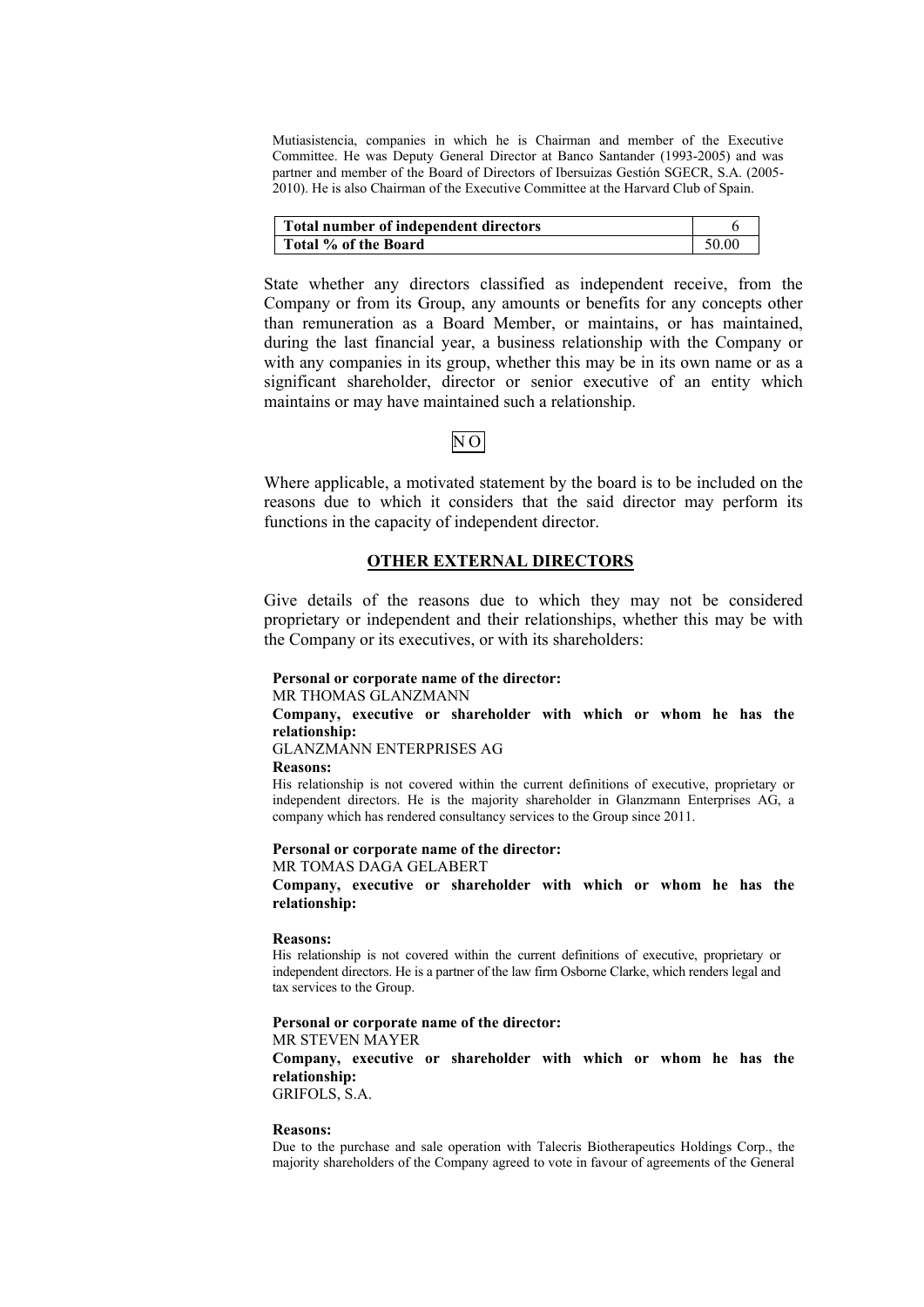Mutiasistencia, companies in which he is Chairman and member of the Executive Committee. He was Deputy General Director at Banco Santander (1993-2005) and was partner and member of the Board of Directors of Ibersuizas Gestión SGECR, S.A. (2005-2010). He is also Chairman of the Executive Committee at the Harvard Club of Spain.

| **Total number of independent directors** | 6 |
|---|---|
| **Total % of the Board** | 50.00 |

State whether any directors classified as independent receive, from the Company or from its Group, any amounts or benefits for any concepts other than remuneration as a Board Member, or maintains, or has maintained, during the last financial year, a business relationship with the Company or with any companies in its group, whether this may be in its own name or as a significant shareholder, director or senior executive of an entity which maintains or may have maintained such a relationship.

NO

Where applicable, a motivated statement by the board is to be included on the reasons due to which it considers that the said director may perform its functions in the capacity of independent director.

## OTHER EXTERNAL DIRECTORS

Give details of the reasons due to which they may not be considered proprietary or independent and their relationships, whether this may be with the Company or its executives, or with its shareholders:

**Personal or corporate name of the director:**
MR THOMAS GLANZMANN

**Company, executive or shareholder with which or whom he has the relationship:**
GLANZMANN ENTERPRISES AG

**Reasons:**
His relationship is not covered within the current definitions of executive, proprietary or independent directors. He is the majority shareholder in Glanzmann Enterprises AG, a company which has rendered consultancy services to the Group since 2011.

**Personal or corporate name of the director:**
MR TOMAS DAGA GELABERT

**Company, executive or shareholder with which or whom he has the relationship:**

**Reasons:**
His relationship is not covered within the current definitions of executive, proprietary or independent directors. He is a partner of the law firm Osborne Clarke, which renders legal and tax services to the Group.

**Personal or corporate name of the director:**
MR STEVEN MAYER

**Company, executive or shareholder with which or whom he has the relationship:**
GRIFOLS, S.A.

**Reasons:**
Due to the purchase and sale operation with Talecris Biotherapeutics Holdings Corp., the majority shareholders of the Company agreed to vote in favour of agreements of the General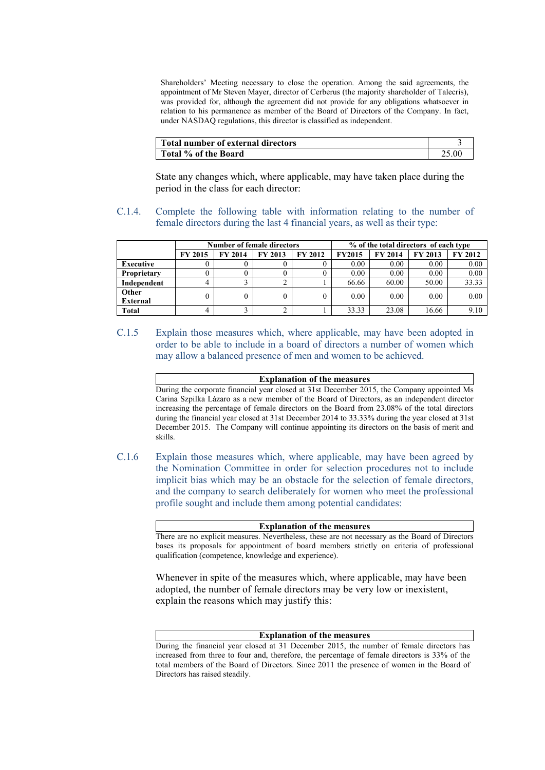Shareholders' Meeting necessary to close the operation. Among the said agreements, the appointment of Mr Steven Mayer, director of Cerberus (the majority shareholder of Talecris), was provided for, although the agreement did not provide for any obligations whatsoever in relation to his permanence as member of the Board of Directors of the Company. In fact, under NASDAQ regulations, this director is classified as independent.

| Total number of external directors | 3 |
|---|---|
| Total % of the Board | 25.00 |

State any changes which, where applicable, may have taken place during the period in the class for each director:

C.1.4. Complete the following table with information relating to the number of female directors during the last 4 financial years, as well as their type:

| | Number of female directors | | | | % of the total directors of each type | | | |
|---|---|---|---|---|---|---|---|---|
| | FY 2015 | FY 2014 | FY 2013 | FY 2012 | FY2015 | FY 2014 | FY 2013 | FY 2012 |
| **Executive** | 0 | 0 | 0 | 0 | 0.00 | 0.00 | 0.00 | 0.00 |
| **Proprietary** | 0 | 0 | 0 | 0 | 0.00 | 0.00 | 0.00 | 0.00 |
| **Independent** | 4 | 3 | 2 | 1 | 66.66 | 60.00 | 50.00 | 33.33 |
| **Other External** | 0 | 0 | 0 | 0 | 0.00 | 0.00 | 0.00 | 0.00 |
| **Total** | 4 | 3 | 2 | 1 | 33.33 | 23.08 | 16.66 | 9.10 |

C.1.5 Explain those measures which, where applicable, may have been adopted in order to be able to include in a board of directors a number of women which may allow a balanced presence of men and women to be achieved.

| Explanation of the measures |
|---|
| During the corporate financial year closed at 31st December 2015, the Company appointed Ms Carina Szpilka Lázaro as a new member of the Board of Directors, as an independent director increasing the percentage of female directors on the Board from 23.08% of the total directors during the financial year closed at 31st December 2014 to 33.33% during the year closed at 31st December 2015. The Company will continue appointing its directors on the basis of merit and skills. |

C.1.6 Explain those measures which, where applicable, may have been agreed by the Nomination Committee in order for selection procedures not to include implicit bias which may be an obstacle for the selection of female directors, and the company to search deliberately for women who meet the professional profile sought and include them among potential candidates:

| Explanation of the measures |
|---|
| There are no explicit measures. Nevertheless, these are not necessary as the Board of Directors bases its proposals for appointment of board members strictly on criteria of professional qualification (competence, knowledge and experience). |

Whenever in spite of the measures which, where applicable, may have been adopted, the number of female directors may be very low or inexistent, explain the reasons which may justify this:

| Explanation of the measures |
|---|
| During the financial year closed at 31 December 2015, the number of female directors has increased from three to four and, therefore, the percentage of female directors is 33% of the total members of the Board of Directors. Since 2011 the presence of women in the Board of Directors has raised steadily. |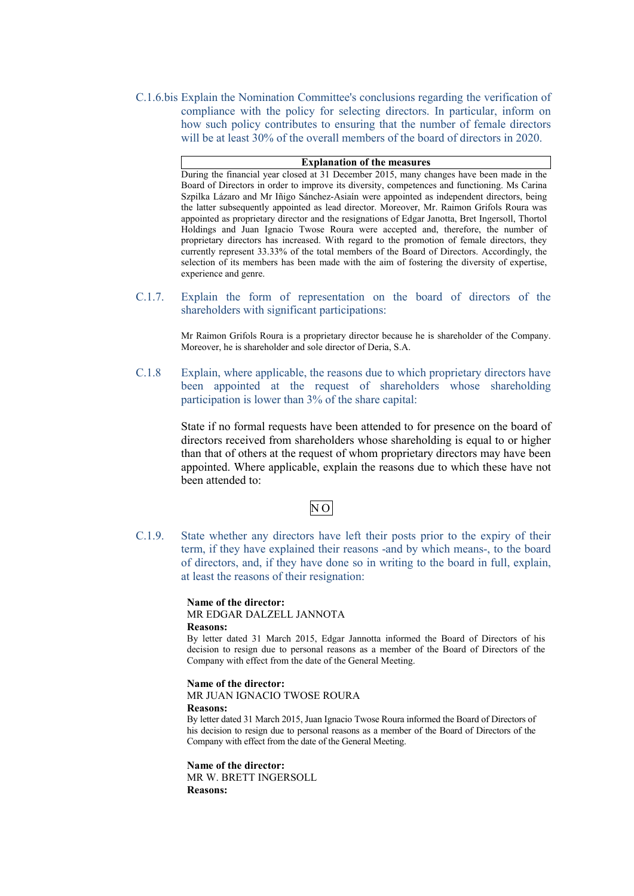C.1.6.bis Explain the Nomination Committee's conclusions regarding the verification of compliance with the policy for selecting directors. In particular, inform on how such policy contributes to ensuring that the number of female directors will be at least 30% of the overall members of the board of directors in 2020.

| Explanation of the measures |
|---|
| During the financial year closed at 31 December 2015, many changes have been made in the Board of Directors in order to improve its diversity, competences and functioning. Ms Carina Szpilka Lázaro and Mr Iñigo Sánchez-Asiaín were appointed as independent directors, being the latter subsequently appointed as lead director. Moreover, Mr. Raimon Grifols Roura was appointed as proprietary director and the resignations of Edgar Janotta, Bret Ingersoll, Thortol Holdings and Juan Ignacio Twose Roura were accepted and, therefore, the number of proprietary directors has increased. With regard to the promotion of female directors, they currently represent 33.33% of the total members of the Board of Directors. Accordingly, the selection of its members has been made with the aim of fostering the diversity of expertise, experience and genre. |

C.1.7. Explain the form of representation on the board of directors of the shareholders with significant participations:

Mr Raimon Grifols Roura is a proprietary director because he is shareholder of the Company. Moreover, he is shareholder and sole director of Deria, S.A.

C.1.8 Explain, where applicable, the reasons due to which proprietary directors have been appointed at the request of shareholders whose shareholding participation is lower than 3% of the share capital:

State if no formal requests have been attended to for presence on the board of directors received from shareholders whose shareholding is equal to or higher than that of others at the request of whom proprietary directors may have been appointed. Where applicable, explain the reasons due to which these have not been attended to:

NO

C.1.9. State whether any directors have left their posts prior to the expiry of their term, if they have explained their reasons -and by which means-, to the board of directors, and, if they have done so in writing to the board in full, explain, at least the reasons of their resignation:

**Name of the director:**
MR EDGAR DALZELL JANNOTA
**Reasons:**
By letter dated 31 March 2015, Edgar Jannotta informed the Board of Directors of his decision to resign due to personal reasons as a member of the Board of Directors of the Company with effect from the date of the General Meeting.

**Name of the director:**
MR JUAN IGNACIO TWOSE ROURA
**Reasons:**
By letter dated 31 March 2015, Juan Ignacio Twose Roura informed the Board of Directors of his decision to resign due to personal reasons as a member of the Board of Directors of the Company with effect from the date of the General Meeting.

**Name of the director:**
MR W. BRETT INGERSOLL
**Reasons:**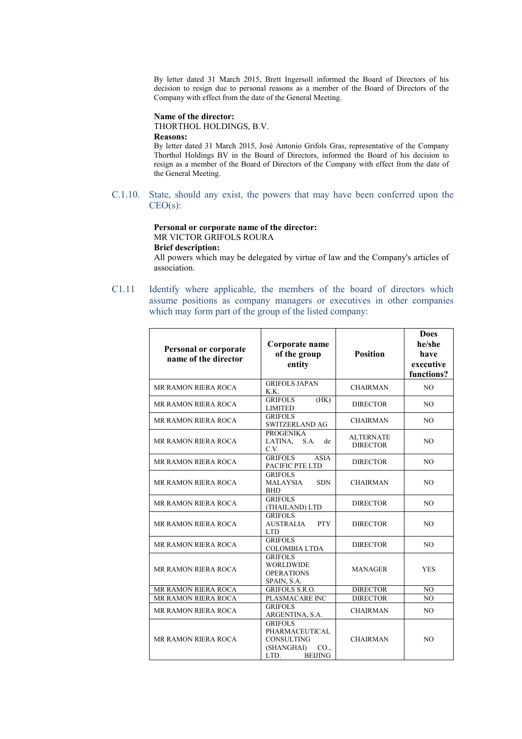By letter dated 31 March 2015, Brett Ingersoll informed the Board of Directors of his decision to resign due to personal reasons as a member of the Board of Directors of the Company with effect from the date of the General Meeting.

**Name of the director:**
THORTHOL HOLDINGS, B.V.
**Reasons:**
By letter dated 31 March 2015, José Antonio Grifols Gras, representative of the Company Thorthol Holdings BV in the Board of Directors, informed the Board of his decision to resign as a member of the Board of Directors of the Company with effect from the date of the General Meeting.

## C.1.10. State, should any exist, the powers that may have been conferred upon the CEO(s):

**Personal or corporate name of the director:**
MR VICTOR GRIFOLS ROURA
**Brief description:**
All powers which may be delegated by virtue of law and the Company's articles of association.

## C1.11 Identify where applicable, the members of the board of directors which assume positions as company managers or executives in other companies which may form part of the group of the listed company:

| Personal or corporate name of the director | Corporate name of the group entity | Position | Does he/she have executive functions? |
|---|---|---|---|
| MR RAMON RIERA ROCA | GRIFOLS JAPAN K.K. | CHAIRMAN | NO |
| MR RAMON RIERA ROCA | GRIFOLS (HK) LIMITED | DIRECTOR | NO |
| MR RAMON RIERA ROCA | GRIFOLS SWITZERLAND AG | CHAIRMAN | NO |
| MR RAMON RIERA ROCA | PROGENIKA LATINA, S.A. de C.V. | ALTERNATE DIRECTOR | NO |
| MR RAMON RIERA ROCA | GRIFOLS ASIA PACIFIC PTE LTD | DIRECTOR | NO |
| MR RAMON RIERA ROCA | GRIFOLS MALAYSIA SDN BHD | CHAIRMAN | NO |
| MR RAMON RIERA ROCA | GRIFOLS (THAILAND) LTD | DIRECTOR | NO |
| MR RAMON RIERA ROCA | GRIFOLS AUSTRALIA PTY LTD | DIRECTOR | NO |
| MR RAMON RIERA ROCA | GRIFOLS COLOMBIA LTDA | DIRECTOR | NO |
| MR RAMON RIERA ROCA | GRIFOLS WORLDWIDE OPERATIONS SPAIN, S.A. | MANAGER | YES |
| MR RAMON RIERA ROCA | GRIFOLS S.R.O. | DIRECTOR | NO |
| MR RAMON RIERA ROCA | PLASMACARE INC | DIRECTOR | NO |
| MR RAMON RIERA ROCA | GRIFOLS ARGENTINA, S.A. | CHAIRMAN | NO |
| MR RAMON RIERA ROCA | GRIFOLS PHARMACEUTICAL CONSULTING (SHANGHAI) CO., LTD. BEIJING | CHAIRMAN | NO |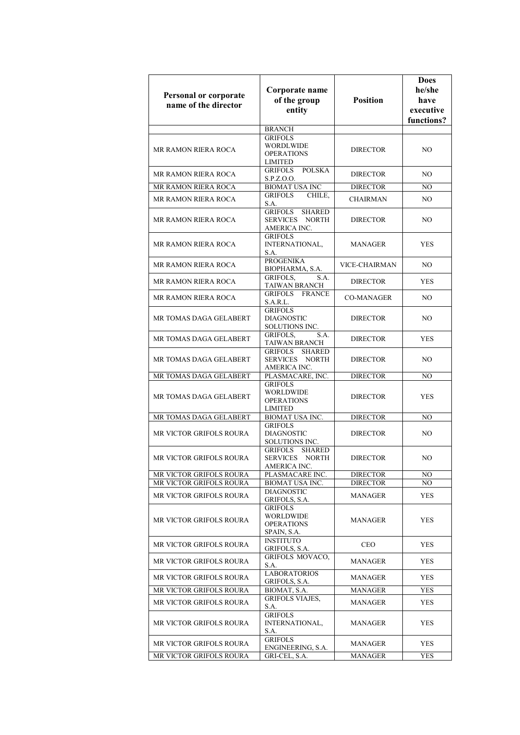| Personal or corporate name of the director | Corporate name of the group entity | Position | Does he/she have executive functions? |
|---|---|---|---|
| | BRANCH | | |
| MR RAMON RIERA ROCA | GRIFOLS WORDLWIDE OPERATIONS LIMITED | DIRECTOR | NO |
| MR RAMON RIERA ROCA | GRIFOLS POLSKA S.P.Z.O.O. | DIRECTOR | NO |
| MR RAMON RIERA ROCA | BIOMAT USA INC | DIRECTOR | NO |
| MR RAMON RIERA ROCA | GRIFOLS CHILE, S.A. | CHAIRMAN | NO |
| MR RAMON RIERA ROCA | GRIFOLS SHARED SERVICES NORTH AMERICA INC. | DIRECTOR | NO |
| MR RAMON RIERA ROCA | GRIFOLS INTERNATIONAL, S.A. | MANAGER | YES |
| MR RAMON RIERA ROCA | PROGENIKA BIOPHARMA, S.A. | VICE-CHAIRMAN | NO |
| MR RAMON RIERA ROCA | GRIFOLS, S.A. TAIWAN BRANCH | DIRECTOR | YES |
| MR RAMON RIERA ROCA | GRIFOLS FRANCE S.A.R.L. | CO-MANAGER | NO |
| MR TOMAS DAGA GELABERT | GRIFOLS DIAGNOSTIC SOLUTIONS INC. | DIRECTOR | NO |
| MR TOMAS DAGA GELABERT | GRIFOLS, S.A. TAIWAN BRANCH | DIRECTOR | YES |
| MR TOMAS DAGA GELABERT | GRIFOLS SHARED SERVICES NORTH AMERICA INC. | DIRECTOR | NO |
| MR TOMAS DAGA GELABERT | PLASMACARE, INC. | DIRECTOR | NO |
| MR TOMAS DAGA GELABERT | GRIFOLS WORLDWIDE OPERATIONS LIMITED | DIRECTOR | YES |
| MR TOMAS DAGA GELABERT | BIOMAT USA INC. | DIRECTOR | NO |
| MR VICTOR GRIFOLS ROURA | GRIFOLS DIAGNOSTIC SOLUTIONS INC. | DIRECTOR | NO |
| MR VICTOR GRIFOLS ROURA | GRIFOLS SHARED SERVICES NORTH AMERICA INC. | DIRECTOR | NO |
| MR VICTOR GRIFOLS ROURA | PLASMACARE INC. | DIRECTOR | NO |
| MR VICTOR GRIFOLS ROURA | BIOMAT USA INC. | DIRECTOR | NO |
| MR VICTOR GRIFOLS ROURA | DIAGNOSTIC GRIFOLS, S.A. | MANAGER | YES |
| MR VICTOR GRIFOLS ROURA | GRIFOLS WORLDWIDE OPERATIONS SPAIN, S.A. | MANAGER | YES |
| MR VICTOR GRIFOLS ROURA | INSTITUTO GRIFOLS, S.A. | CEO | YES |
| MR VICTOR GRIFOLS ROURA | GRIFOLS MOVACO, S.A. | MANAGER | YES |
| MR VICTOR GRIFOLS ROURA | LABORATORIOS GRIFOLS, S.A. | MANAGER | YES |
| MR VICTOR GRIFOLS ROURA | BIOMAT, S.A. | MANAGER | YES |
| MR VICTOR GRIFOLS ROURA | GRIFOLS VIAJES, S.A. | MANAGER | YES |
| MR VICTOR GRIFOLS ROURA | GRIFOLS INTERNATIONAL, S.A. | MANAGER | YES |
| MR VICTOR GRIFOLS ROURA | GRIFOLS ENGINEERING, S.A. | MANAGER | YES |
| MR VICTOR GRIFOLS ROURA | GRI-CEL, S.A. | MANAGER | YES |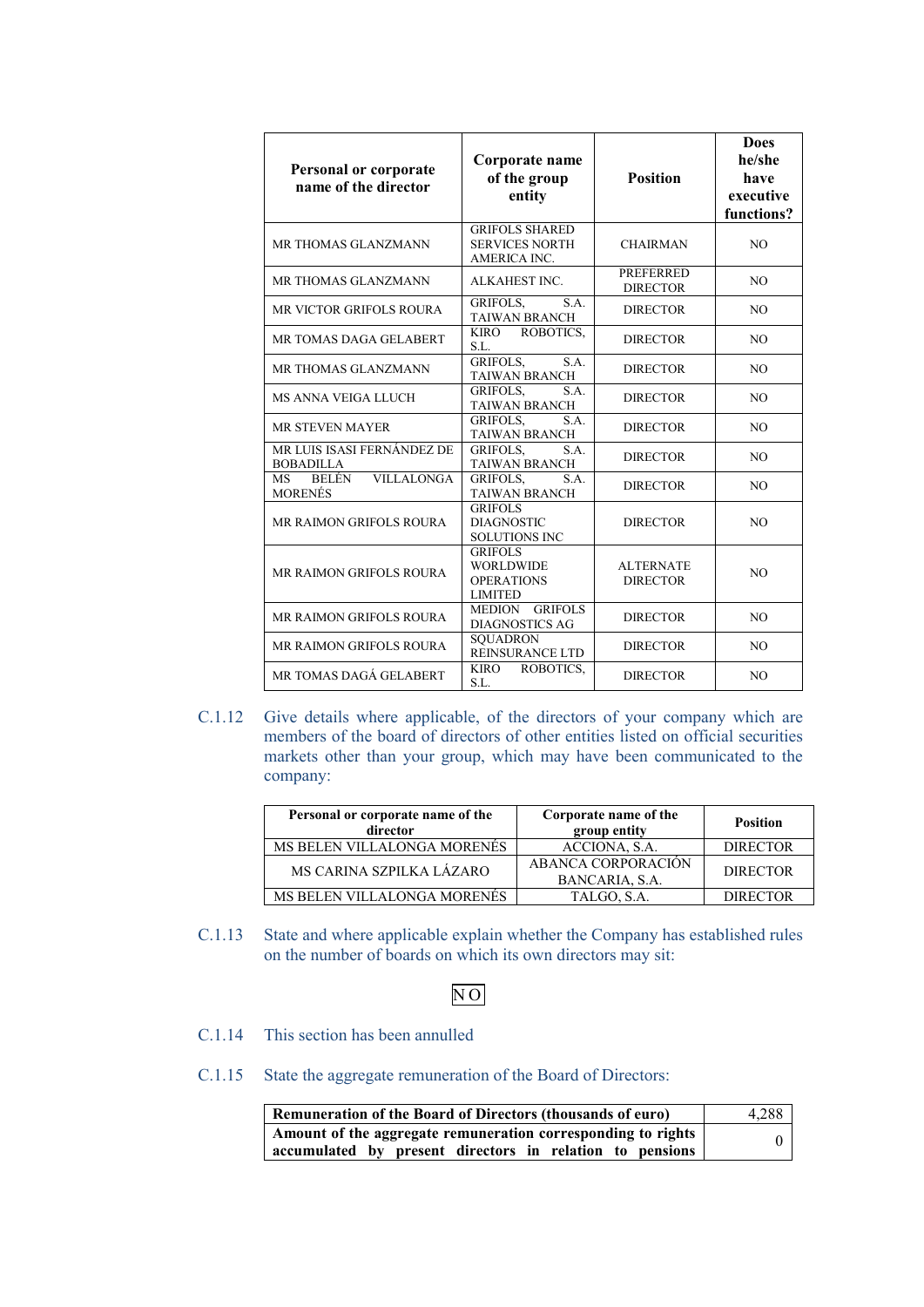| Personal or corporate name of the director | Corporate name of the group entity | Position | Does he/she have executive functions? |
|---|---|---|---|
| MR THOMAS GLANZMANN | GRIFOLS SHARED SERVICES NORTH AMERICA INC. | CHAIRMAN | NO |
| MR THOMAS GLANZMANN | ALKAHEST INC. | PREFERRED DIRECTOR | NO |
| MR VICTOR GRIFOLS ROURA | GRIFOLS, S.A. TAIWAN BRANCH | DIRECTOR | NO |
| MR TOMAS DAGA GELABERT | KIRO ROBOTICS, S.L. | DIRECTOR | NO |
| MR THOMAS GLANZMANN | GRIFOLS, S.A. TAIWAN BRANCH | DIRECTOR | NO |
| MS ANNA VEIGA LLUCH | GRIFOLS, S.A. TAIWAN BRANCH | DIRECTOR | NO |
| MR STEVEN MAYER | GRIFOLS, S.A. TAIWAN BRANCH | DIRECTOR | NO |
| MR LUIS ISASI FERNÁNDEZ DE BOBADILLA | GRIFOLS, S.A. TAIWAN BRANCH | DIRECTOR | NO |
| MS BELÉN VILLALONGA MORENÉS | GRIFOLS, S.A. TAIWAN BRANCH | DIRECTOR | NO |
| MR RAIMON GRIFOLS ROURA | GRIFOLS DIAGNOSTIC SOLUTIONS INC | DIRECTOR | NO |
| MR RAIMON GRIFOLS ROURA | GRIFOLS WORLDWIDE OPERATIONS LIMITED | ALTERNATE DIRECTOR | NO |
| MR RAIMON GRIFOLS ROURA | MEDION GRIFOLS DIAGNOSTICS AG | DIRECTOR | NO |
| MR RAIMON GRIFOLS ROURA | SQUADRON REINSURANCE LTD | DIRECTOR | NO |
| MR TOMAS DAGÁ GELABERT | KIRO ROBOTICS, S.L. | DIRECTOR | NO |

C.1.12 Give details where applicable, of the directors of your company which are members of the board of directors of other entities listed on official securities markets other than your group, which may have been communicated to the company:

| Personal or corporate name of the director | Corporate name of the group entity | Position |
|---|---|---|
| MS BELEN VILLALONGA MORENÉS | ACCIONA, S.A. | DIRECTOR |
| MS CARINA SZPILKA LÁZARO | ABANCA CORPORACIÓN BANCARIA, S.A. | DIRECTOR |
| MS BELEN VILLALONGA MORENÉS | TALGO, S.A. | DIRECTOR |

C.1.13 State and where applicable explain whether the Company has established rules on the number of boards on which its own directors may sit:

NO

C.1.14 This section has been annulled

C.1.15 State the aggregate remuneration of the Board of Directors:

| | |
|---|---|
| **Remuneration of the Board of Directors (thousands of euro)** | 4,288 |
| **Amount of the aggregate remuneration corresponding to rights accumulated by present directors in relation to pensions** | 0 |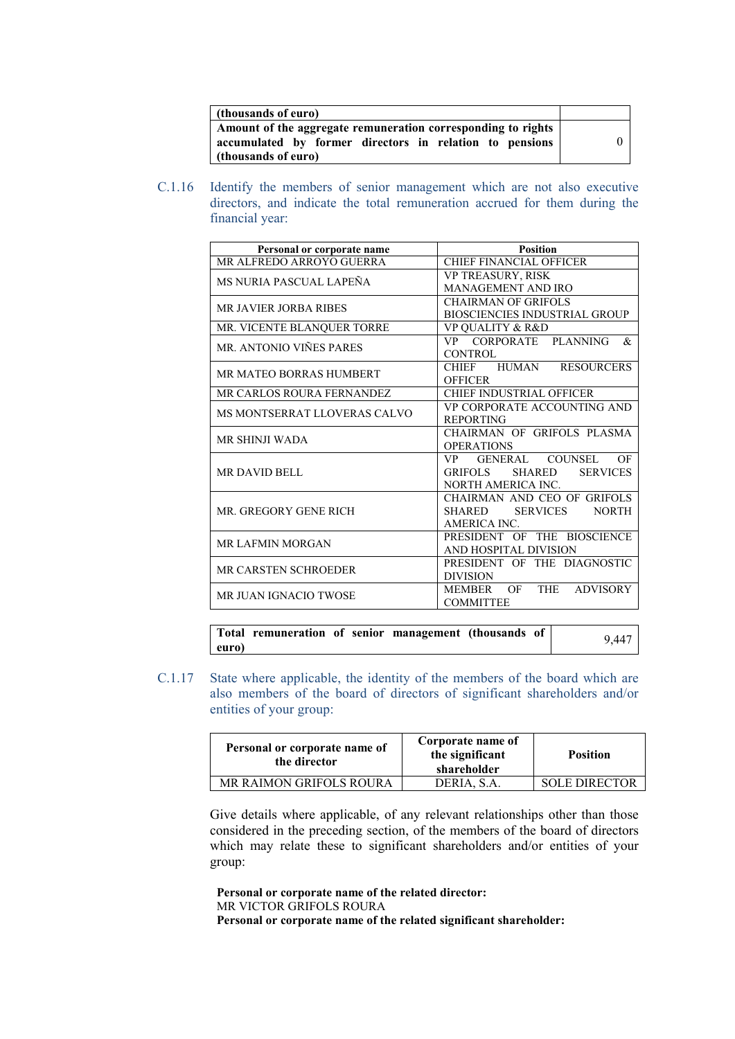| (thousands of euro) | |
|---|---|
| Amount of the aggregate remuneration corresponding to rights accumulated by former directors in relation to pensions (thousands of euro) | 0 |

C.1.16 Identify the members of senior management which are not also executive directors, and indicate the total remuneration accrued for them during the financial year:

| Personal or corporate name | Position |
|---|---|
| MR ALFREDO ARROYO GUERRA | CHIEF FINANCIAL OFFICER |
| MS NURIA PASCUAL LAPEÑA | VP TREASURY, RISK MANAGEMENT AND IRO |
| MR JAVIER JORBA RIBES | CHAIRMAN OF GRIFOLS BIOSCIENCIES INDUSTRIAL GROUP |
| MR. VICENTE BLANQUER TORRE | VP QUALITY & R&D |
| MR. ANTONIO VIÑES PARES | VP CORPORATE PLANNING & CONTROL |
| MR MATEO BORRAS HUMBERT | CHIEF HUMAN RESOURCERS OFFICER |
| MR CARLOS ROURA FERNANDEZ | CHIEF INDUSTRIAL OFFICER |
| MS MONTSERRAT LLOVERAS CALVO | VP CORPORATE ACCOUNTING AND REPORTING |
| MR SHINJI WADA | CHAIRMAN OF GRIFOLS PLASMA OPERATIONS |
| MR DAVID BELL | VP GENERAL COUNSEL OF GRIFOLS SHARED SERVICES NORTH AMERICA INC. |
| MR. GREGORY GENE RICH | CHAIRMAN AND CEO OF GRIFOLS SHARED SERVICES NORTH AMERICA INC. |
| MR LAFMIN MORGAN | PRESIDENT OF THE BIOSCIENCE AND HOSPITAL DIVISION |
| MR CARSTEN SCHROEDER | PRESIDENT OF THE DIAGNOSTIC DIVISION |
| MR JUAN IGNACIO TWOSE | MEMBER OF THE ADVISORY COMMITTEE |

| Total remuneration of senior management (thousands of euro) | 9,447 |
|---|---|

C.1.17 State where applicable, the identity of the members of the board which are also members of the board of directors of significant shareholders and/or entities of your group:

| Personal or corporate name of the director | Corporate name of the significant shareholder | Position |
|---|---|---|
| MR RAIMON GRIFOLS ROURA | DERIA, S.A. | SOLE DIRECTOR |

Give details where applicable, of any relevant relationships other than those considered in the preceding section, of the members of the board of directors which may relate these to significant shareholders and/or entities of your group:

**Personal or corporate name of the related director:**
MR VICTOR GRIFOLS ROURA
**Personal or corporate name of the related significant shareholder:**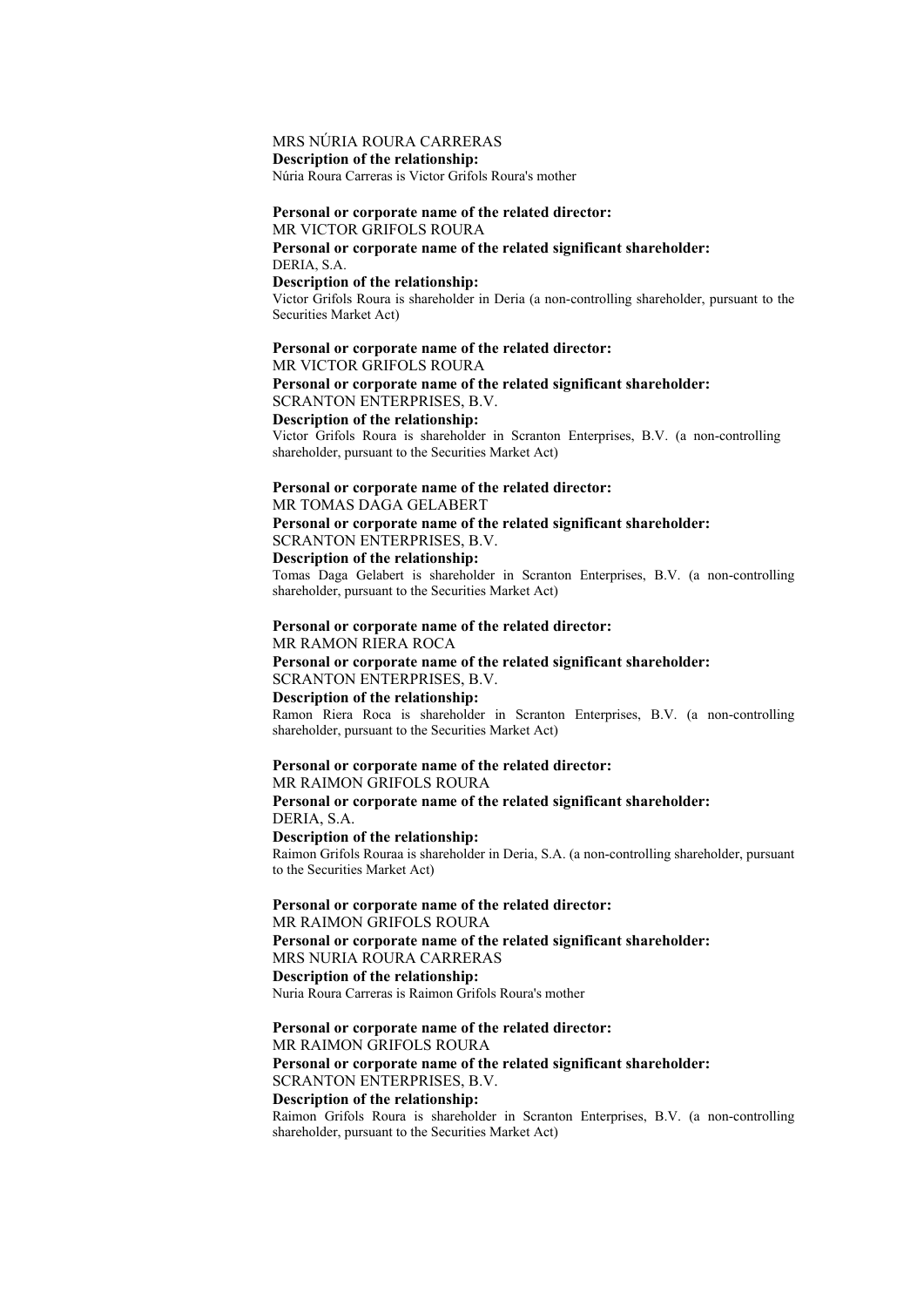MRS NÚRIA ROURA CARRERAS

**Description of the relationship:**

Núria Roura Carreras is Victor Grifols Roura's mother

**Personal or corporate name of the related director:**

MR VICTOR GRIFOLS ROURA

**Personal or corporate name of the related significant shareholder:**

DERIA, S.A.

**Description of the relationship:**

Victor Grifols Roura is shareholder in Deria (a non-controlling shareholder, pursuant to the Securities Market Act)

**Personal or corporate name of the related director:**

MR VICTOR GRIFOLS ROURA

**Personal or corporate name of the related significant shareholder:**

SCRANTON ENTERPRISES, B.V.

**Description of the relationship:**

Victor Grifols Roura is shareholder in Scranton Enterprises, B.V. (a non-controlling shareholder, pursuant to the Securities Market Act)

**Personal or corporate name of the related director:**

MR TOMAS DAGA GELABERT

**Personal or corporate name of the related significant shareholder:**

SCRANTON ENTERPRISES, B.V.

**Description of the relationship:**

Tomas Daga Gelabert is shareholder in Scranton Enterprises, B.V. (a non-controlling shareholder, pursuant to the Securities Market Act)

**Personal or corporate name of the related director:**

MR RAMON RIERA ROCA

**Personal or corporate name of the related significant shareholder:**

SCRANTON ENTERPRISES, B.V.

**Description of the relationship:**

Ramon Riera Roca is shareholder in Scranton Enterprises, B.V. (a non-controlling shareholder, pursuant to the Securities Market Act)

**Personal or corporate name of the related director:**

MR RAIMON GRIFOLS ROURA

**Personal or corporate name of the related significant shareholder:**

DERIA, S.A.

**Description of the relationship:**

Raimon Grifols Rouraa is shareholder in Deria, S.A. (a non-controlling shareholder, pursuant to the Securities Market Act)

**Personal or corporate name of the related director:**

MR RAIMON GRIFOLS ROURA

**Personal or corporate name of the related significant shareholder:**

MRS NURIA ROURA CARRERAS

**Description of the relationship:**

Nuria Roura Carreras is Raimon Grifols Roura's mother

**Personal or corporate name of the related director:**

MR RAIMON GRIFOLS ROURA

**Personal or corporate name of the related significant shareholder:**

SCRANTON ENTERPRISES, B.V.

**Description of the relationship:**

Raimon Grifols Roura is shareholder in Scranton Enterprises, B.V. (a non-controlling shareholder, pursuant to the Securities Market Act)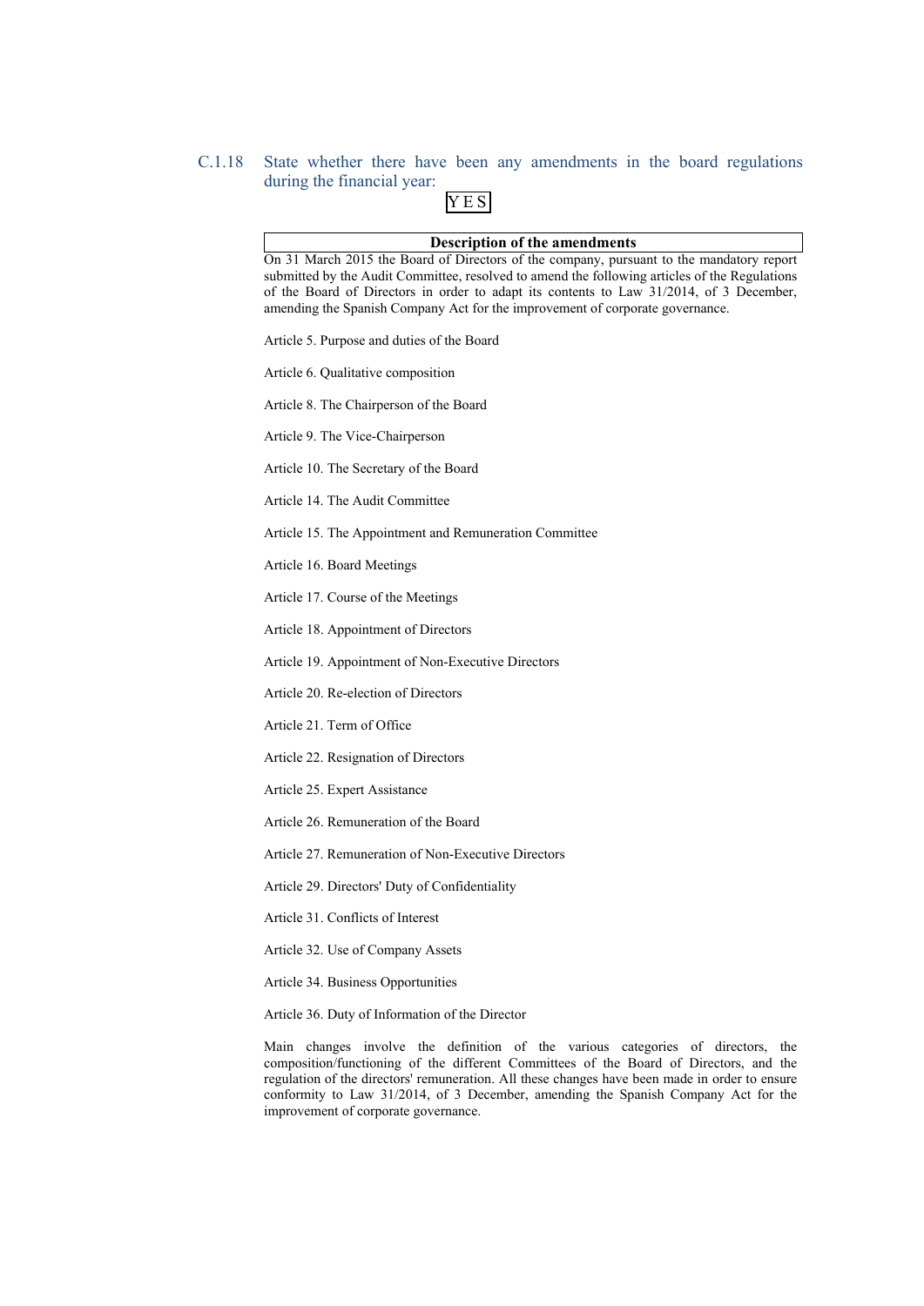C.1.18 State whether there have been any amendments in the board regulations during the financial year:

YES

| Description of the amendments |
| --- |

On 31 March 2015 the Board of Directors of the company, pursuant to the mandatory report submitted by the Audit Committee, resolved to amend the following articles of the Regulations of the Board of Directors in order to adapt its contents to Law 31/2014, of 3 December, amending the Spanish Company Act for the improvement of corporate governance.

Article 5. Purpose and duties of the Board

Article 6. Qualitative composition

Article 8. The Chairperson of the Board

Article 9. The Vice-Chairperson

Article 10. The Secretary of the Board

Article 14. The Audit Committee

Article 15. The Appointment and Remuneration Committee

Article 16. Board Meetings

Article 17. Course of the Meetings

Article 18. Appointment of Directors

Article 19. Appointment of Non-Executive Directors

Article 20. Re-election of Directors

Article 21. Term of Office

Article 22. Resignation of Directors

Article 25. Expert Assistance

Article 26. Remuneration of the Board

Article 27. Remuneration of Non-Executive Directors

Article 29. Directors' Duty of Confidentiality

Article 31. Conflicts of Interest

Article 32. Use of Company Assets

Article 34. Business Opportunities

Article 36. Duty of Information of the Director

Main changes involve the definition of the various categories of directors, the composition/functioning of the different Committees of the Board of Directors, and the regulation of the directors' remuneration. All these changes have been made in order to ensure conformity to Law 31/2014, of 3 December, amending the Spanish Company Act for the improvement of corporate governance.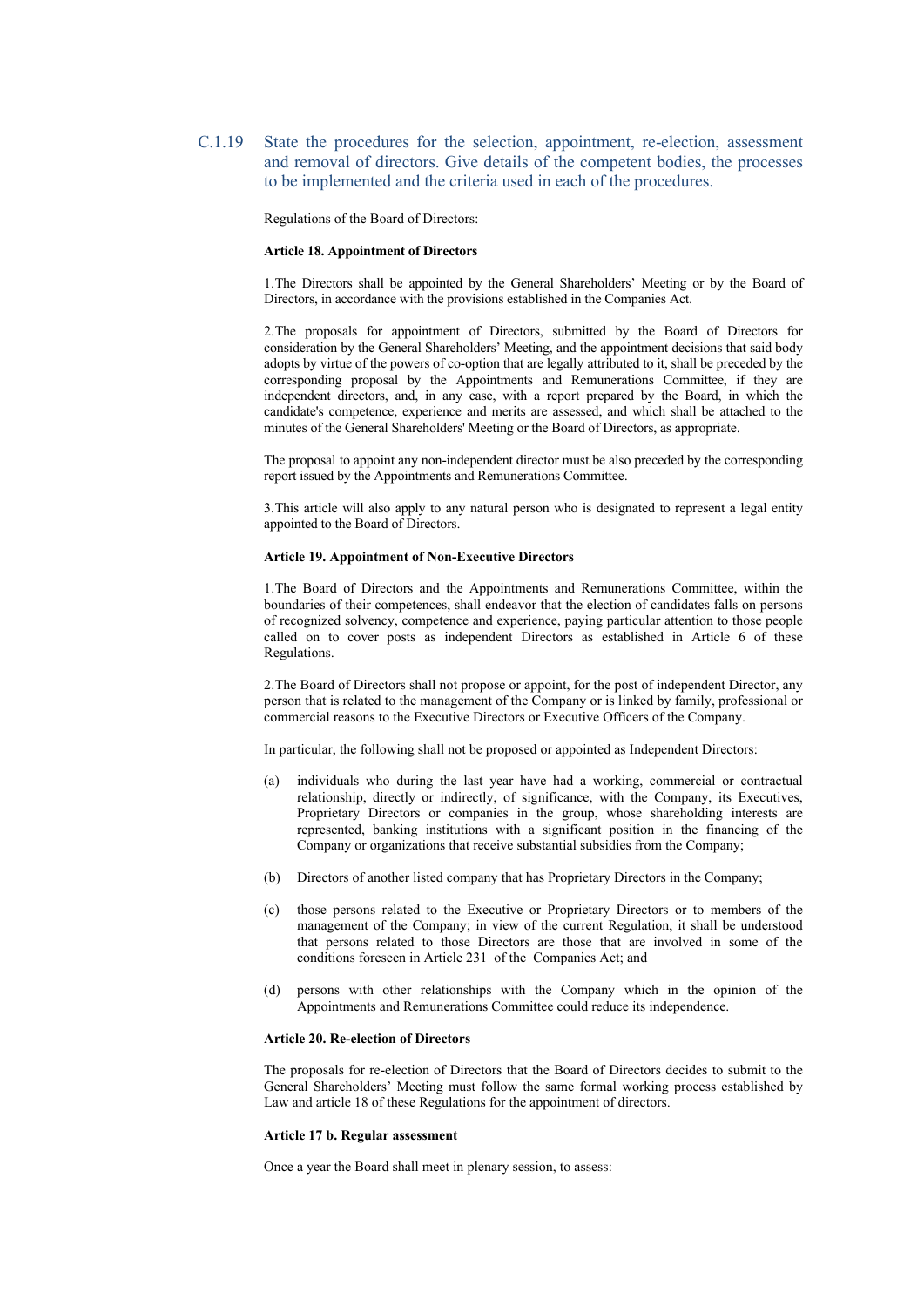C.1.19 State the procedures for the selection, appointment, re-election, assessment and removal of directors. Give details of the competent bodies, the processes to be implemented and the criteria used in each of the procedures.

Regulations of the Board of Directors:

**Article 18. Appointment of Directors**

1.The Directors shall be appointed by the General Shareholders' Meeting or by the Board of Directors, in accordance with the provisions established in the Companies Act.

2.The proposals for appointment of Directors, submitted by the Board of Directors for consideration by the General Shareholders' Meeting, and the appointment decisions that said body adopts by virtue of the powers of co-option that are legally attributed to it, shall be preceded by the corresponding proposal by the Appointments and Remunerations Committee, if they are independent directors, and, in any case, with a report prepared by the Board, in which the candidate's competence, experience and merits are assessed, and which shall be attached to the minutes of the General Shareholders' Meeting or the Board of Directors, as appropriate.

The proposal to appoint any non-independent director must be also preceded by the corresponding report issued by the Appointments and Remunerations Committee.

3.This article will also apply to any natural person who is designated to represent a legal entity appointed to the Board of Directors.

**Article 19. Appointment of Non-Executive Directors**

1.The Board of Directors and the Appointments and Remunerations Committee, within the boundaries of their competences, shall endeavor that the election of candidates falls on persons of recognized solvency, competence and experience, paying particular attention to those people called on to cover posts as independent Directors as established in Article 6 of these Regulations.

2.The Board of Directors shall not propose or appoint, for the post of independent Director, any person that is related to the management of the Company or is linked by family, professional or commercial reasons to the Executive Directors or Executive Officers of the Company.

In particular, the following shall not be proposed or appointed as Independent Directors:

(a) individuals who during the last year have had a working, commercial or contractual relationship, directly or indirectly, of significance, with the Company, its Executives, Proprietary Directors or companies in the group, whose shareholding interests are represented, banking institutions with a significant position in the financing of the Company or organizations that receive substantial subsidies from the Company;

(b) Directors of another listed company that has Proprietary Directors in the Company;

(c) those persons related to the Executive or Proprietary Directors or to members of the management of the Company; in view of the current Regulation, it shall be understood that persons related to those Directors are those that are involved in some of the conditions foreseen in Article 231 of the Companies Act; and

(d) persons with other relationships with the Company which in the opinion of the Appointments and Remunerations Committee could reduce its independence.

**Article 20. Re-election of Directors**

The proposals for re-election of Directors that the Board of Directors decides to submit to the General Shareholders' Meeting must follow the same formal working process established by Law and article 18 of these Regulations for the appointment of directors.

**Article 17 b. Regular assessment**

Once a year the Board shall meet in plenary session, to assess: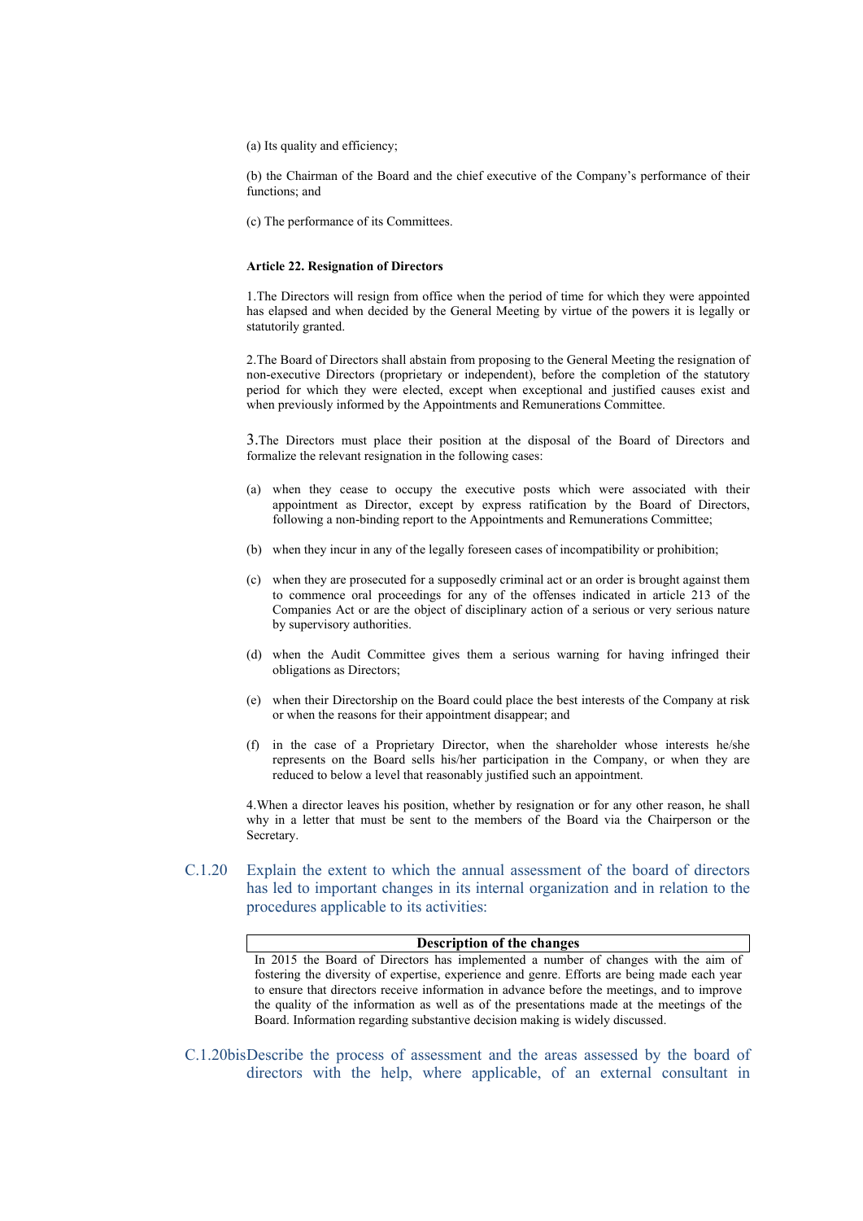(a) Its quality and efficiency;

(b) the Chairman of the Board and the chief executive of the Company's performance of their functions; and

(c) The performance of its Committees.

**Article 22. Resignation of Directors**

1.The Directors will resign from office when the period of time for which they were appointed has elapsed and when decided by the General Meeting by virtue of the powers it is legally or statutorily granted.

2.The Board of Directors shall abstain from proposing to the General Meeting the resignation of non-executive Directors (proprietary or independent), before the completion of the statutory period for which they were elected, except when exceptional and justified causes exist and when previously informed by the Appointments and Remunerations Committee.

3.The Directors must place their position at the disposal of the Board of Directors and formalize the relevant resignation in the following cases:

(a) when they cease to occupy the executive posts which were associated with their appointment as Director, except by express ratification by the Board of Directors, following a non-binding report to the Appointments and Remunerations Committee;

(b) when they incur in any of the legally foreseen cases of incompatibility or prohibition;

(c) when they are prosecuted for a supposedly criminal act or an order is brought against them to commence oral proceedings for any of the offenses indicated in article 213 of the Companies Act or are the object of disciplinary action of a serious or very serious nature by supervisory authorities.

(d) when the Audit Committee gives them a serious warning for having infringed their obligations as Directors;

(e) when their Directorship on the Board could place the best interests of the Company at risk or when the reasons for their appointment disappear; and

(f) in the case of a Proprietary Director, when the shareholder whose interests he/she represents on the Board sells his/her participation in the Company, or when they are reduced to below a level that reasonably justified such an appointment.

4.When a director leaves his position, whether by resignation or for any other reason, he shall why in a letter that must be sent to the members of the Board via the Chairperson or the Secretary.

## C.1.20 Explain the extent to which the annual assessment of the board of directors has led to important changes in its internal organization and in relation to the procedures applicable to its activities:

| Description of the changes |
|---|
| In 2015 the Board of Directors has implemented a number of changes with the aim of fostering the diversity of expertise, experience and genre. Efforts are being made each year to ensure that directors receive information in advance before the meetings, and to improve the quality of the information as well as of the presentations made at the meetings of the Board. Information regarding substantive decision making is widely discussed. |

## C.1.20bis Describe the process of assessment and the areas assessed by the board of directors with the help, where applicable, of an external consultant in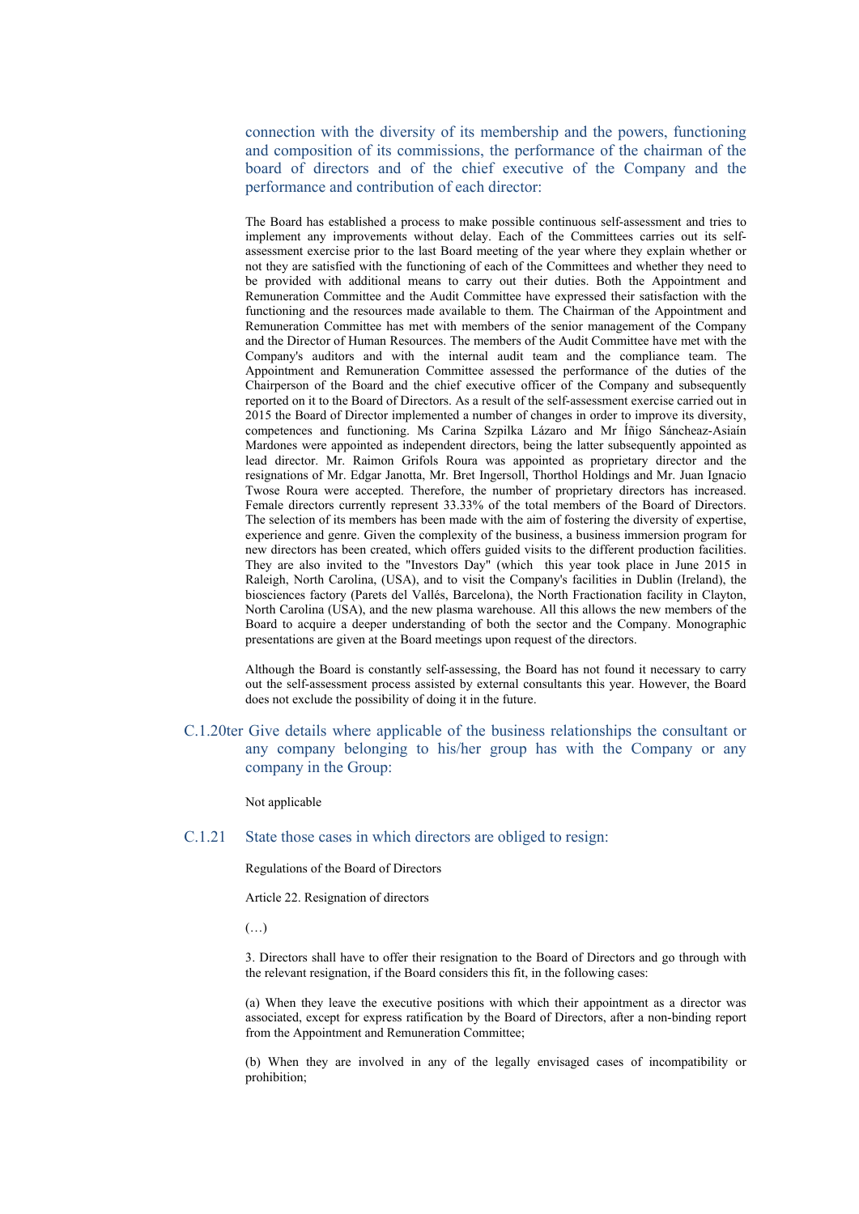connection with the diversity of its membership and the powers, functioning and composition of its commissions, the performance of the chairman of the board of directors and of the chief executive of the Company and the performance and contribution of each director:

The Board has established a process to make possible continuous self-assessment and tries to implement any improvements without delay. Each of the Committees carries out its self-assessment exercise prior to the last Board meeting of the year where they explain whether or not they are satisfied with the functioning of each of the Committees and whether they need to be provided with additional means to carry out their duties. Both the Appointment and Remuneration Committee and the Audit Committee have expressed their satisfaction with the functioning and the resources made available to them. The Chairman of the Appointment and Remuneration Committee has met with members of the senior management of the Company and the Director of Human Resources. The members of the Audit Committee have met with the Company's auditors and with the internal audit team and the compliance team. The Appointment and Remuneration Committee assessed the performance of the duties of the Chairperson of the Board and the chief executive officer of the Company and subsequently reported on it to the Board of Directors. As a result of the self-assessment exercise carried out in 2015 the Board of Director implemented a number of changes in order to improve its diversity, competences and functioning. Ms Carina Szpilka Lázaro and Mr Íñigo Sáncheaz-Asiaín Mardones were appointed as independent directors, being the latter subsequently appointed as lead director. Mr. Raimon Grifols Roura was appointed as proprietary director and the resignations of Mr. Edgar Janotta, Mr. Bret Ingersoll, Thorthol Holdings and Mr. Juan Ignacio Twose Roura were accepted. Therefore, the number of proprietary directors has increased. Female directors currently represent 33.33% of the total members of the Board of Directors. The selection of its members has been made with the aim of fostering the diversity of expertise, experience and genre. Given the complexity of the business, a business immersion program for new directors has been created, which offers guided visits to the different production facilities. They are also invited to the "Investors Day" (which this year took place in June 2015 in Raleigh, North Carolina, (USA), and to visit the Company's facilities in Dublin (Ireland), the biosciences factory (Parets del Vallés, Barcelona), the North Fractionation facility in Clayton, North Carolina (USA), and the new plasma warehouse. All this allows the new members of the Board to acquire a deeper understanding of both the sector and the Company. Monographic presentations are given at the Board meetings upon request of the directors.

Although the Board is constantly self-assessing, the Board has not found it necessary to carry out the self-assessment process assisted by external consultants this year. However, the Board does not exclude the possibility of doing it in the future.

## C.1.20ter Give details where applicable of the business relationships the consultant or any company belonging to his/her group has with the Company or any company in the Group:

Not applicable

## C.1.21 State those cases in which directors are obliged to resign:

Regulations of the Board of Directors

Article 22. Resignation of directors

(…)

3. Directors shall have to offer their resignation to the Board of Directors and go through with the relevant resignation, if the Board considers this fit, in the following cases:

(a) When they leave the executive positions with which their appointment as a director was associated, except for express ratification by the Board of Directors, after a non-binding report from the Appointment and Remuneration Committee;

(b) When they are involved in any of the legally envisaged cases of incompatibility or prohibition;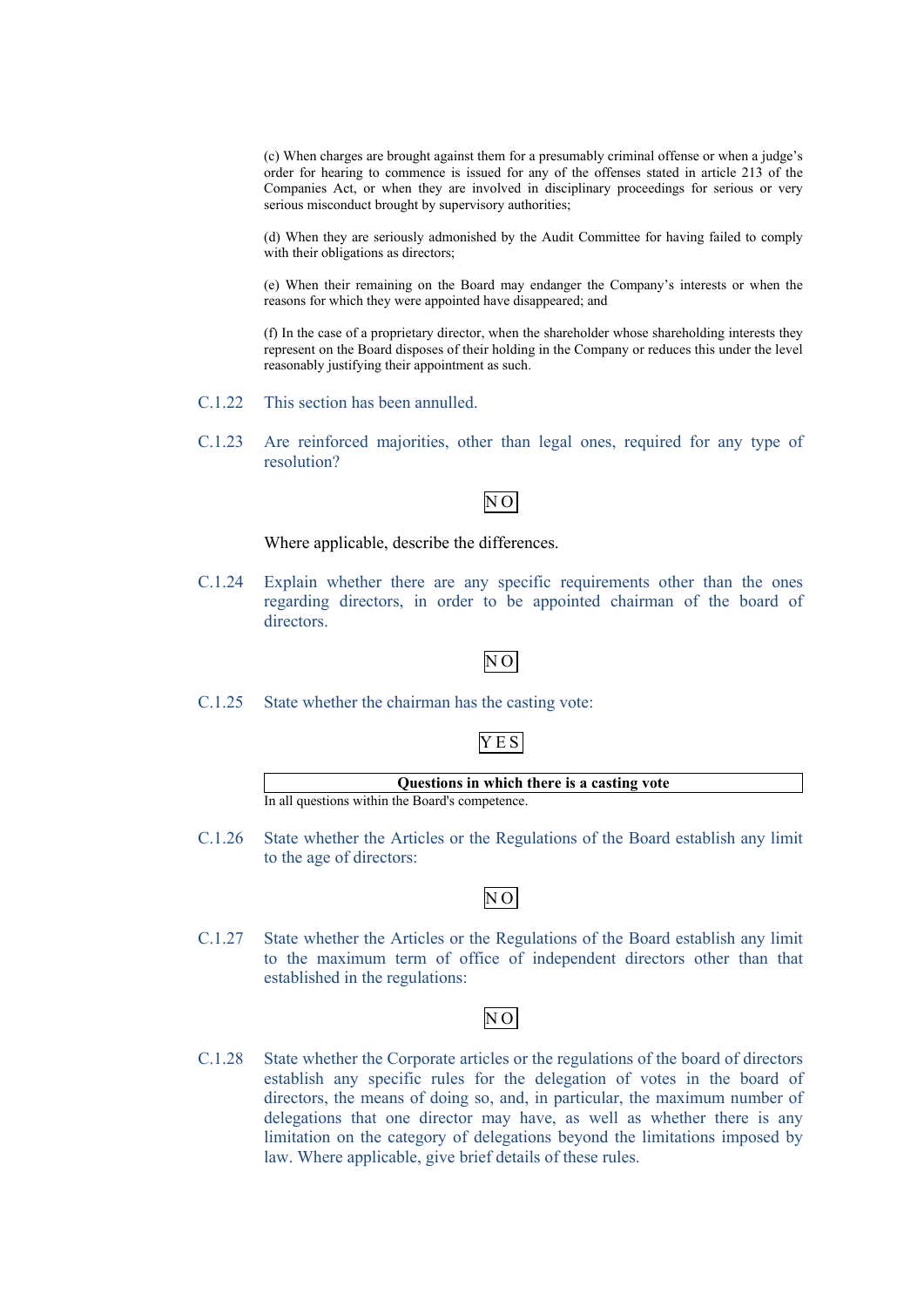(c) When charges are brought against them for a presumably criminal offense or when a judge's order for hearing to commence is issued for any of the offenses stated in article 213 of the Companies Act, or when they are involved in disciplinary proceedings for serious or very serious misconduct brought by supervisory authorities;

(d) When they are seriously admonished by the Audit Committee for having failed to comply with their obligations as directors;

(e) When their remaining on the Board may endanger the Company's interests or when the reasons for which they were appointed have disappeared; and

(f) In the case of a proprietary director, when the shareholder whose shareholding interests they represent on the Board disposes of their holding in the Company or reduces this under the level reasonably justifying their appointment as such.

C.1.22 This section has been annulled.

C.1.23 Are reinforced majorities, other than legal ones, required for any type of resolution?

NO

Where applicable, describe the differences.

C.1.24 Explain whether there are any specific requirements other than the ones regarding directors, in order to be appointed chairman of the board of directors.

NO

C.1.25 State whether the chairman has the casting vote:

YES

| Questions in which there is a casting vote |
|---|
| In all questions within the Board's competence. |

C.1.26 State whether the Articles or the Regulations of the Board establish any limit to the age of directors:

NO

C.1.27 State whether the Articles or the Regulations of the Board establish any limit to the maximum term of office of independent directors other than that established in the regulations:

NO

C.1.28 State whether the Corporate articles or the regulations of the board of directors establish any specific rules for the delegation of votes in the board of directors, the means of doing so, and, in particular, the maximum number of delegations that one director may have, as well as whether there is any limitation on the category of delegations beyond the limitations imposed by law. Where applicable, give brief details of these rules.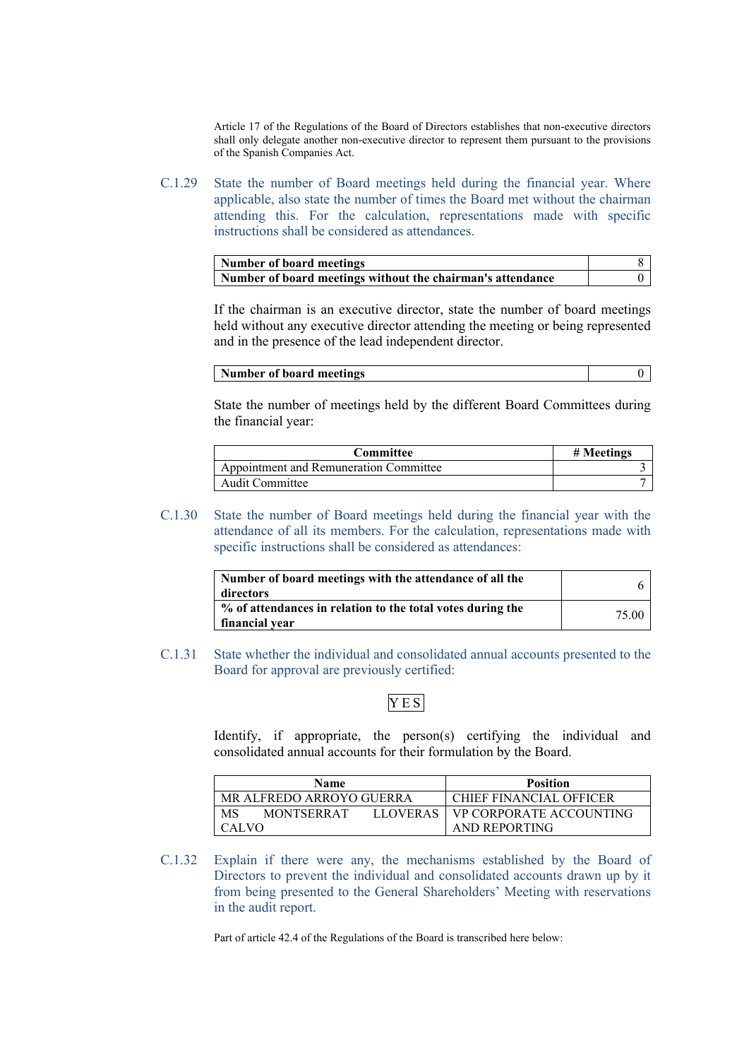Article 17 of the Regulations of the Board of Directors establishes that non-executive directors shall only delegate another non-executive director to represent them pursuant to the provisions of the Spanish Companies Act.

C.1.29 State the number of Board meetings held during the financial year. Where applicable, also state the number of times the Board met without the chairman attending this. For the calculation, representations made with specific instructions shall be considered as attendances.

| **Number of board meetings** | 8 |
|---|---|
| **Number of board meetings without the chairman's attendance** | 0 |

If the chairman is an executive director, state the number of board meetings held without any executive director attending the meeting or being represented and in the presence of the lead independent director.

| **Number of board meetings** | 0 |
|---|---|

State the number of meetings held by the different Board Committees during the financial year:

| Committee | # Meetings |
|---|---|
| Appointment and Remuneration Committee | 3 |
| Audit Committee | 7 |

C.1.30 State the number of Board meetings held during the financial year with the attendance of all its members. For the calculation, representations made with specific instructions shall be considered as attendances:

| **Number of board meetings with the attendance of all the directors** | 6 |
|---|---|
| **% of attendances in relation to the total votes during the financial year** | 75.00 |

C.1.31 State whether the individual and consolidated annual accounts presented to the Board for approval are previously certified:

YES

Identify, if appropriate, the person(s) certifying the individual and consolidated annual accounts for their formulation by the Board.

| Name | Position |
|---|---|
| MR ALFREDO ARROYO GUERRA | CHIEF FINANCIAL OFFICER |
| MS MONTSERRAT LLOVERAS CALVO | VP CORPORATE ACCOUNTING AND REPORTING |

C.1.32 Explain if there were any, the mechanisms established by the Board of Directors to prevent the individual and consolidated accounts drawn up by it from being presented to the General Shareholders' Meeting with reservations in the audit report.

Part of article 42.4 of the Regulations of the Board is transcribed here below: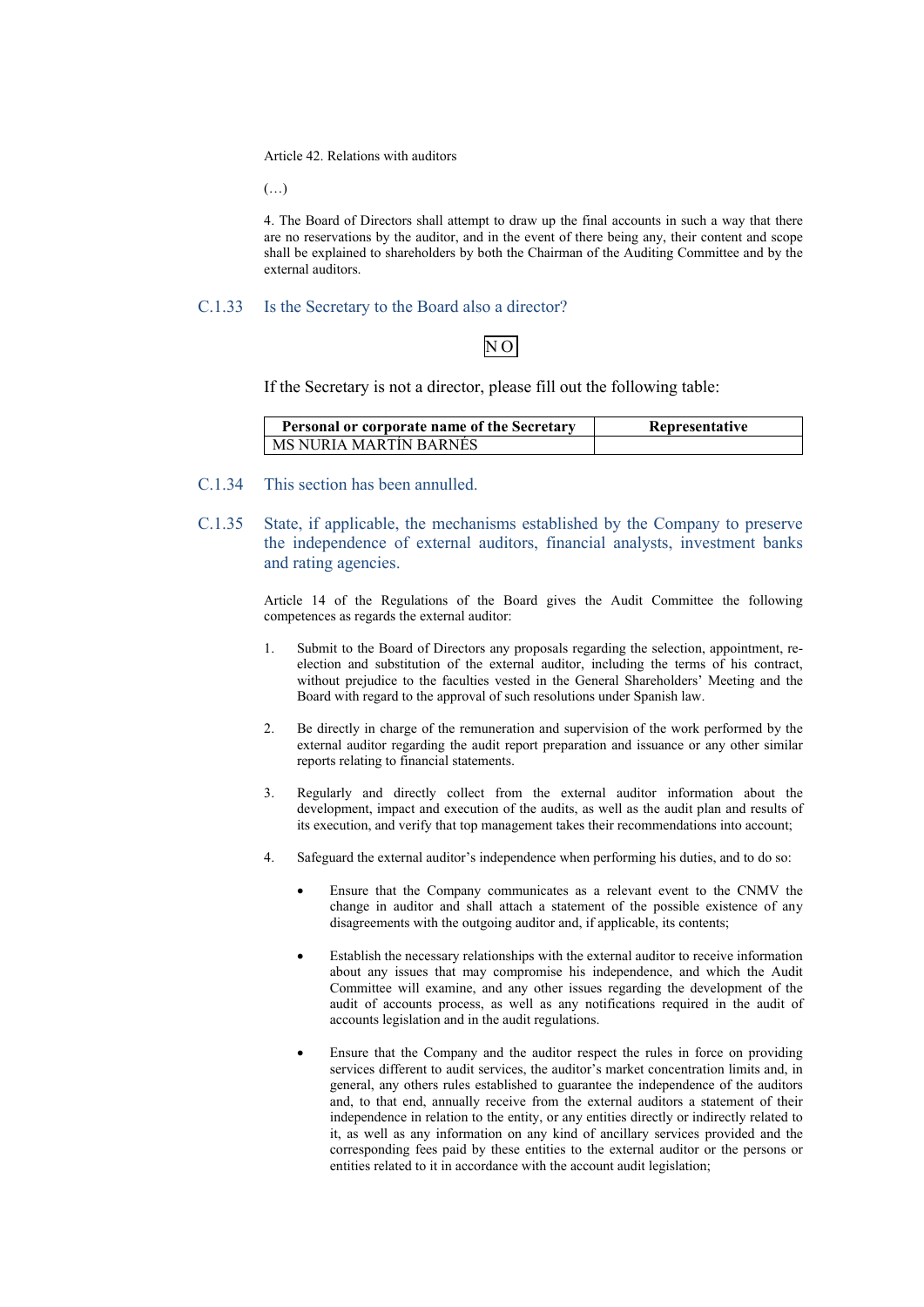Article 42. Relations with auditors

(…)

4. The Board of Directors shall attempt to draw up the final accounts in such a way that there are no reservations by the auditor, and in the event of there being any, their content and scope shall be explained to shareholders by both the Chairman of the Auditing Committee and by the external auditors.

## C.1.33 Is the Secretary to the Board also a director?

NO

If the Secretary is not a director, please fill out the following table:

| Personal or corporate name of the Secretary | Representative |
|---|---|
| MS NURIA MARTÍN BARNÉS | |

## C.1.34 This section has been annulled.

## C.1.35 State, if applicable, the mechanisms established by the Company to preserve the independence of external auditors, financial analysts, investment banks and rating agencies.

Article 14 of the Regulations of the Board gives the Audit Committee the following competences as regards the external auditor:

1. Submit to the Board of Directors any proposals regarding the selection, appointment, re-election and substitution of the external auditor, including the terms of his contract, without prejudice to the faculties vested in the General Shareholders' Meeting and the Board with regard to the approval of such resolutions under Spanish law.

2. Be directly in charge of the remuneration and supervision of the work performed by the external auditor regarding the audit report preparation and issuance or any other similar reports relating to financial statements.

3. Regularly and directly collect from the external auditor information about the development, impact and execution of the audits, as well as the audit plan and results of its execution, and verify that top management takes their recommendations into account;

4. Safeguard the external auditor's independence when performing his duties, and to do so:

   - Ensure that the Company communicates as a relevant event to the CNMV the change in auditor and shall attach a statement of the possible existence of any disagreements with the outgoing auditor and, if applicable, its contents;

   - Establish the necessary relationships with the external auditor to receive information about any issues that may compromise his independence, and which the Audit Committee will examine, and any other issues regarding the development of the audit of accounts process, as well as any notifications required in the audit of accounts legislation and in the audit regulations.

   - Ensure that the Company and the auditor respect the rules in force on providing services different to audit services, the auditor's market concentration limits and, in general, any others rules established to guarantee the independence of the auditors and, to that end, annually receive from the external auditors a statement of their independence in relation to the entity, or any entities directly or indirectly related to it, as well as any information on any kind of ancillary services provided and the corresponding fees paid by these entities to the external auditor or the persons or entities related to it in accordance with the account audit legislation;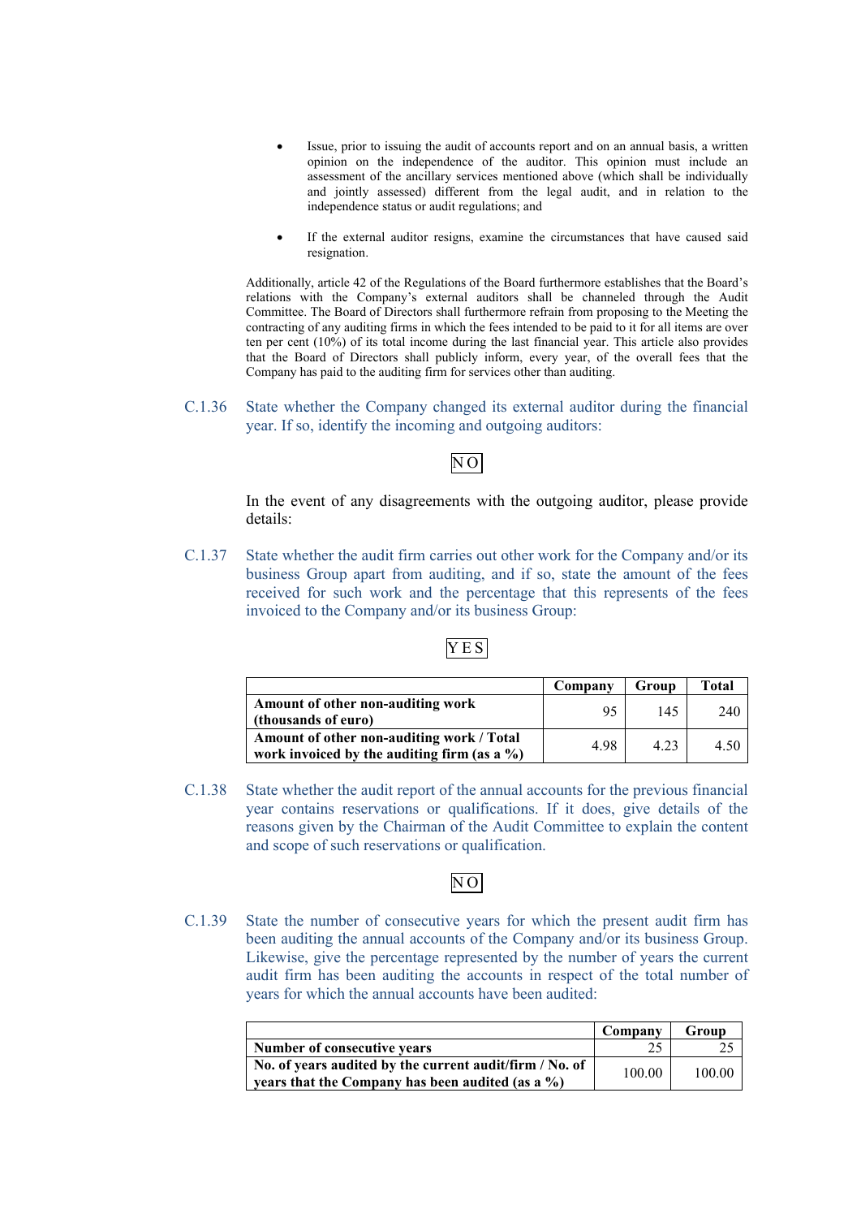- Issue, prior to issuing the audit of accounts report and on an annual basis, a written opinion on the independence of the auditor. This opinion must include an assessment of the ancillary services mentioned above (which shall be individually and jointly assessed) different from the legal audit, and in relation to the independence status or audit regulations; and

- If the external auditor resigns, examine the circumstances that have caused said resignation.

Additionally, article 42 of the Regulations of the Board furthermore establishes that the Board's relations with the Company's external auditors shall be channeled through the Audit Committee. The Board of Directors shall furthermore refrain from proposing to the Meeting the contracting of any auditing firms in which the fees intended to be paid to it for all items are over ten per cent (10%) of its total income during the last financial year. This article also provides that the Board of Directors shall publicly inform, every year, of the overall fees that the Company has paid to the auditing firm for services other than auditing.

C.1.36 State whether the Company changed its external auditor during the financial year. If so, identify the incoming and outgoing auditors:

NO

In the event of any disagreements with the outgoing auditor, please provide details:

C.1.37 State whether the audit firm carries out other work for the Company and/or its business Group apart from auditing, and if so, state the amount of the fees received for such work and the percentage that this represents of the fees invoiced to the Company and/or its business Group:

YES

| | Company | Group | Total |
|---|---|---|---|
| **Amount of other non-auditing work (thousands of euro)** | 95 | 145 | 240 |
| **Amount of other non-auditing work / Total work invoiced by the auditing firm (as a %)** | 4.98 | 4.23 | 4.50 |

C.1.38 State whether the audit report of the annual accounts for the previous financial year contains reservations or qualifications. If it does, give details of the reasons given by the Chairman of the Audit Committee to explain the content and scope of such reservations or qualification.

NO

C.1.39 State the number of consecutive years for which the present audit firm has been auditing the annual accounts of the Company and/or its business Group. Likewise, give the percentage represented by the number of years the current audit firm has been auditing the accounts in respect of the total number of years for which the annual accounts have been audited:

| | Company | Group |
|---|---|---|
| **Number of consecutive years** | 25 | 25 |
| **No. of years audited by the current audit/firm / No. of years that the Company has been audited (as a %)** | 100.00 | 100.00 |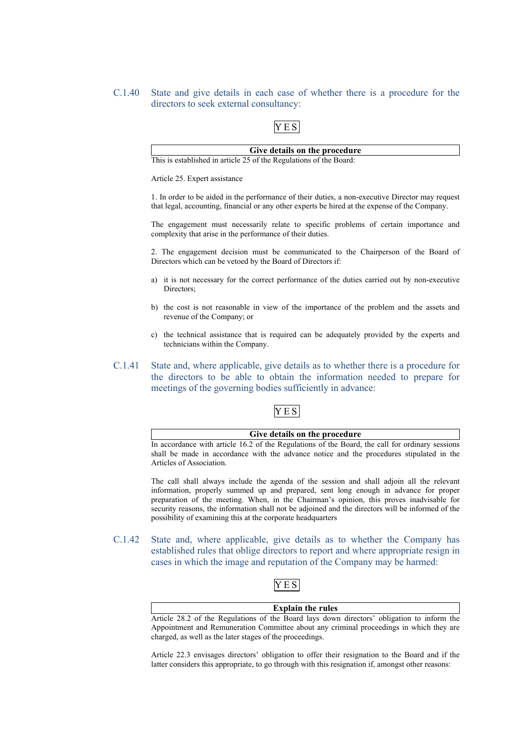C.1.40 State and give details in each case of whether there is a procedure for the directors to seek external consultancy:

YES

**Give details on the procedure**

This is established in article 25 of the Regulations of the Board:

Article 25. Expert assistance

1. In order to be aided in the performance of their duties, a non-executive Director may request that legal, accounting, financial or any other experts be hired at the expense of the Company.

The engagement must necessarily relate to specific problems of certain importance and complexity that arise in the performance of their duties.

2. The engagement decision must be communicated to the Chairperson of the Board of Directors which can be vetoed by the Board of Directors if:

a) it is not necessary for the correct performance of the duties carried out by non-executive Directors;

b) the cost is not reasonable in view of the importance of the problem and the assets and revenue of the Company; or

c) the technical assistance that is required can be adequately provided by the experts and technicians within the Company.

C.1.41 State and, where applicable, give details as to whether there is a procedure for the directors to be able to obtain the information needed to prepare for meetings of the governing bodies sufficiently in advance:

YES

**Give details on the procedure**

In accordance with article 16.2 of the Regulations of the Board, the call for ordinary sessions shall be made in accordance with the advance notice and the procedures stipulated in the Articles of Association.

The call shall always include the agenda of the session and shall adjoin all the relevant information, properly summed up and prepared, sent long enough in advance for proper preparation of the meeting. When, in the Chairman's opinion, this proves inadvisable for security reasons, the information shall not be adjoined and the directors will be informed of the possibility of examining this at the corporate headquarters

C.1.42 State and, where applicable, give details as to whether the Company has established rules that oblige directors to report and where appropriate resign in cases in which the image and reputation of the Company may be harmed:

YES

**Explain the rules**

Article 28.2 of the Regulations of the Board lays down directors' obligation to inform the Appointment and Remuneration Committee about any criminal proceedings in which they are charged, as well as the later stages of the proceedings.

Article 22.3 envisages directors' obligation to offer their resignation to the Board and if the latter considers this appropriate, to go through with this resignation if, amongst other reasons: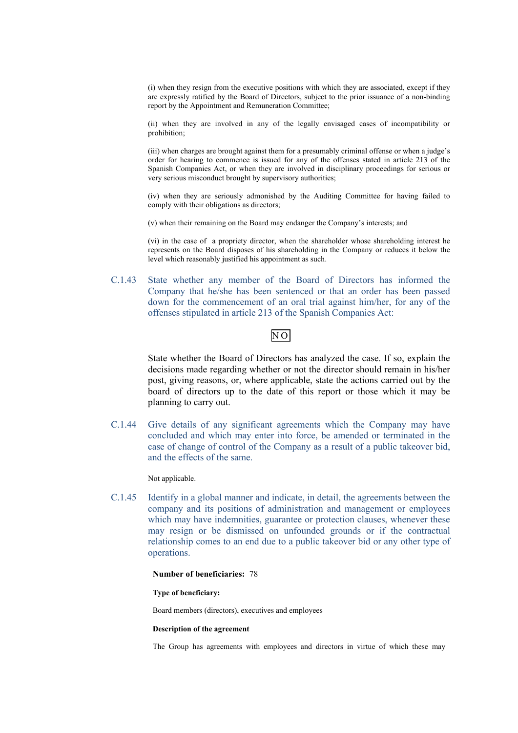(i) when they resign from the executive positions with which they are associated, except if they are expressly ratified by the Board of Directors, subject to the prior issuance of a non-binding report by the Appointment and Remuneration Committee;

(ii) when they are involved in any of the legally envisaged cases of incompatibility or prohibition;

(iii) when charges are brought against them for a presumably criminal offense or when a judge's order for hearing to commence is issued for any of the offenses stated in article 213 of the Spanish Companies Act, or when they are involved in disciplinary proceedings for serious or very serious misconduct brought by supervisory authorities;

(iv) when they are seriously admonished by the Auditing Committee for having failed to comply with their obligations as directors;

(v) when their remaining on the Board may endanger the Company's interests; and

(vi) in the case of a propriety director, when the shareholder whose shareholding interest he represents on the Board disposes of his shareholding in the Company or reduces it below the level which reasonably justified his appointment as such.

C.1.43 State whether any member of the Board of Directors has informed the Company that he/she has been sentenced or that an order has been passed down for the commencement of an oral trial against him/her, for any of the offenses stipulated in article 213 of the Spanish Companies Act:

NO

State whether the Board of Directors has analyzed the case. If so, explain the decisions made regarding whether or not the director should remain in his/her post, giving reasons, or, where applicable, state the actions carried out by the board of directors up to the date of this report or those which it may be planning to carry out.

C.1.44 Give details of any significant agreements which the Company may have concluded and which may enter into force, be amended or terminated in the case of change of control of the Company as a result of a public takeover bid, and the effects of the same.

Not applicable.

C.1.45 Identify in a global manner and indicate, in detail, the agreements between the company and its positions of administration and management or employees which may have indemnities, guarantee or protection clauses, whenever these may resign or be dismissed on unfounded grounds or if the contractual relationship comes to an end due to a public takeover bid or any other type of operations.

**Number of beneficiaries:** 78

**Type of beneficiary:**

Board members (directors), executives and employees

**Description of the agreement**

The Group has agreements with employees and directors in virtue of which these may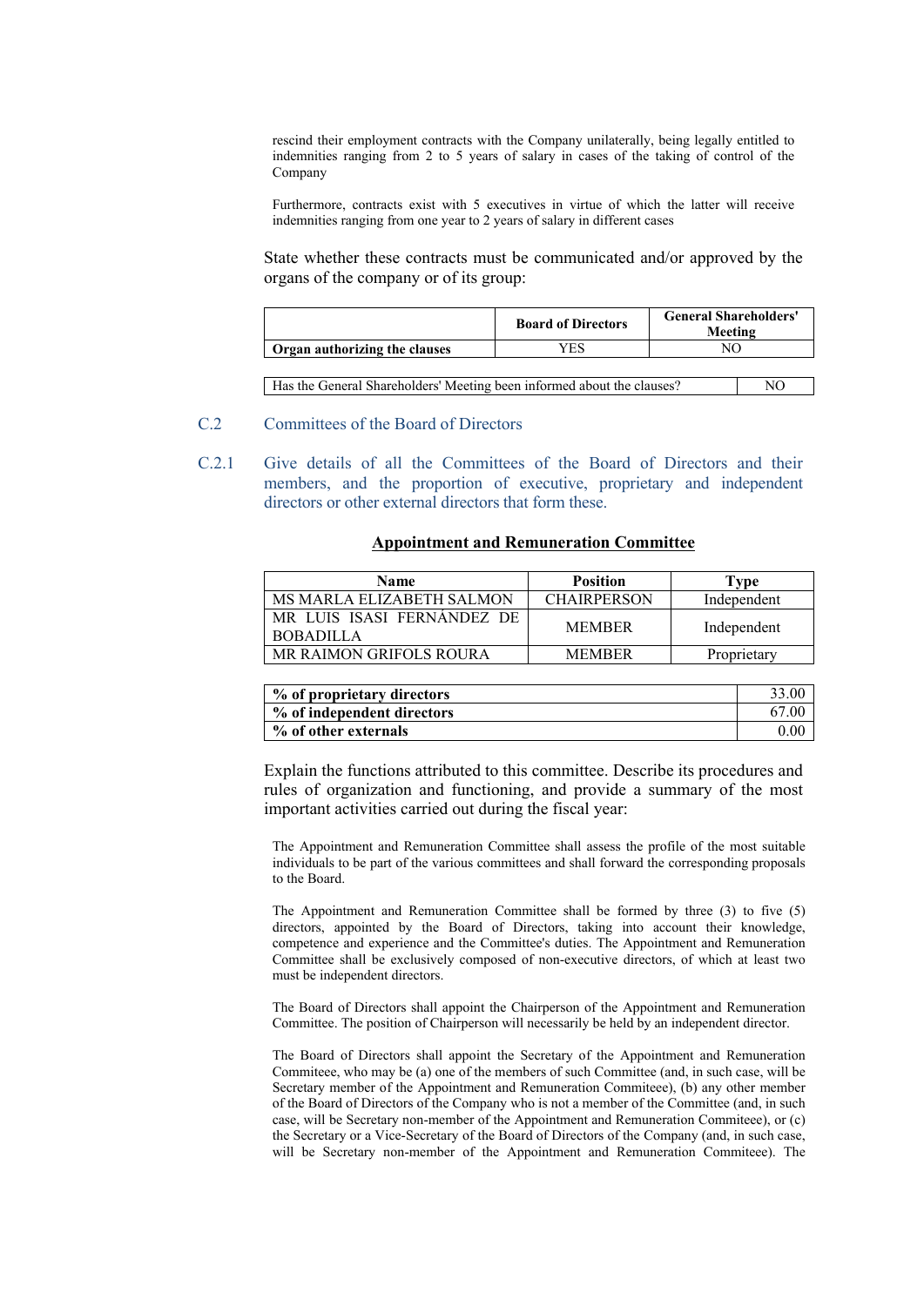rescind their employment contracts with the Company unilaterally, being legally entitled to indemnities ranging from 2 to 5 years of salary in cases of the taking of control of the Company

Furthermore, contracts exist with 5 executives in virtue of which the latter will receive indemnities ranging from one year to 2 years of salary in different cases

State whether these contracts must be communicated and/or approved by the organs of the company or of its group:

| | Board of Directors | General Shareholders' Meeting |
|---|---|---|
| **Organ authorizing the clauses** | YES | NO |

| Has the General Shareholders' Meeting been informed about the clauses? | NO |
|---|---|

## C.2 Committees of the Board of Directors

### C.2.1 Give details of all the Committees of the Board of Directors and their members, and the proportion of executive, proprietary and independent directors or other external directors that form these.

**Appointment and Remuneration Committee**

| Name | Position | Type |
|---|---|---|
| MS MARLA ELIZABETH SALMON | CHAIRPERSON | Independent |
| MR LUIS ISASI FERNÁNDEZ DE BOBADILLA | MEMBER | Independent |
| MR RAIMON GRIFOLS ROURA | MEMBER | Proprietary |

| | |
|---|---|
| **% of proprietary directors** | 33.00 |
| **% of independent directors** | 67.00 |
| **% of other externals** | 0.00 |

Explain the functions attributed to this committee. Describe its procedures and rules of organization and functioning, and provide a summary of the most important activities carried out during the fiscal year:

The Appointment and Remuneration Committee shall assess the profile of the most suitable individuals to be part of the various committees and shall forward the corresponding proposals to the Board.

The Appointment and Remuneration Committee shall be formed by three (3) to five (5) directors, appointed by the Board of Directors, taking into account their knowledge, competence and experience and the Committee's duties. The Appointment and Remuneration Committee shall be exclusively composed of non-executive directors, of which at least two must be independent directors.

The Board of Directors shall appoint the Chairperson of the Appointment and Remuneration Committee. The position of Chairperson will necessarily be held by an independent director.

The Board of Directors shall appoint the Secretary of the Appointment and Remuneration Commiteee, who may be (a) one of the members of such Committee (and, in such case, will be Secretary member of the Appointment and Remuneration Commiteee), (b) any other member of the Board of Directors of the Company who is not a member of the Committee (and, in such case, will be Secretary non-member of the Appointment and Remuneration Commiteee), or (c) the Secretary or a Vice-Secretary of the Board of Directors of the Company (and, in such case, will be Secretary non-member of the Appointment and Remuneration Commiteee). The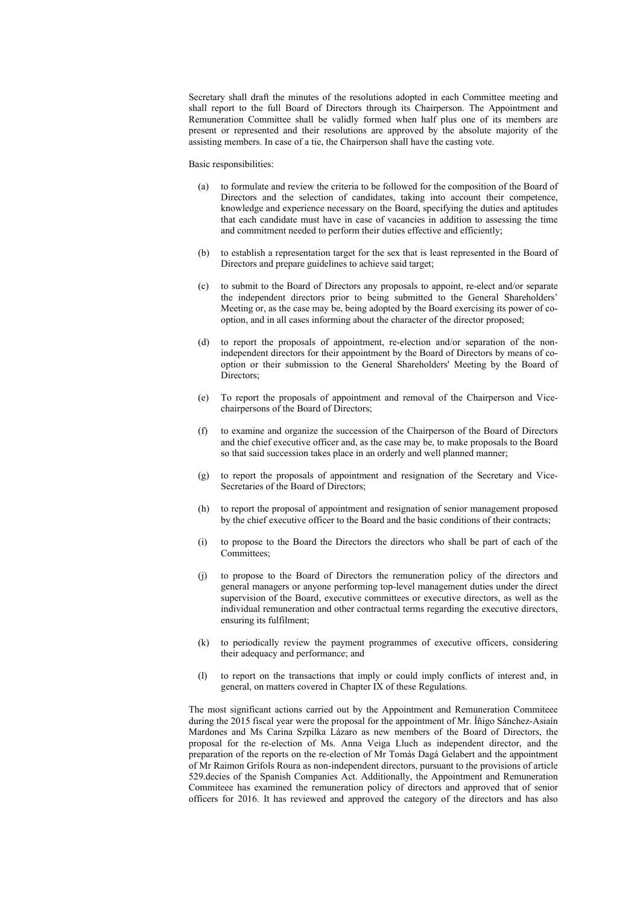Secretary shall draft the minutes of the resolutions adopted in each Committee meeting and shall report to the full Board of Directors through its Chairperson. The Appointment and Remuneration Committee shall be validly formed when half plus one of its members are present or represented and their resolutions are approved by the absolute majority of the assisting members. In case of a tie, the Chairperson shall have the casting vote.

Basic responsibilities:

(a) to formulate and review the criteria to be followed for the composition of the Board of Directors and the selection of candidates, taking into account their competence, knowledge and experience necessary on the Board, specifying the duties and aptitudes that each candidate must have in case of vacancies in addition to assessing the time and commitment needed to perform their duties effective and efficiently;

(b) to establish a representation target for the sex that is least represented in the Board of Directors and prepare guidelines to achieve said target;

(c) to submit to the Board of Directors any proposals to appoint, re-elect and/or separate the independent directors prior to being submitted to the General Shareholders' Meeting or, as the case may be, being adopted by the Board exercising its power of co-option, and in all cases informing about the character of the director proposed;

(d) to report the proposals of appointment, re-election and/or separation of the non-independent directors for their appointment by the Board of Directors by means of co-option or their submission to the General Shareholders' Meeting by the Board of Directors;

(e) To report the proposals of appointment and removal of the Chairperson and Vice-chairpersons of the Board of Directors;

(f) to examine and organize the succession of the Chairperson of the Board of Directors and the chief executive officer and, as the case may be, to make proposals to the Board so that said succession takes place in an orderly and well planned manner;

(g) to report the proposals of appointment and resignation of the Secretary and Vice-Secretaries of the Board of Directors;

(h) to report the proposal of appointment and resignation of senior management proposed by the chief executive officer to the Board and the basic conditions of their contracts;

(i) to propose to the Board the Directors the directors who shall be part of each of the Committees;

(j) to propose to the Board of Directors the remuneration policy of the directors and general managers or anyone performing top-level management duties under the direct supervision of the Board, executive committees or executive directors, as well as the individual remuneration and other contractual terms regarding the executive directors, ensuring its fulfilment;

(k) to periodically review the payment programmes of executive officers, considering their adequacy and performance; and

(l) to report on the transactions that imply or could imply conflicts of interest and, in general, on matters covered in Chapter IX of these Regulations.

The most significant actions carried out by the Appointment and Remuneration Commiteee during the 2015 fiscal year were the proposal for the appointment of Mr. Íñigo Sánchez-Asiaín Mardones and Ms Carina Szpilka Lázaro as new members of the Board of Directors, the proposal for the re-election of Ms. Anna Veiga Lluch as independent director, and the preparation of the reports on the re-election of Mr Tomás Dagá Gelabert and the appointment of Mr Raimon Grifols Roura as non-independent directors, pursuant to the provisions of article 529.decies of the Spanish Companies Act. Additionally, the Appointment and Remuneration Commiteee has examined the remuneration policy of directors and approved that of senior officers for 2016. It has reviewed and approved the category of the directors and has also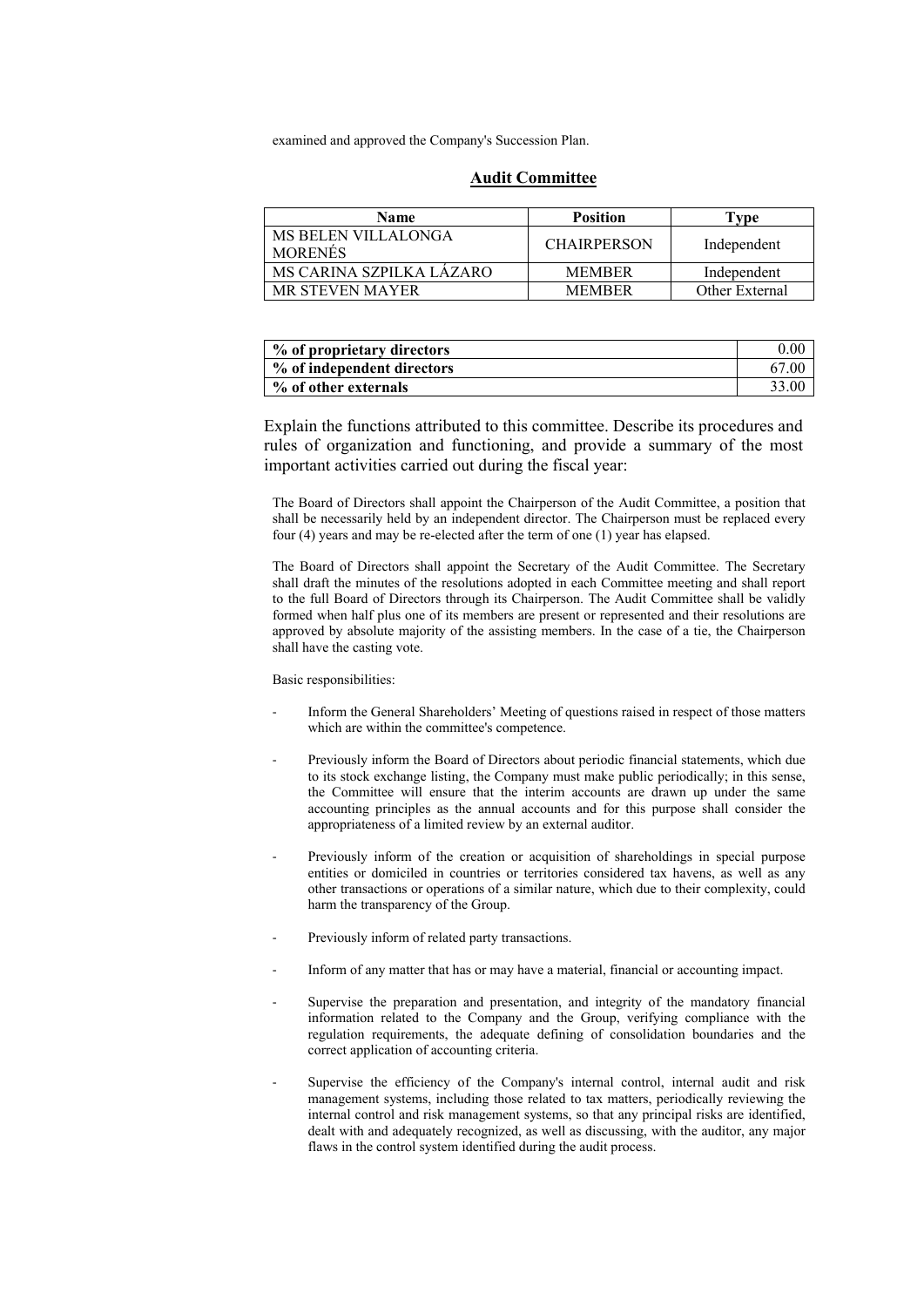examined and approved the Company's Succession Plan.

## Audit Committee

| Name | Position | Type |
| --- | --- | --- |
| MS BELEN VILLALONGA MORENÉS | CHAIRPERSON | Independent |
| MS CARINA SZPILKA LÁZARO | MEMBER | Independent |
| MR STEVEN MAYER | MEMBER | Other External |

| | |
| --- | --- |
| **% of proprietary directors** | 0.00 |
| **% of independent directors** | 67.00 |
| **% of other externals** | 33.00 |

Explain the functions attributed to this committee. Describe its procedures and rules of organization and functioning, and provide a summary of the most important activities carried out during the fiscal year:

The Board of Directors shall appoint the Chairperson of the Audit Committee, a position that shall be necessarily held by an independent director. The Chairperson must be replaced every four (4) years and may be re-elected after the term of one (1) year has elapsed.

The Board of Directors shall appoint the Secretary of the Audit Committee. The Secretary shall draft the minutes of the resolutions adopted in each Committee meeting and shall report to the full Board of Directors through its Chairperson. The Audit Committee shall be validly formed when half plus one of its members are present or represented and their resolutions are approved by absolute majority of the assisting members. In the case of a tie, the Chairperson shall have the casting vote.

Basic responsibilities:

- Inform the General Shareholders' Meeting of questions raised in respect of those matters which are within the committee's competence.
- Previously inform the Board of Directors about periodic financial statements, which due to its stock exchange listing, the Company must make public periodically; in this sense, the Committee will ensure that the interim accounts are drawn up under the same accounting principles as the annual accounts and for this purpose shall consider the appropriateness of a limited review by an external auditor.
- Previously inform of the creation or acquisition of shareholdings in special purpose entities or domiciled in countries or territories considered tax havens, as well as any other transactions or operations of a similar nature, which due to their complexity, could harm the transparency of the Group.
- Previously inform of related party transactions.
- Inform of any matter that has or may have a material, financial or accounting impact.
- Supervise the preparation and presentation, and integrity of the mandatory financial information related to the Company and the Group, verifying compliance with the regulation requirements, the adequate defining of consolidation boundaries and the correct application of accounting criteria.
- Supervise the efficiency of the Company's internal control, internal audit and risk management systems, including those related to tax matters, periodically reviewing the internal control and risk management systems, so that any principal risks are identified, dealt with and adequately recognized, as well as discussing, with the auditor, any major flaws in the control system identified during the audit process.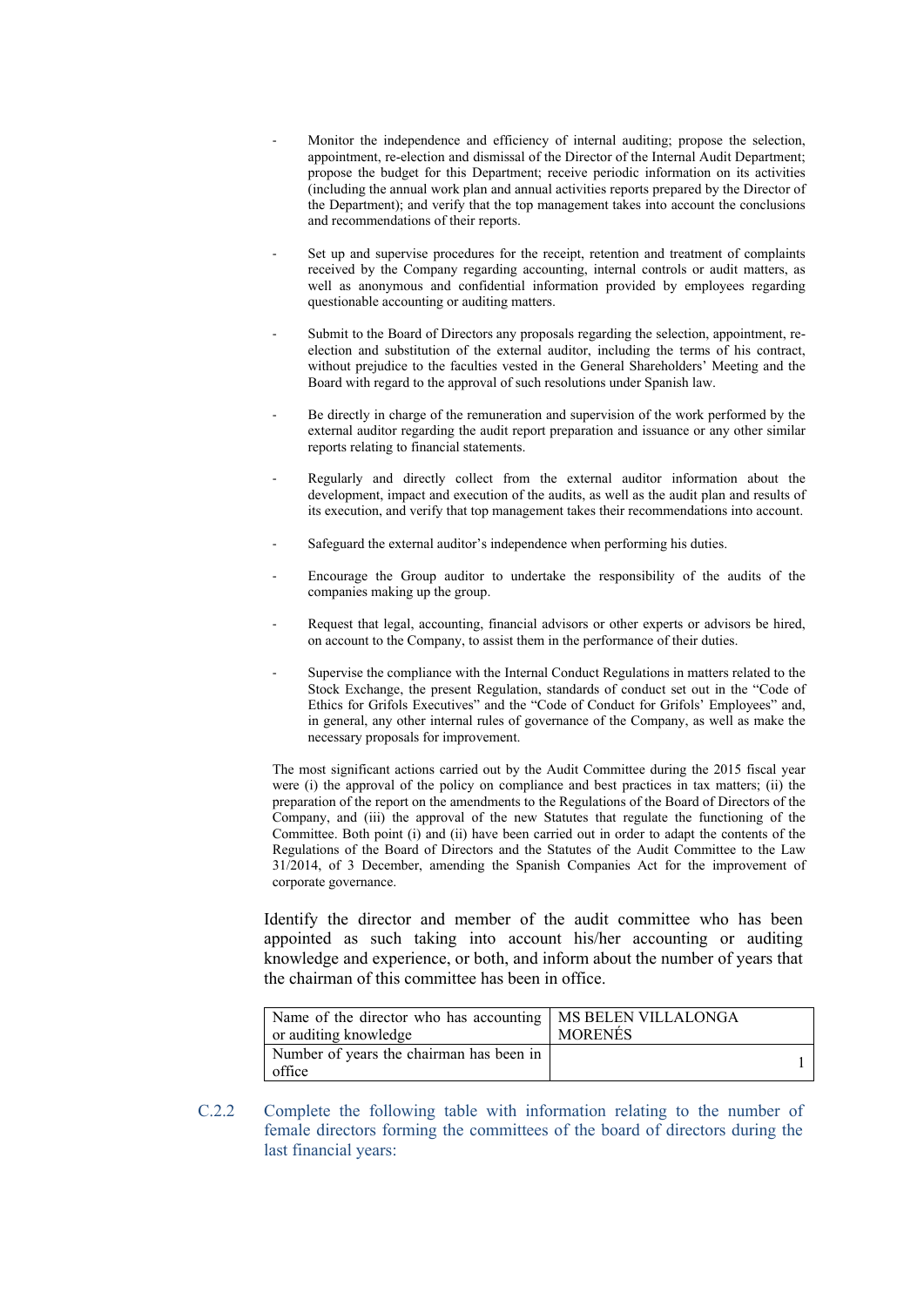- Monitor the independence and efficiency of internal auditing; propose the selection, appointment, re-election and dismissal of the Director of the Internal Audit Department; propose the budget for this Department; receive periodic information on its activities (including the annual work plan and annual activities reports prepared by the Director of the Department); and verify that the top management takes into account the conclusions and recommendations of their reports.

- Set up and supervise procedures for the receipt, retention and treatment of complaints received by the Company regarding accounting, internal controls or audit matters, as well as anonymous and confidential information provided by employees regarding questionable accounting or auditing matters.

- Submit to the Board of Directors any proposals regarding the selection, appointment, re-election and substitution of the external auditor, including the terms of his contract, without prejudice to the faculties vested in the General Shareholders' Meeting and the Board with regard to the approval of such resolutions under Spanish law.

- Be directly in charge of the remuneration and supervision of the work performed by the external auditor regarding the audit report preparation and issuance or any other similar reports relating to financial statements.

- Regularly and directly collect from the external auditor information about the development, impact and execution of the audits, as well as the audit plan and results of its execution, and verify that top management takes their recommendations into account.

- Safeguard the external auditor's independence when performing his duties.

- Encourage the Group auditor to undertake the responsibility of the audits of the companies making up the group.

- Request that legal, accounting, financial advisors or other experts or advisors be hired, on account to the Company, to assist them in the performance of their duties.

- Supervise the compliance with the Internal Conduct Regulations in matters related to the Stock Exchange, the present Regulation, standards of conduct set out in the "Code of Ethics for Grifols Executives" and the "Code of Conduct for Grifols' Employees" and, in general, any other internal rules of governance of the Company, as well as make the necessary proposals for improvement.

The most significant actions carried out by the Audit Committee during the 2015 fiscal year were (i) the approval of the policy on compliance and best practices in tax matters; (ii) the preparation of the report on the amendments to the Regulations of the Board of Directors of the Company, and (iii) the approval of the new Statutes that regulate the functioning of the Committee. Both point (i) and (ii) have been carried out in order to adapt the contents of the Regulations of the Board of Directors and the Statutes of the Audit Committee to the Law 31/2014, of 3 December, amending the Spanish Companies Act for the improvement of corporate governance.

Identify the director and member of the audit committee who has been appointed as such taking into account his/her accounting or auditing knowledge and experience, or both, and inform about the number of years that the chairman of this committee has been in office.

| | |
|---|---|
| Name of the director who has accounting or auditing knowledge | MS BELEN VILLALONGA MORENÉS |
| Number of years the chairman has been in office | 1 |

C.2.2 Complete the following table with information relating to the number of female directors forming the committees of the board of directors during the last financial years: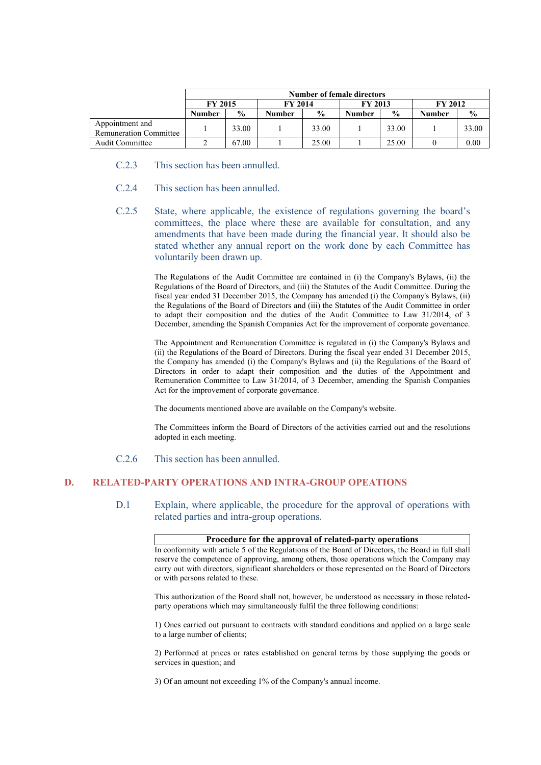| | Number of female directors | | | | | | | |
|---|---|---|---|---|---|---|---|---|
| | FY 2015 | | FY 2014 | | FY 2013 | | FY 2012 | |
| | Number | % | Number | % | Number | % | Number | % |
| Appointment and Remuneration Committee | 1 | 33.00 | 1 | 33.00 | 1 | 33.00 | 1 | 33.00 |
| Audit Committee | 2 | 67.00 | 1 | 25.00 | 1 | 25.00 | 0 | 0.00 |

C.2.3 This section has been annulled.

C.2.4 This section has been annulled.

C.2.5 State, where applicable, the existence of regulations governing the board's committees, the place where these are available for consultation, and any amendments that have been made during the financial year. It should also be stated whether any annual report on the work done by each Committee has voluntarily been drawn up.

The Regulations of the Audit Committee are contained in (i) the Company's Bylaws, (ii) the Regulations of the Board of Directors, and (iii) the Statutes of the Audit Committee. During the fiscal year ended 31 December 2015, the Company has amended (i) the Company's Bylaws, (ii) the Regulations of the Board of Directors and (iii) the Statutes of the Audit Committee in order to adapt their composition and the duties of the Audit Committee to Law 31/2014, of 3 December, amending the Spanish Companies Act for the improvement of corporate governance.

The Appointment and Remuneration Committee is regulated in (i) the Company's Bylaws and (ii) the Regulations of the Board of Directors. During the fiscal year ended 31 December 2015, the Company has amended (i) the Company's Bylaws and (ii) the Regulations of the Board of Directors in order to adapt their composition and the duties of the Appointment and Remuneration Committee to Law 31/2014, of 3 December, amending the Spanish Companies Act for the improvement of corporate governance.

The documents mentioned above are available on the Company's website.

The Committees inform the Board of Directors of the activities carried out and the resolutions adopted in each meeting.

C.2.6 This section has been annulled.

## D. RELATED-PARTY OPERATIONS AND INTRA-GROUP OPEATIONS

D.1 Explain, where applicable, the procedure for the approval of operations with related parties and intra-group operations.

| Procedure for the approval of related-party operations |
|---|
| In conformity with article 5 of the Regulations of the Board of Directors, the Board in full shall reserve the competence of approving, among others, those operations which the Company may carry out with directors, significant shareholders or those represented on the Board of Directors or with persons related to these.<br><br>This authorization of the Board shall not, however, be understood as necessary in those related-party operations which may simultaneously fulfil the three following conditions:<br><br>1) Ones carried out pursuant to contracts with standard conditions and applied on a large scale to a large number of clients;<br><br>2) Performed at prices or rates established on general terms by those supplying the goods or services in question; and<br><br>3) Of an amount not exceeding 1% of the Company's annual income. |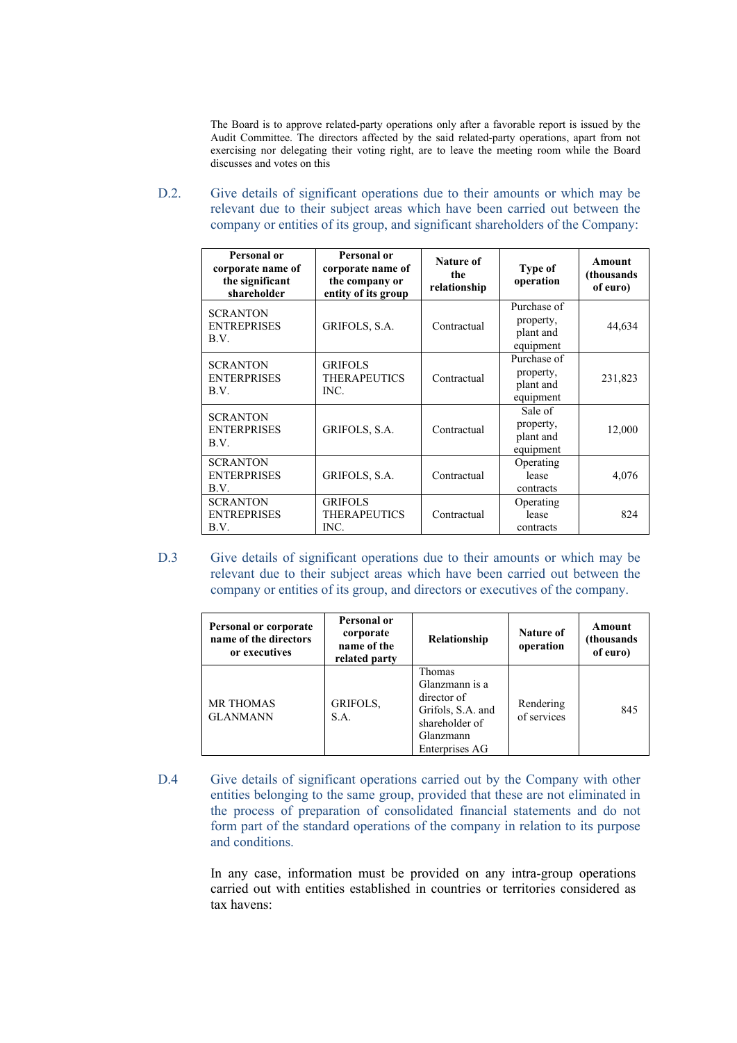The Board is to approve related-party operations only after a favorable report is issued by the Audit Committee. The directors affected by the said related-party operations, apart from not exercising nor delegating their voting right, are to leave the meeting room while the Board discusses and votes on this

D.2. Give details of significant operations due to their amounts or which may be relevant due to their subject areas which have been carried out between the company or entities of its group, and significant shareholders of the Company:

| Personal or corporate name of the significant shareholder | Personal or corporate name of the company or entity of its group | Nature of the relationship | Type of operation | Amount (thousands of euro) |
|---|---|---|---|---|
| SCRANTON ENTREPRISES B.V. | GRIFOLS, S.A. | Contractual | Purchase of property, plant and equipment | 44,634 |
| SCRANTON ENTREPRISES B.V. | GRIFOLS THERAPEUTICS INC. | Contractual | Purchase of property, plant and equipment | 231,823 |
| SCRANTON ENTREPRISES B.V. | GRIFOLS, S.A. | Contractual | Sale of property, plant and equipment | 12,000 |
| SCRANTON ENTREPRISES B.V. | GRIFOLS, S.A. | Contractual | Operating lease contracts | 4,076 |
| SCRANTON ENTREPRISES B.V. | GRIFOLS THERAPEUTICS INC. | Contractual | Operating lease contracts | 824 |

D.3 Give details of significant operations due to their amounts or which may be relevant due to their subject areas which have been carried out between the company or entities of its group, and directors or executives of the company.

| Personal or corporate name of the directors or executives | Personal or corporate name of the related party | Relationship | Nature of operation | Amount (thousands of euro) |
|---|---|---|---|---|
| MR THOMAS GLANMANN | GRIFOLS, S.A. | Thomas Glanzmann is a director of Grifols, S.A. and shareholder of Glanzmann Enterprises AG | Rendering of services | 845 |

D.4 Give details of significant operations carried out by the Company with other entities belonging to the same group, provided that these are not eliminated in the process of preparation of consolidated financial statements and do not form part of the standard operations of the company in relation to its purpose and conditions.

In any case, information must be provided on any intra-group operations carried out with entities established in countries or territories considered as tax havens: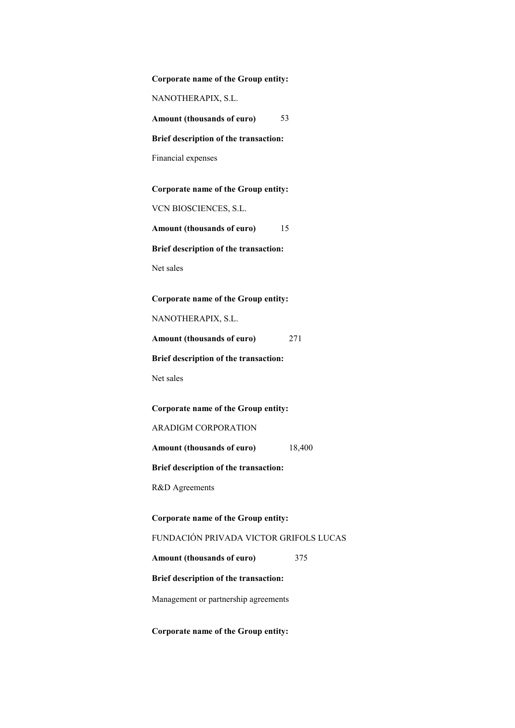**Corporate name of the Group entity:**

NANOTHERAPIX, S.L.

**Amount (thousands of euro)** 53

**Brief description of the transaction:**

Financial expenses

**Corporate name of the Group entity:**

VCN BIOSCIENCES, S.L.

**Amount (thousands of euro)** 15

**Brief description of the transaction:**

Net sales

**Corporate name of the Group entity:**

NANOTHERAPIX, S.L.

**Amount (thousands of euro)** 271

**Brief description of the transaction:**

Net sales

**Corporate name of the Group entity:**

ARADIGM CORPORATION

**Amount (thousands of euro)** 18,400

**Brief description of the transaction:**

R&D Agreements

**Corporate name of the Group entity:**

FUNDACIÓN PRIVADA VICTOR GRIFOLS LUCAS

**Amount (thousands of euro)** 375

**Brief description of the transaction:**

Management or partnership agreements

**Corporate name of the Group entity:**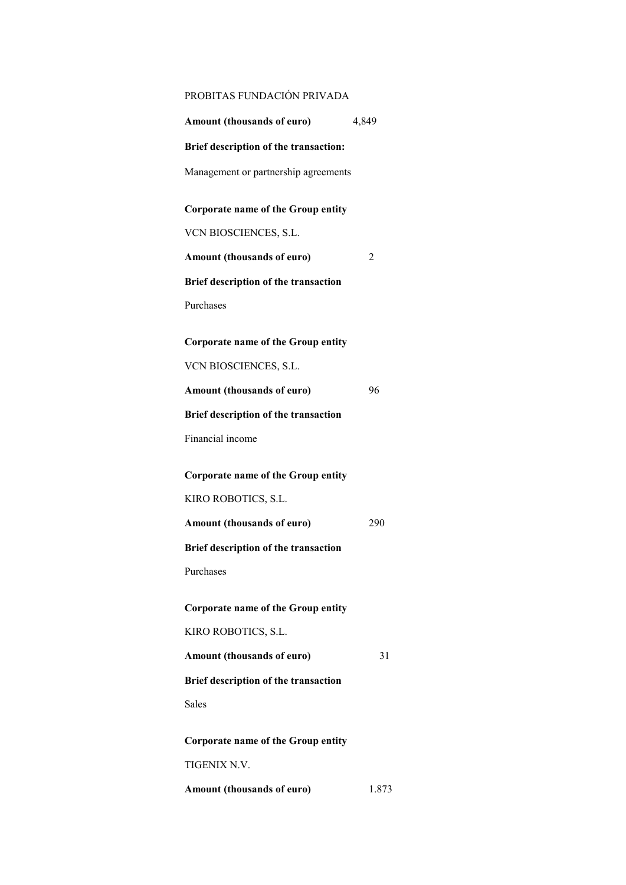PROBITAS FUNDACIÓN PRIVADA

**Amount (thousands of euro)** 4,849

**Brief description of the transaction:**

Management or partnership agreements

**Corporate name of the Group entity**

VCN BIOSCIENCES, S.L.

**Amount (thousands of euro)** 2

**Brief description of the transaction**

Purchases

**Corporate name of the Group entity**

VCN BIOSCIENCES, S.L.

**Amount (thousands of euro)** 96

**Brief description of the transaction**

Financial income

**Corporate name of the Group entity**

KIRO ROBOTICS, S.L.

**Amount (thousands of euro)** 290

**Brief description of the transaction**

Purchases

**Corporate name of the Group entity**

KIRO ROBOTICS, S.L.

**Amount (thousands of euro)** 31

**Brief description of the transaction**

Sales

**Corporate name of the Group entity**

TIGENIX N.V.

**Amount (thousands of euro)** 1.873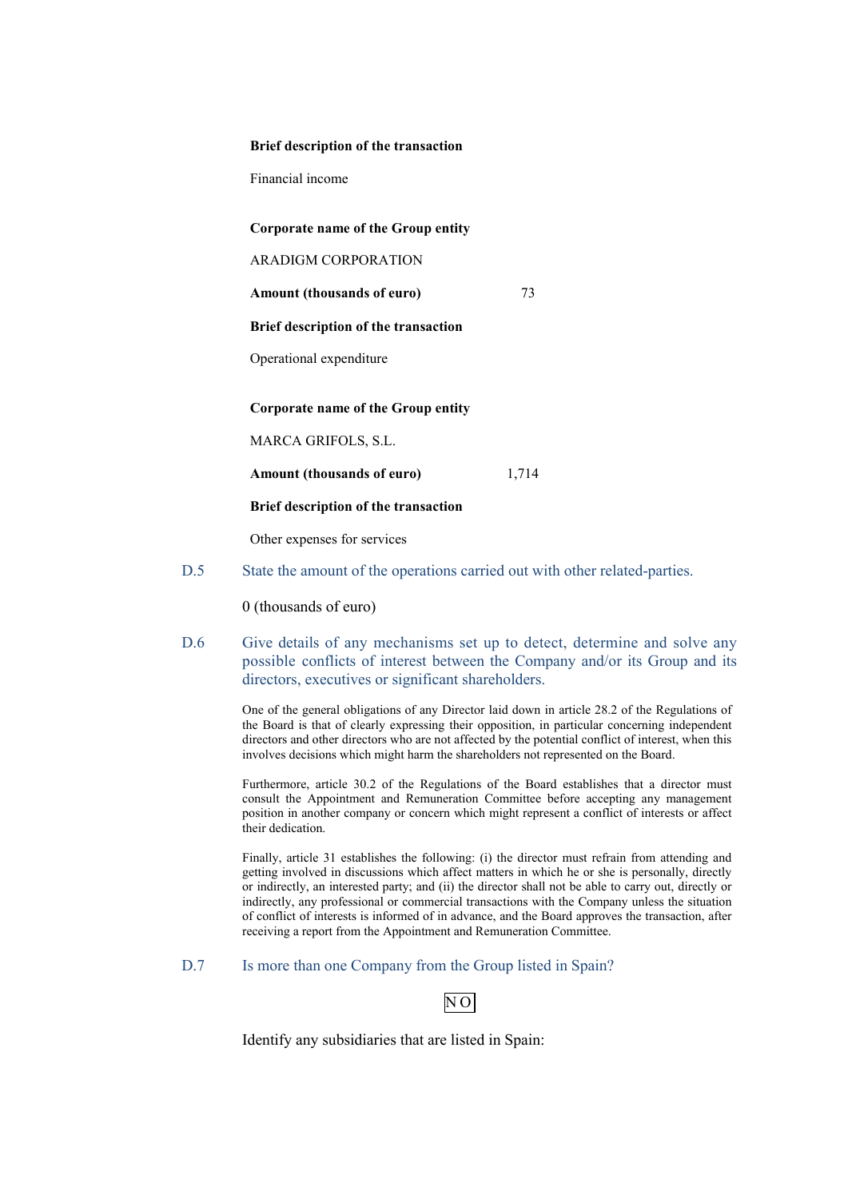**Brief description of the transaction**

Financial income

**Corporate name of the Group entity**

ARADIGM CORPORATION

**Amount (thousands of euro)** 73

**Brief description of the transaction**

Operational expenditure

**Corporate name of the Group entity**

MARCA GRIFOLS, S.L.

**Amount (thousands of euro)** 1,714

**Brief description of the transaction**

Other expenses for services

### D.5 State the amount of the operations carried out with other related-parties.

0 (thousands of euro)

### D.6 Give details of any mechanisms set up to detect, determine and solve any possible conflicts of interest between the Company and/or its Group and its directors, executives or significant shareholders.

One of the general obligations of any Director laid down in article 28.2 of the Regulations of the Board is that of clearly expressing their opposition, in particular concerning independent directors and other directors who are not affected by the potential conflict of interest, when this involves decisions which might harm the shareholders not represented on the Board.

Furthermore, article 30.2 of the Regulations of the Board establishes that a director must consult the Appointment and Remuneration Committee before accepting any management position in another company or concern which might represent a conflict of interests or affect their dedication.

Finally, article 31 establishes the following: (i) the director must refrain from attending and getting involved in discussions which affect matters in which he or she is personally, directly or indirectly, an interested party; and (ii) the director shall not be able to carry out, directly or indirectly, any professional or commercial transactions with the Company unless the situation of conflict of interests is informed of in advance, and the Board approves the transaction, after receiving a report from the Appointment and Remuneration Committee.

### D.7 Is more than one Company from the Group listed in Spain?

NO

Identify any subsidiaries that are listed in Spain: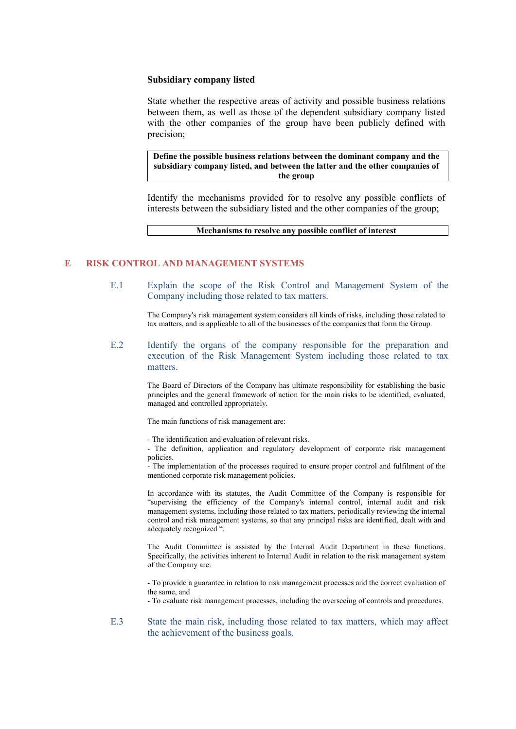**Subsidiary company listed**

State whether the respective areas of activity and possible business relations between them, as well as those of the dependent subsidiary company listed with the other companies of the group have been publicly defined with precision;

| **Define the possible business relations between the dominant company and the subsidiary company listed, and between the latter and the other companies of the group** |
|---|

Identify the mechanisms provided for to resolve any possible conflicts of interests between the subsidiary listed and the other companies of the group;

| **Mechanisms to resolve any possible conflict of interest** |
|---|

## E RISK CONTROL AND MANAGEMENT SYSTEMS

### E.1 Explain the scope of the Risk Control and Management System of the Company including those related to tax matters.

The Company's risk management system considers all kinds of risks, including those related to tax matters, and is applicable to all of the businesses of the companies that form the Group.

### E.2 Identify the organs of the company responsible for the preparation and execution of the Risk Management System including those related to tax matters.

The Board of Directors of the Company has ultimate responsibility for establishing the basic principles and the general framework of action for the main risks to be identified, evaluated, managed and controlled appropriately.

The main functions of risk management are:

- The identification and evaluation of relevant risks.
- The definition, application and regulatory development of corporate risk management policies.
- The implementation of the processes required to ensure proper control and fulfilment of the mentioned corporate risk management policies.

In accordance with its statutes, the Audit Committee of the Company is responsible for "supervising the efficiency of the Company's internal control, internal audit and risk management systems, including those related to tax matters, periodically reviewing the internal control and risk management systems, so that any principal risks are identified, dealt with and adequately recognized ".

The Audit Committee is assisted by the Internal Audit Department in these functions. Specifically, the activities inherent to Internal Audit in relation to the risk management system of the Company are:

- To provide a guarantee in relation to risk management processes and the correct evaluation of the same, and
- To evaluate risk management processes, including the overseeing of controls and procedures.

### E.3 State the main risk, including those related to tax matters, which may affect the achievement of the business goals.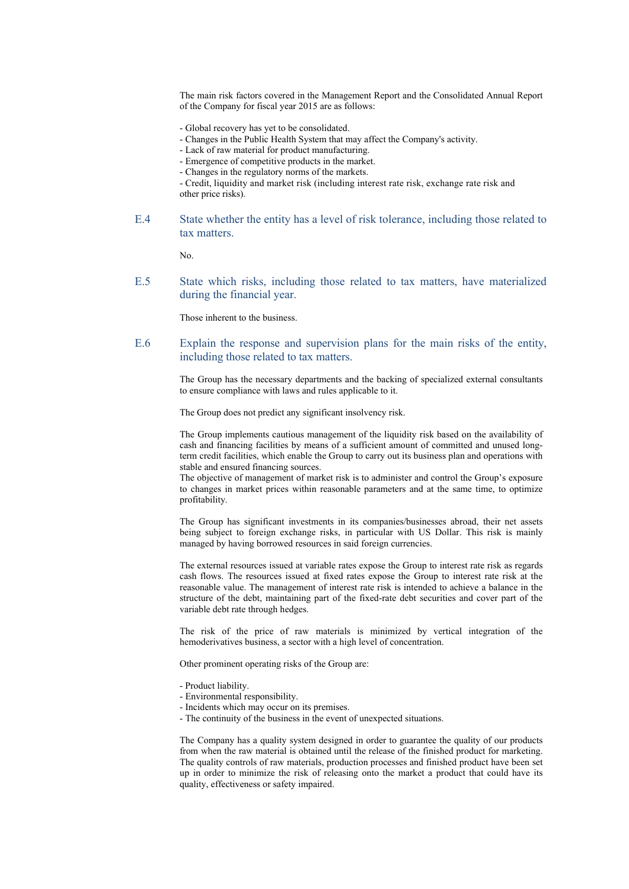The main risk factors covered in the Management Report and the Consolidated Annual Report of the Company for fiscal year 2015 are as follows:

- Global recovery has yet to be consolidated.
- Changes in the Public Health System that may affect the Company's activity.
- Lack of raw material for product manufacturing.
- Emergence of competitive products in the market.
- Changes in the regulatory norms of the markets.
- Credit, liquidity and market risk (including interest rate risk, exchange rate risk and other price risks).

### E.4 State whether the entity has a level of risk tolerance, including those related to tax matters.

No.

### E.5 State which risks, including those related to tax matters, have materialized during the financial year.

Those inherent to the business.

### E.6 Explain the response and supervision plans for the main risks of the entity, including those related to tax matters.

The Group has the necessary departments and the backing of specialized external consultants to ensure compliance with laws and rules applicable to it.

The Group does not predict any significant insolvency risk.

The Group implements cautious management of the liquidity risk based on the availability of cash and financing facilities by means of a sufficient amount of committed and unused long-term credit facilities, which enable the Group to carry out its business plan and operations with stable and ensured financing sources.
The objective of management of market risk is to administer and control the Group's exposure to changes in market prices within reasonable parameters and at the same time, to optimize profitability.

The Group has significant investments in its companies/businesses abroad, their net assets being subject to foreign exchange risks, in particular with US Dollar. This risk is mainly managed by having borrowed resources in said foreign currencies.

The external resources issued at variable rates expose the Group to interest rate risk as regards cash flows. The resources issued at fixed rates expose the Group to interest rate risk at the reasonable value. The management of interest rate risk is intended to achieve a balance in the structure of the debt, maintaining part of the fixed-rate debt securities and cover part of the variable debt rate through hedges.

The risk of the price of raw materials is minimized by vertical integration of the hemoderivatives business, a sector with a high level of concentration.

Other prominent operating risks of the Group are:

- Product liability.
- Environmental responsibility.
- Incidents which may occur on its premises.
- The continuity of the business in the event of unexpected situations.

The Company has a quality system designed in order to guarantee the quality of our products from when the raw material is obtained until the release of the finished product for marketing. The quality controls of raw materials, production processes and finished product have been set up in order to minimize the risk of releasing onto the market a product that could have its quality, effectiveness or safety impaired.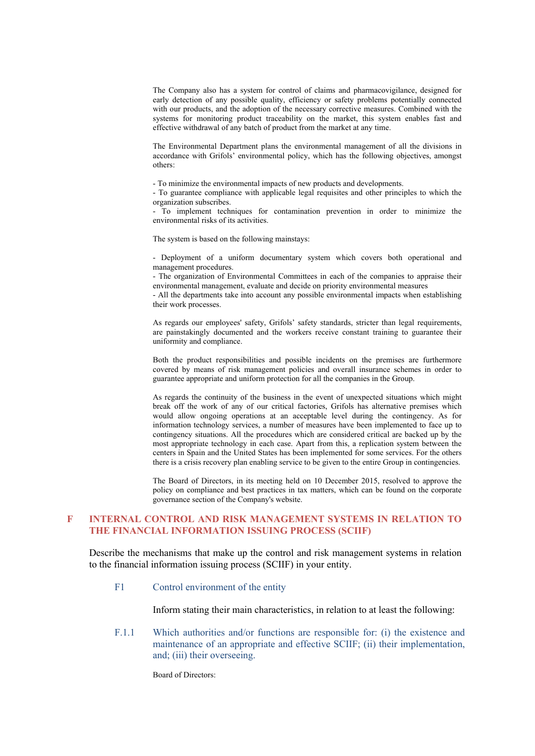The Company also has a system for control of claims and pharmacovigilance, designed for early detection of any possible quality, efficiency or safety problems potentially connected with our products, and the adoption of the necessary corrective measures. Combined with the systems for monitoring product traceability on the market, this system enables fast and effective withdrawal of any batch of product from the market at any time.

The Environmental Department plans the environmental management of all the divisions in accordance with Grifols' environmental policy, which has the following objectives, amongst others:

- To minimize the environmental impacts of new products and developments.
- To guarantee compliance with applicable legal requisites and other principles to which the organization subscribes.
- To implement techniques for contamination prevention in order to minimize the environmental risks of its activities.

The system is based on the following mainstays:

- Deployment of a uniform documentary system which covers both operational and management procedures.
- The organization of Environmental Committees in each of the companies to appraise their environmental management, evaluate and decide on priority environmental measures
- All the departments take into account any possible environmental impacts when establishing their work processes.

As regards our employees' safety, Grifols' safety standards, stricter than legal requirements, are painstakingly documented and the workers receive constant training to guarantee their uniformity and compliance.

Both the product responsibilities and possible incidents on the premises are furthermore covered by means of risk management policies and overall insurance schemes in order to guarantee appropriate and uniform protection for all the companies in the Group.

As regards the continuity of the business in the event of unexpected situations which might break off the work of any of our critical factories, Grifols has alternative premises which would allow ongoing operations at an acceptable level during the contingency. As for information technology services, a number of measures have been implemented to face up to contingency situations. All the procedures which are considered critical are backed up by the most appropriate technology in each case. Apart from this, a replication system between the centers in Spain and the United States has been implemented for some services. For the others there is a crisis recovery plan enabling service to be given to the entire Group in contingencies.

The Board of Directors, in its meeting held on 10 December 2015, resolved to approve the policy on compliance and best practices in tax matters, which can be found on the corporate governance section of the Company's website.

# F INTERNAL CONTROL AND RISK MANAGEMENT SYSTEMS IN RELATION TO THE FINANCIAL INFORMATION ISSUING PROCESS (SCIIF)

Describe the mechanisms that make up the control and risk management systems in relation to the financial information issuing process (SCIIF) in your entity.

## F1 Control environment of the entity

Inform stating their main characteristics, in relation to at least the following:

### F.1.1 Which authorities and/or functions are responsible for: (i) the existence and maintenance of an appropriate and effective SCIIF; (ii) their implementation, and; (iii) their overseeing.

Board of Directors: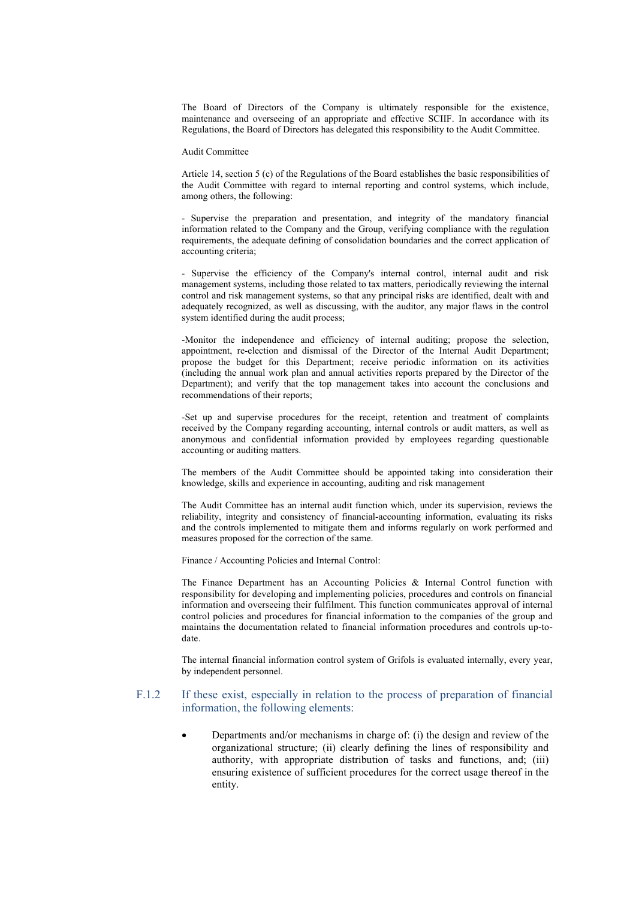The Board of Directors of the Company is ultimately responsible for the existence, maintenance and overseeing of an appropriate and effective SCIIF. In accordance with its Regulations, the Board of Directors has delegated this responsibility to the Audit Committee.

Audit Committee

Article 14, section 5 (c) of the Regulations of the Board establishes the basic responsibilities of the Audit Committee with regard to internal reporting and control systems, which include, among others, the following:

- Supervise the preparation and presentation, and integrity of the mandatory financial information related to the Company and the Group, verifying compliance with the regulation requirements, the adequate defining of consolidation boundaries and the correct application of accounting criteria;

- Supervise the efficiency of the Company's internal control, internal audit and risk management systems, including those related to tax matters, periodically reviewing the internal control and risk management systems, so that any principal risks are identified, dealt with and adequately recognized, as well as discussing, with the auditor, any major flaws in the control system identified during the audit process;

-Monitor the independence and efficiency of internal auditing; propose the selection, appointment, re-election and dismissal of the Director of the Internal Audit Department; propose the budget for this Department; receive periodic information on its activities (including the annual work plan and annual activities reports prepared by the Director of the Department); and verify that the top management takes into account the conclusions and recommendations of their reports;

-Set up and supervise procedures for the receipt, retention and treatment of complaints received by the Company regarding accounting, internal controls or audit matters, as well as anonymous and confidential information provided by employees regarding questionable accounting or auditing matters.

The members of the Audit Committee should be appointed taking into consideration their knowledge, skills and experience in accounting, auditing and risk management

The Audit Committee has an internal audit function which, under its supervision, reviews the reliability, integrity and consistency of financial-accounting information, evaluating its risks and the controls implemented to mitigate them and informs regularly on work performed and measures proposed for the correction of the same.

Finance / Accounting Policies and Internal Control:

The Finance Department has an Accounting Policies & Internal Control function with responsibility for developing and implementing policies, procedures and controls on financial information and overseeing their fulfilment. This function communicates approval of internal control policies and procedures for financial information to the companies of the group and maintains the documentation related to financial information procedures and controls up-to-date.

The internal financial information control system of Grifols is evaluated internally, every year, by independent personnel.

### F.1.2 If these exist, especially in relation to the process of preparation of financial information, the following elements:

- Departments and/or mechanisms in charge of: (i) the design and review of the organizational structure; (ii) clearly defining the lines of responsibility and authority, with appropriate distribution of tasks and functions, and; (iii) ensuring existence of sufficient procedures for the correct usage thereof in the entity.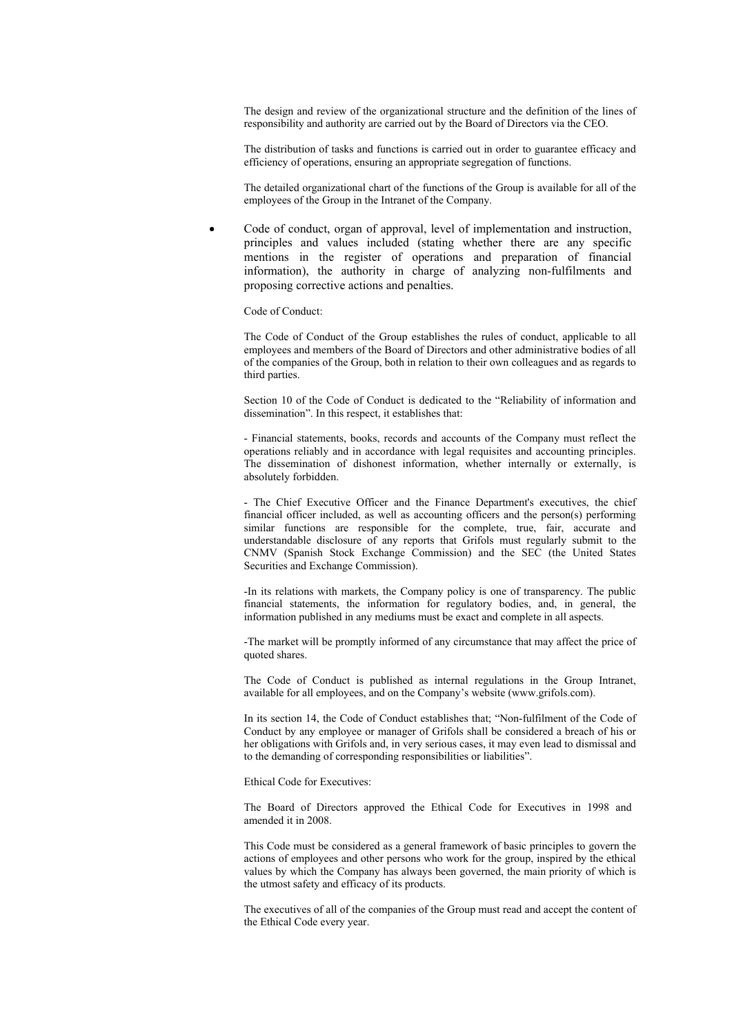The design and review of the organizational structure and the definition of the lines of responsibility and authority are carried out by the Board of Directors via the CEO.

The distribution of tasks and functions is carried out in order to guarantee efficacy and efficiency of operations, ensuring an appropriate segregation of functions.

The detailed organizational chart of the functions of the Group is available for all of the employees of the Group in the Intranet of the Company.

- Code of conduct, organ of approval, level of implementation and instruction, principles and values included (stating whether there are any specific mentions in the register of operations and preparation of financial information), the authority in charge of analyzing non-fulfilments and proposing corrective actions and penalties.

Code of Conduct:

The Code of Conduct of the Group establishes the rules of conduct, applicable to all employees and members of the Board of Directors and other administrative bodies of all of the companies of the Group, both in relation to their own colleagues and as regards to third parties.

Section 10 of the Code of Conduct is dedicated to the "Reliability of information and dissemination". In this respect, it establishes that:

- Financial statements, books, records and accounts of the Company must reflect the operations reliably and in accordance with legal requisites and accounting principles. The dissemination of dishonest information, whether internally or externally, is absolutely forbidden.

- The Chief Executive Officer and the Finance Department's executives, the chief financial officer included, as well as accounting officers and the person(s) performing similar functions are responsible for the complete, true, fair, accurate and understandable disclosure of any reports that Grifols must regularly submit to the CNMV (Spanish Stock Exchange Commission) and the SEC (the United States Securities and Exchange Commission).

-In its relations with markets, the Company policy is one of transparency. The public financial statements, the information for regulatory bodies, and, in general, the information published in any mediums must be exact and complete in all aspects.

-The market will be promptly informed of any circumstance that may affect the price of quoted shares.

The Code of Conduct is published as internal regulations in the Group Intranet, available for all employees, and on the Company's website (www.grifols.com).

In its section 14, the Code of Conduct establishes that; "Non-fulfilment of the Code of Conduct by any employee or manager of Grifols shall be considered a breach of his or her obligations with Grifols and, in very serious cases, it may even lead to dismissal and to the demanding of corresponding responsibilities or liabilities".

Ethical Code for Executives:

The Board of Directors approved the Ethical Code for Executives in 1998 and amended it in 2008.

This Code must be considered as a general framework of basic principles to govern the actions of employees and other persons who work for the group, inspired by the ethical values by which the Company has always been governed, the main priority of which is the utmost safety and efficacy of its products.

The executives of all of the companies of the Group must read and accept the content of the Ethical Code every year.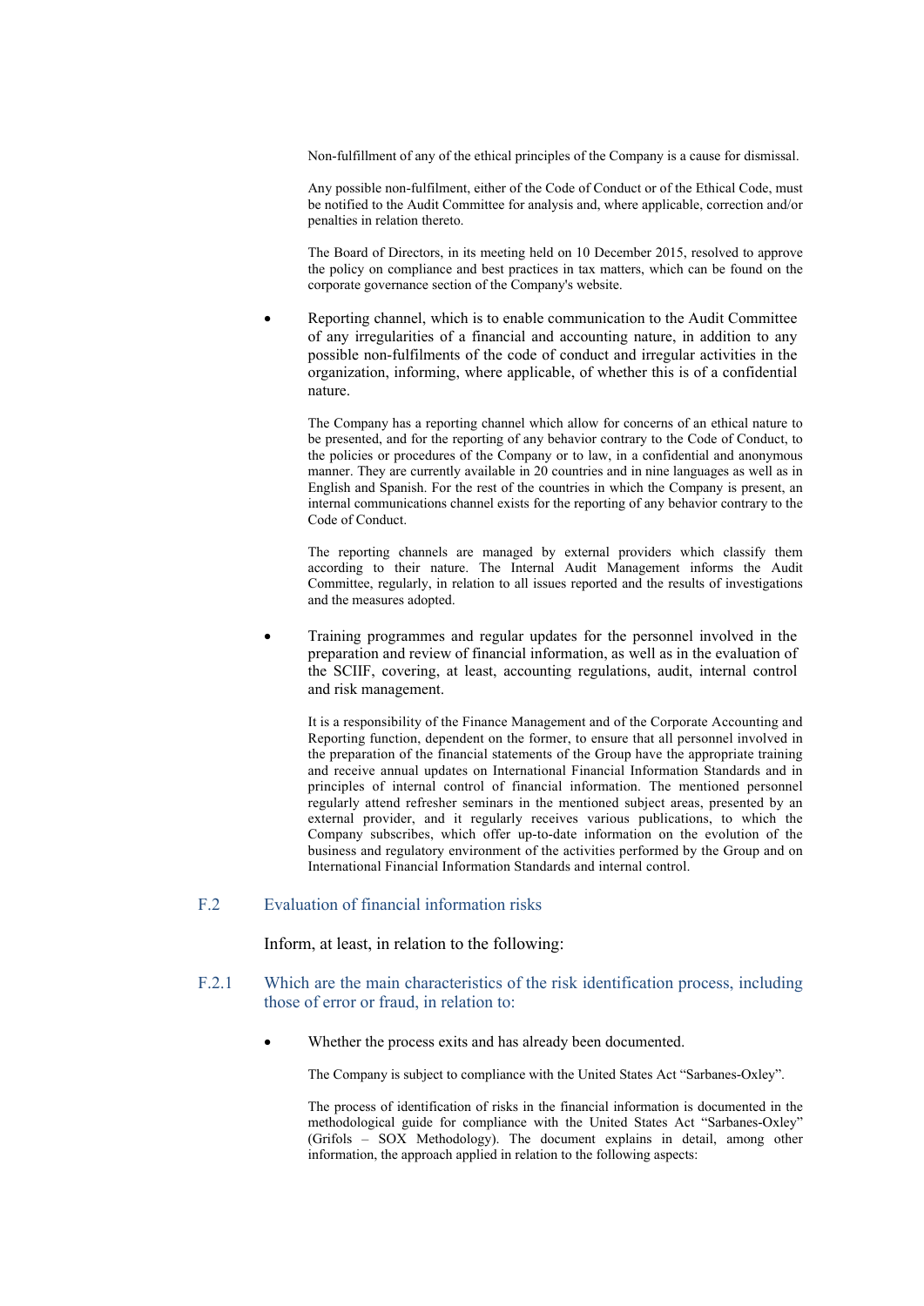Non-fulfillment of any of the ethical principles of the Company is a cause for dismissal.

Any possible non-fulfilment, either of the Code of Conduct or of the Ethical Code, must be notified to the Audit Committee for analysis and, where applicable, correction and/or penalties in relation thereto.

The Board of Directors, in its meeting held on 10 December 2015, resolved to approve the policy on compliance and best practices in tax matters, which can be found on the corporate governance section of the Company's website.

- Reporting channel, which is to enable communication to the Audit Committee of any irregularities of a financial and accounting nature, in addition to any possible non-fulfilments of the code of conduct and irregular activities in the organization, informing, where applicable, of whether this is of a confidential nature.

  The Company has a reporting channel which allow for concerns of an ethical nature to be presented, and for the reporting of any behavior contrary to the Code of Conduct, to the policies or procedures of the Company or to law, in a confidential and anonymous manner. They are currently available in 20 countries and in nine languages as well as in English and Spanish. For the rest of the countries in which the Company is present, an internal communications channel exists for the reporting of any behavior contrary to the Code of Conduct.

  The reporting channels are managed by external providers which classify them according to their nature. The Internal Audit Management informs the Audit Committee, regularly, in relation to all issues reported and the results of investigations and the measures adopted.

- Training programmes and regular updates for the personnel involved in the preparation and review of financial information, as well as in the evaluation of the SCIIF, covering, at least, accounting regulations, audit, internal control and risk management.

  It is a responsibility of the Finance Management and of the Corporate Accounting and Reporting function, dependent on the former, to ensure that all personnel involved in the preparation of the financial statements of the Group have the appropriate training and receive annual updates on International Financial Information Standards and in principles of internal control of financial information. The mentioned personnel regularly attend refresher seminars in the mentioned subject areas, presented by an external provider, and it regularly receives various publications, to which the Company subscribes, which offer up-to-date information on the evolution of the business and regulatory environment of the activities performed by the Group and on International Financial Information Standards and internal control.

## F.2 Evaluation of financial information risks

Inform, at least, in relation to the following:

### F.2.1 Which are the main characteristics of the risk identification process, including those of error or fraud, in relation to:

- Whether the process exits and has already been documented.

  The Company is subject to compliance with the United States Act "Sarbanes-Oxley".

  The process of identification of risks in the financial information is documented in the methodological guide for compliance with the United States Act "Sarbanes-Oxley" (Grifols – SOX Methodology). The document explains in detail, among other information, the approach applied in relation to the following aspects: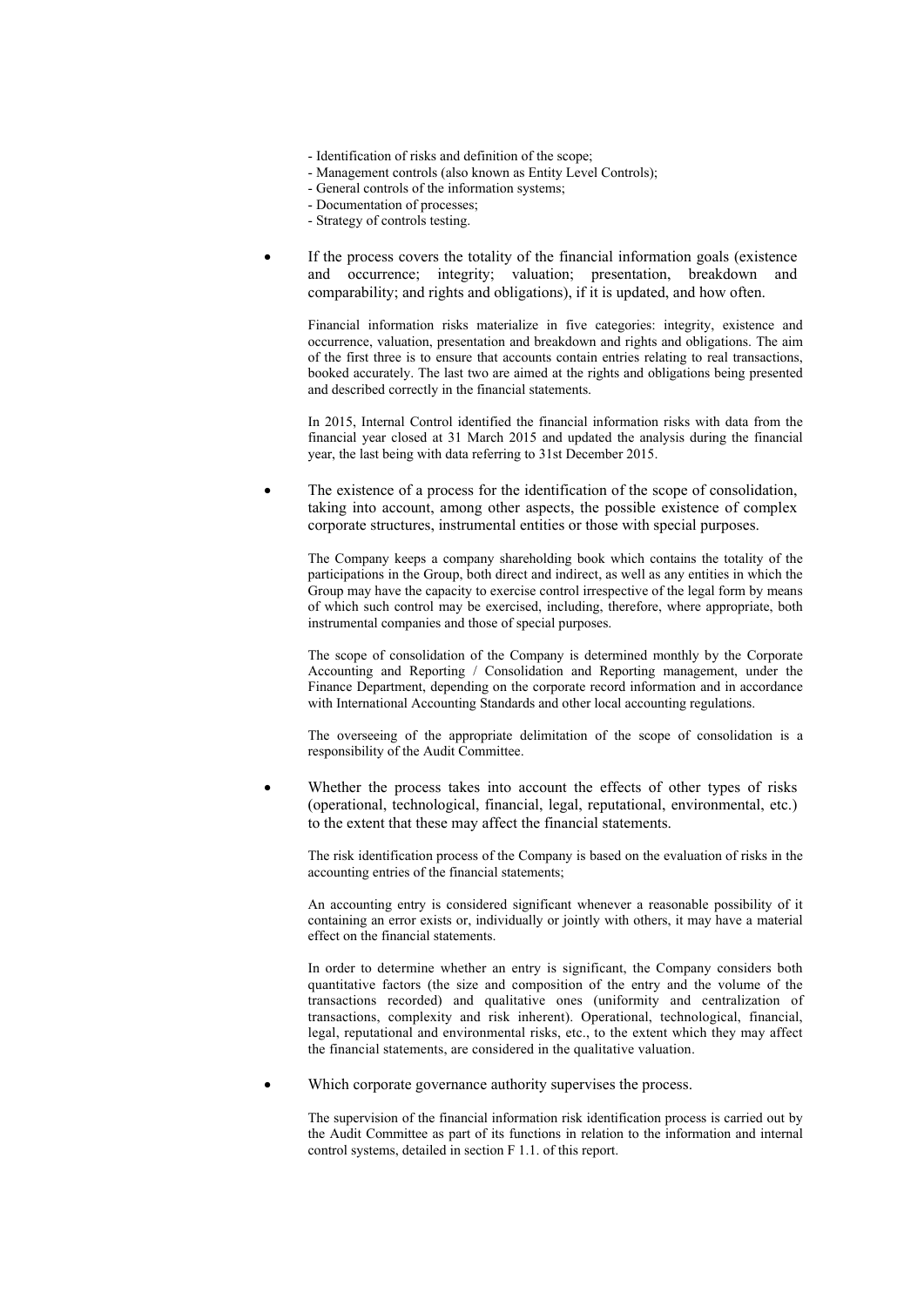- Identification of risks and definition of the scope;
- Management controls (also known as Entity Level Controls);
- General controls of the information systems;
- Documentation of processes;
- Strategy of controls testing.

- If the process covers the totality of the financial information goals (existence and occurrence; integrity; valuation; presentation, breakdown and comparability; and rights and obligations), if it is updated, and how often.

  Financial information risks materialize in five categories: integrity, existence and occurrence, valuation, presentation and breakdown and rights and obligations. The aim of the first three is to ensure that accounts contain entries relating to real transactions, booked accurately. The last two are aimed at the rights and obligations being presented and described correctly in the financial statements.

  In 2015, Internal Control identified the financial information risks with data from the financial year closed at 31 March 2015 and updated the analysis during the financial year, the last being with data referring to 31st December 2015.

- The existence of a process for the identification of the scope of consolidation, taking into account, among other aspects, the possible existence of complex corporate structures, instrumental entities or those with special purposes.

  The Company keeps a company shareholding book which contains the totality of the participations in the Group, both direct and indirect, as well as any entities in which the Group may have the capacity to exercise control irrespective of the legal form by means of which such control may be exercised, including, therefore, where appropriate, both instrumental companies and those of special purposes.

  The scope of consolidation of the Company is determined monthly by the Corporate Accounting and Reporting / Consolidation and Reporting management, under the Finance Department, depending on the corporate record information and in accordance with International Accounting Standards and other local accounting regulations.

  The overseeing of the appropriate delimitation of the scope of consolidation is a responsibility of the Audit Committee.

- Whether the process takes into account the effects of other types of risks (operational, technological, financial, legal, reputational, environmental, etc.) to the extent that these may affect the financial statements.

  The risk identification process of the Company is based on the evaluation of risks in the accounting entries of the financial statements;

  An accounting entry is considered significant whenever a reasonable possibility of it containing an error exists or, individually or jointly with others, it may have a material effect on the financial statements.

  In order to determine whether an entry is significant, the Company considers both quantitative factors (the size and composition of the entry and the volume of the transactions recorded) and qualitative ones (uniformity and centralization of transactions, complexity and risk inherent). Operational, technological, financial, legal, reputational and environmental risks, etc., to the extent which they may affect the financial statements, are considered in the qualitative valuation.

- Which corporate governance authority supervises the process.

  The supervision of the financial information risk identification process is carried out by the Audit Committee as part of its functions in relation to the information and internal control systems, detailed in section F 1.1. of this report.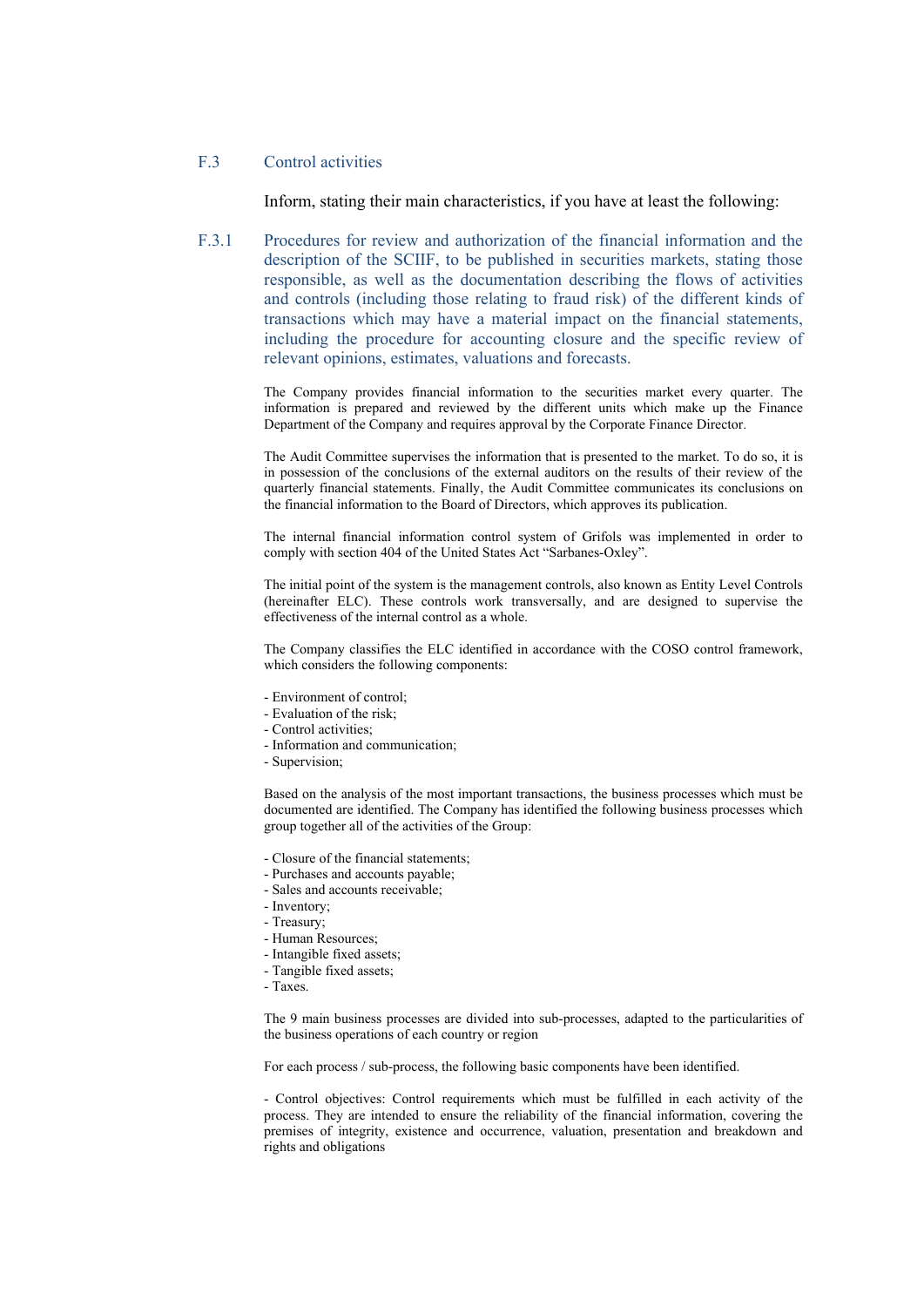## F.3 Control activities

Inform, stating their main characteristics, if you have at least the following:

### F.3.1 Procedures for review and authorization of the financial information and the description of the SCIIF, to be published in securities markets, stating those responsible, as well as the documentation describing the flows of activities and controls (including those relating to fraud risk) of the different kinds of transactions which may have a material impact on the financial statements, including the procedure for accounting closure and the specific review of relevant opinions, estimates, valuations and forecasts.

The Company provides financial information to the securities market every quarter. The information is prepared and reviewed by the different units which make up the Finance Department of the Company and requires approval by the Corporate Finance Director.

The Audit Committee supervises the information that is presented to the market. To do so, it is in possession of the conclusions of the external auditors on the results of their review of the quarterly financial statements. Finally, the Audit Committee communicates its conclusions on the financial information to the Board of Directors, which approves its publication.

The internal financial information control system of Grifols was implemented in order to comply with section 404 of the United States Act “Sarbanes-Oxley”.

The initial point of the system is the management controls, also known as Entity Level Controls (hereinafter ELC). These controls work transversally, and are designed to supervise the effectiveness of the internal control as a whole.

The Company classifies the ELC identified in accordance with the COSO control framework, which considers the following components:

- Environment of control;
- Evaluation of the risk;
- Control activities;
- Information and communication;
- Supervision;

Based on the analysis of the most important transactions, the business processes which must be documented are identified. The Company has identified the following business processes which group together all of the activities of the Group:

- Closure of the financial statements;
- Purchases and accounts payable;
- Sales and accounts receivable;
- Inventory;
- Treasury;
- Human Resources;
- Intangible fixed assets;
- Tangible fixed assets;
- Taxes.

The 9 main business processes are divided into sub-processes, adapted to the particularities of the business operations of each country or region

For each process / sub-process, the following basic components have been identified.

- Control objectives: Control requirements which must be fulfilled in each activity of the process. They are intended to ensure the reliability of the financial information, covering the premises of integrity, existence and occurrence, valuation, presentation and breakdown and rights and obligations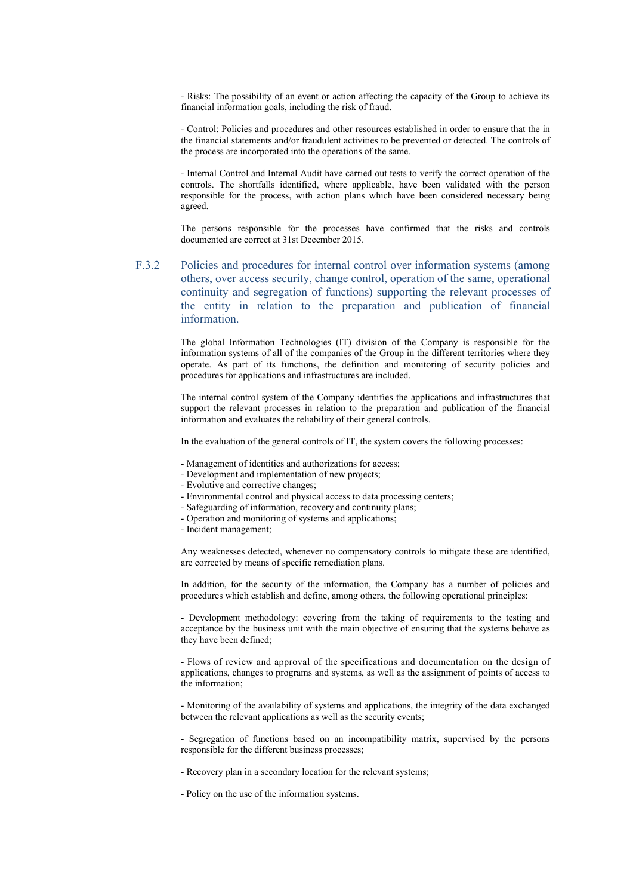- Risks: The possibility of an event or action affecting the capacity of the Group to achieve its financial information goals, including the risk of fraud.

- Control: Policies and procedures and other resources established in order to ensure that the in the financial statements and/or fraudulent activities to be prevented or detected. The controls of the process are incorporated into the operations of the same.

- Internal Control and Internal Audit have carried out tests to verify the correct operation of the controls. The shortfalls identified, where applicable, have been validated with the person responsible for the process, with action plans which have been considered necessary being agreed.

The persons responsible for the processes have confirmed that the risks and controls documented are correct at 31st December 2015.

### F.3.2 Policies and procedures for internal control over information systems (among others, over access security, change control, operation of the same, operational continuity and segregation of functions) supporting the relevant processes of the entity in relation to the preparation and publication of financial information.

The global Information Technologies (IT) division of the Company is responsible for the information systems of all of the companies of the Group in the different territories where they operate. As part of its functions, the definition and monitoring of security policies and procedures for applications and infrastructures are included.

The internal control system of the Company identifies the applications and infrastructures that support the relevant processes in relation to the preparation and publication of the financial information and evaluates the reliability of their general controls.

In the evaluation of the general controls of IT, the system covers the following processes:

- Management of identities and authorizations for access;
- Development and implementation of new projects;
- Evolutive and corrective changes;
- Environmental control and physical access to data processing centers;
- Safeguarding of information, recovery and continuity plans;
- Operation and monitoring of systems and applications;
- Incident management;

Any weaknesses detected, whenever no compensatory controls to mitigate these are identified, are corrected by means of specific remediation plans.

In addition, for the security of the information, the Company has a number of policies and procedures which establish and define, among others, the following operational principles:

- Development methodology: covering from the taking of requirements to the testing and acceptance by the business unit with the main objective of ensuring that the systems behave as they have been defined;

- Flows of review and approval of the specifications and documentation on the design of applications, changes to programs and systems, as well as the assignment of points of access to the information;

- Monitoring of the availability of systems and applications, the integrity of the data exchanged between the relevant applications as well as the security events;

- Segregation of functions based on an incompatibility matrix, supervised by the persons responsible for the different business processes;

- Recovery plan in a secondary location for the relevant systems;

- Policy on the use of the information systems.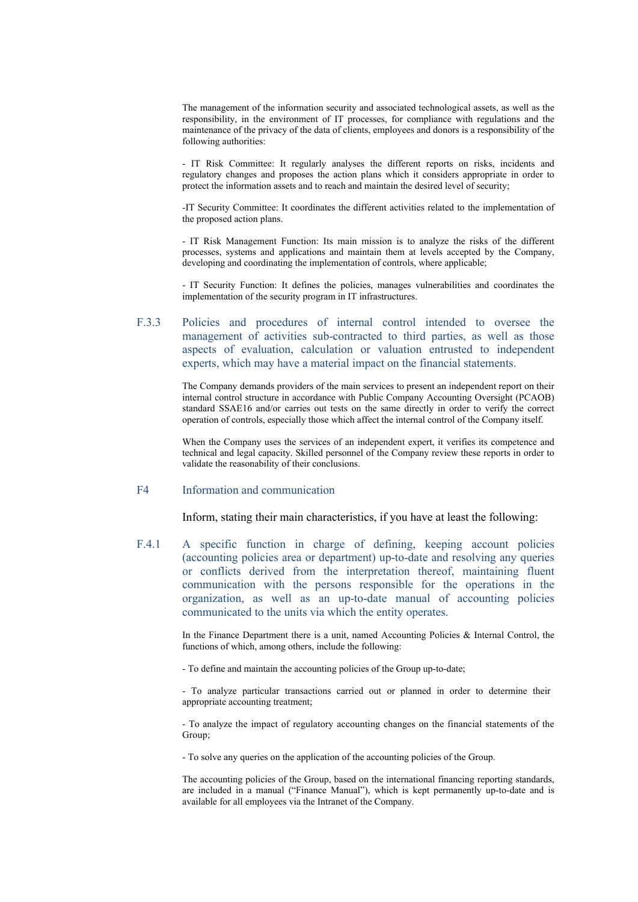The management of the information security and associated technological assets, as well as the responsibility, in the environment of IT processes, for compliance with regulations and the maintenance of the privacy of the data of clients, employees and donors is a responsibility of the following authorities:

- IT Risk Committee: It regularly analyses the different reports on risks, incidents and regulatory changes and proposes the action plans which it considers appropriate in order to protect the information assets and to reach and maintain the desired level of security;

-IT Security Committee: It coordinates the different activities related to the implementation of the proposed action plans.

- IT Risk Management Function: Its main mission is to analyze the risks of the different processes, systems and applications and maintain them at levels accepted by the Company, developing and coordinating the implementation of controls, where applicable;

- IT Security Function: It defines the policies, manages vulnerabilities and coordinates the implementation of the security program in IT infrastructures.

### F.3.3 Policies and procedures of internal control intended to oversee the management of activities sub-contracted to third parties, as well as those aspects of evaluation, calculation or valuation entrusted to independent experts, which may have a material impact on the financial statements.

The Company demands providers of the main services to present an independent report on their internal control structure in accordance with Public Company Accounting Oversight (PCAOB) standard SSAE16 and/or carries out tests on the same directly in order to verify the correct operation of controls, especially those which affect the internal control of the Company itself.

When the Company uses the services of an independent expert, it verifies its competence and technical and legal capacity. Skilled personnel of the Company review these reports in order to validate the reasonability of their conclusions.

## F4 Information and communication

Inform, stating their main characteristics, if you have at least the following:

### F.4.1 A specific function in charge of defining, keeping account policies (accounting policies area or department) up-to-date and resolving any queries or conflicts derived from the interpretation thereof, maintaining fluent communication with the persons responsible for the operations in the organization, as well as an up-to-date manual of accounting policies communicated to the units via which the entity operates.

In the Finance Department there is a unit, named Accounting Policies & Internal Control, the functions of which, among others, include the following:

- To define and maintain the accounting policies of the Group up-to-date;

- To analyze particular transactions carried out or planned in order to determine their appropriate accounting treatment;

- To analyze the impact of regulatory accounting changes on the financial statements of the Group;

- To solve any queries on the application of the accounting policies of the Group.

The accounting policies of the Group, based on the international financing reporting standards, are included in a manual ("Finance Manual"), which is kept permanently up-to-date and is available for all employees via the Intranet of the Company.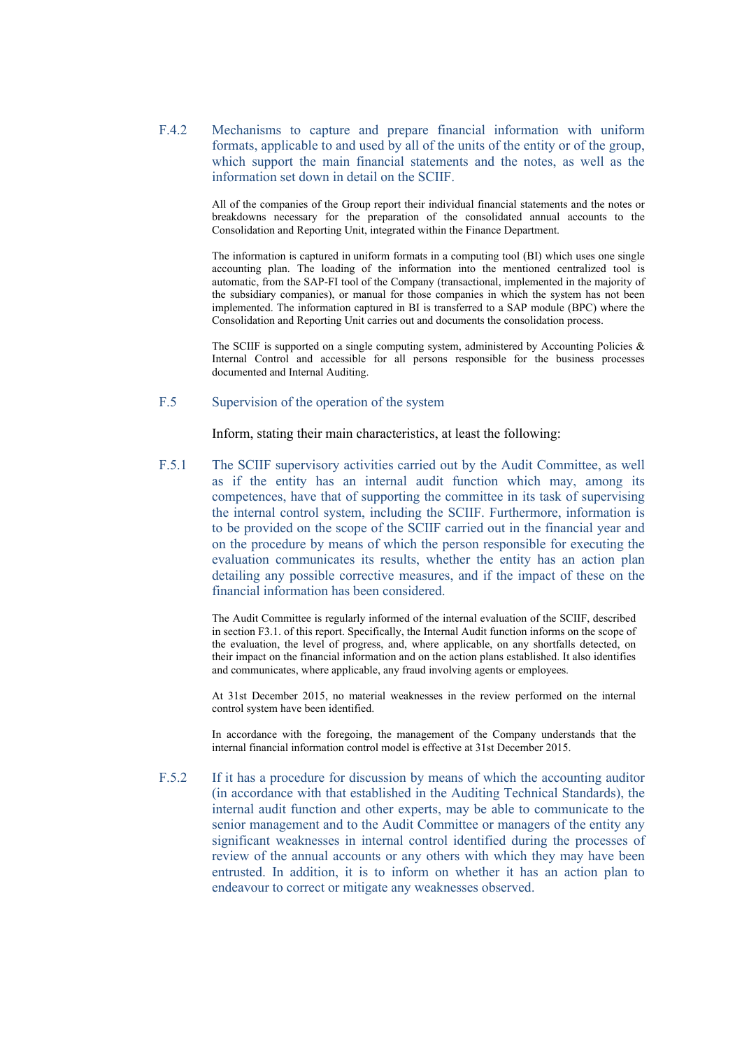### F.4.2 Mechanisms to capture and prepare financial information with uniform formats, applicable to and used by all of the units of the entity or of the group, which support the main financial statements and the notes, as well as the information set down in detail on the SCIIF.

All of the companies of the Group report their individual financial statements and the notes or breakdowns necessary for the preparation of the consolidated annual accounts to the Consolidation and Reporting Unit, integrated within the Finance Department.

The information is captured in uniform formats in a computing tool (BI) which uses one single accounting plan. The loading of the information into the mentioned centralized tool is automatic, from the SAP-FI tool of the Company (transactional, implemented in the majority of the subsidiary companies), or manual for those companies in which the system has not been implemented. The information captured in BI is transferred to a SAP module (BPC) where the Consolidation and Reporting Unit carries out and documents the consolidation process.

The SCIIF is supported on a single computing system, administered by Accounting Policies & Internal Control and accessible for all persons responsible for the business processes documented and Internal Auditing.

## F.5 Supervision of the operation of the system

Inform, stating their main characteristics, at least the following:

### F.5.1 The SCIIF supervisory activities carried out by the Audit Committee, as well as if the entity has an internal audit function which may, among its competences, have that of supporting the committee in its task of supervising the internal control system, including the SCIIF. Furthermore, information is to be provided on the scope of the SCIIF carried out in the financial year and on the procedure by means of which the person responsible for executing the evaluation communicates its results, whether the entity has an action plan detailing any possible corrective measures, and if the impact of these on the financial information has been considered.

The Audit Committee is regularly informed of the internal evaluation of the SCIIF, described in section F3.1. of this report. Specifically, the Internal Audit function informs on the scope of the evaluation, the level of progress, and, where applicable, on any shortfalls detected, on their impact on the financial information and on the action plans established. It also identifies and communicates, where applicable, any fraud involving agents or employees.

At 31st December 2015, no material weaknesses in the review performed on the internal control system have been identified.

In accordance with the foregoing, the management of the Company understands that the internal financial information control model is effective at 31st December 2015.

### F.5.2 If it has a procedure for discussion by means of which the accounting auditor (in accordance with that established in the Auditing Technical Standards), the internal audit function and other experts, may be able to communicate to the senior management and to the Audit Committee or managers of the entity any significant weaknesses in internal control identified during the processes of review of the annual accounts or any others with which they may have been entrusted. In addition, it is to inform on whether it has an action plan to endeavour to correct or mitigate any weaknesses observed.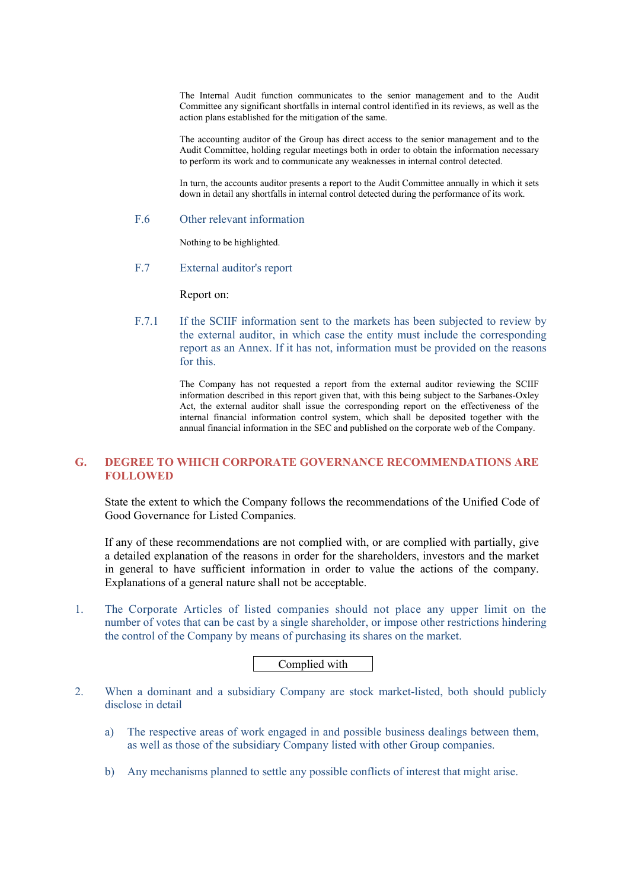The Internal Audit function communicates to the senior management and to the Audit Committee any significant shortfalls in internal control identified in its reviews, as well as the action plans established for the mitigation of the same.

The accounting auditor of the Group has direct access to the senior management and to the Audit Committee, holding regular meetings both in order to obtain the information necessary to perform its work and to communicate any weaknesses in internal control detected.

In turn, the accounts auditor presents a report to the Audit Committee annually in which it sets down in detail any shortfalls in internal control detected during the performance of its work.

### F.6 Other relevant information

Nothing to be highlighted.

### F.7 External auditor's report

Report on:

#### F.7.1 If the SCIIF information sent to the markets has been subjected to review by the external auditor, in which case the entity must include the corresponding report as an Annex. If it has not, information must be provided on the reasons for this.

The Company has not requested a report from the external auditor reviewing the SCIIF information described in this report given that, with this being subject to the Sarbanes-Oxley Act, the external auditor shall issue the corresponding report on the effectiveness of the internal financial information control system, which shall be deposited together with the annual financial information in the SEC and published on the corporate web of the Company.

## G. DEGREE TO WHICH CORPORATE GOVERNANCE RECOMMENDATIONS ARE FOLLOWED

State the extent to which the Company follows the recommendations of the Unified Code of Good Governance for Listed Companies.

If any of these recommendations are not complied with, or are complied with partially, give a detailed explanation of the reasons in order for the shareholders, investors and the market in general to have sufficient information in order to value the actions of the company. Explanations of a general nature shall not be acceptable.

1. The Corporate Articles of listed companies should not place any upper limit on the number of votes that can be cast by a single shareholder, or impose other restrictions hindering the control of the Company by means of purchasing its shares on the market.

Complied with

2. When a dominant and a subsidiary Company are stock market-listed, both should publicly disclose in detail

   a) The respective areas of work engaged in and possible business dealings between them, as well as those of the subsidiary Company listed with other Group companies.

   b) Any mechanisms planned to settle any possible conflicts of interest that might arise.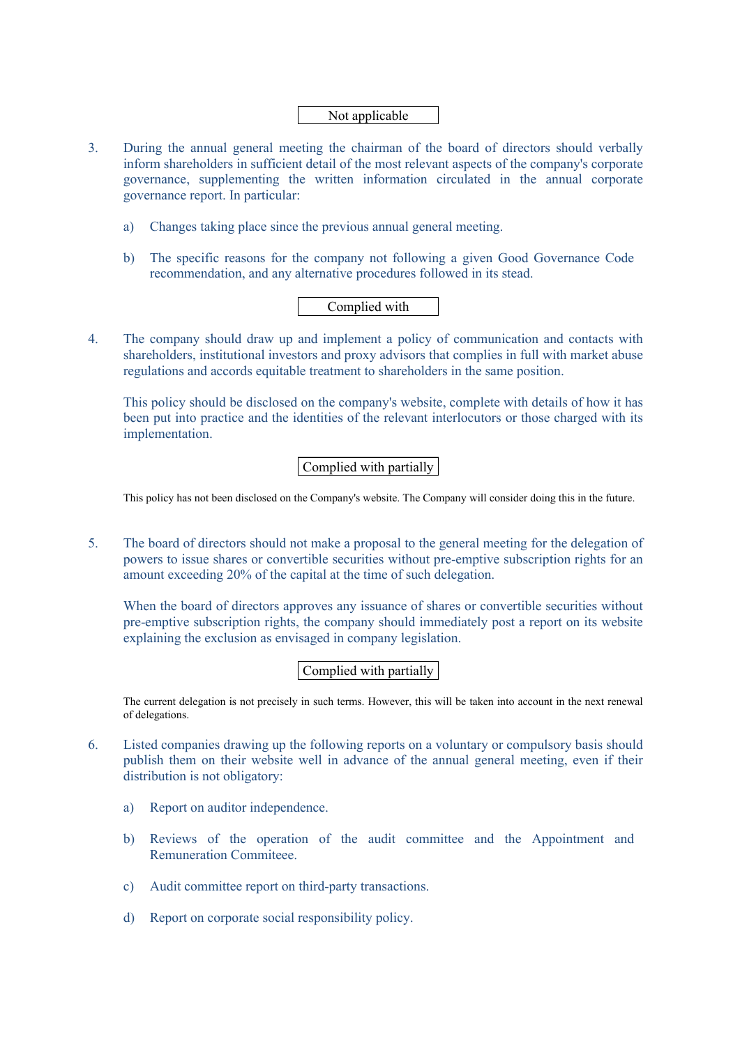Not applicable

3. During the annual general meeting the chairman of the board of directors should verbally inform shareholders in sufficient detail of the most relevant aspects of the company's corporate governance, supplementing the written information circulated in the annual corporate governance report. In particular:

   a) Changes taking place since the previous annual general meeting.

   b) The specific reasons for the company not following a given Good Governance Code recommendation, and any alternative procedures followed in its stead.

Complied with

4. The company should draw up and implement a policy of communication and contacts with shareholders, institutional investors and proxy advisors that complies in full with market abuse regulations and accords equitable treatment to shareholders in the same position.

   This policy should be disclosed on the company's website, complete with details of how it has been put into practice and the identities of the relevant interlocutors or those charged with its implementation.

Complied with partially

This policy has not been disclosed on the Company's website. The Company will consider doing this in the future.

5. The board of directors should not make a proposal to the general meeting for the delegation of powers to issue shares or convertible securities without pre-emptive subscription rights for an amount exceeding 20% of the capital at the time of such delegation.

   When the board of directors approves any issuance of shares or convertible securities without pre-emptive subscription rights, the company should immediately post a report on its website explaining the exclusion as envisaged in company legislation.

Complied with partially

The current delegation is not precisely in such terms. However, this will be taken into account in the next renewal of delegations.

6. Listed companies drawing up the following reports on a voluntary or compulsory basis should publish them on their website well in advance of the annual general meeting, even if their distribution is not obligatory:

   a) Report on auditor independence.

   b) Reviews of the operation of the audit committee and the Appointment and Remuneration Commiteee.

   c) Audit committee report on third-party transactions.

   d) Report on corporate social responsibility policy.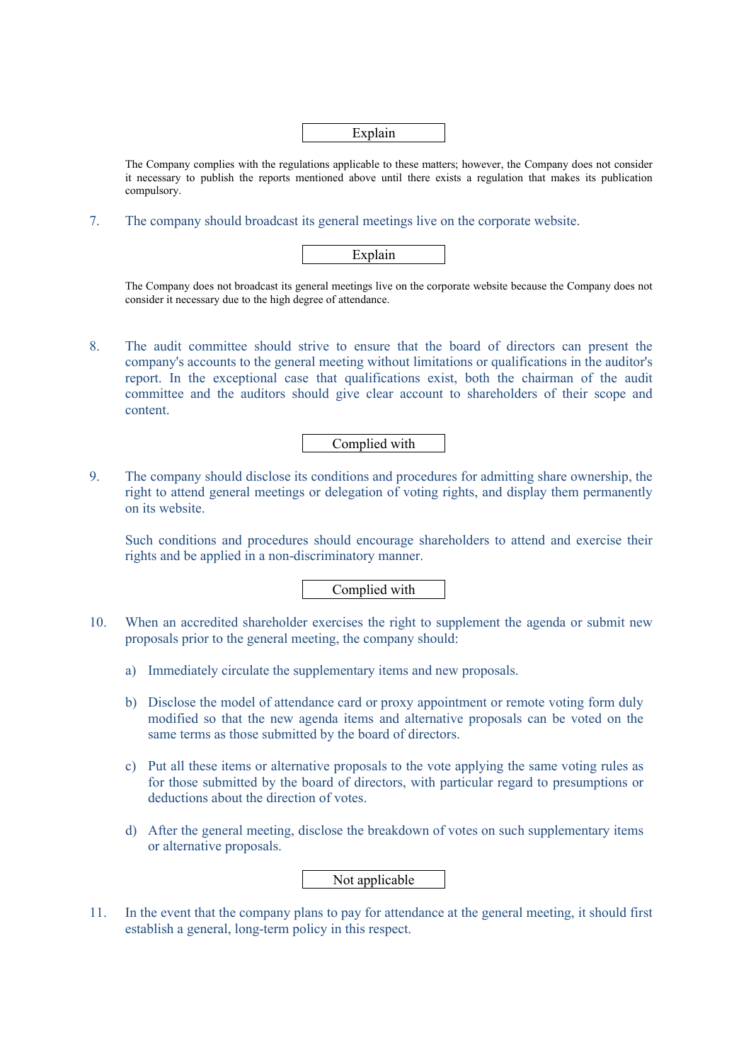Explain

The Company complies with the regulations applicable to these matters; however, the Company does not consider it necessary to publish the reports mentioned above until there exists a regulation that makes its publication compulsory.

7. The company should broadcast its general meetings live on the corporate website.

Explain

The Company does not broadcast its general meetings live on the corporate website because the Company does not consider it necessary due to the high degree of attendance.

8. The audit committee should strive to ensure that the board of directors can present the company's accounts to the general meeting without limitations or qualifications in the auditor's report. In the exceptional case that qualifications exist, both the chairman of the audit committee and the auditors should give clear account to shareholders of their scope and content.

Complied with

9. The company should disclose its conditions and procedures for admitting share ownership, the right to attend general meetings or delegation of voting rights, and display them permanently on its website.

   Such conditions and procedures should encourage shareholders to attend and exercise their rights and be applied in a non-discriminatory manner.

Complied with

10. When an accredited shareholder exercises the right to supplement the agenda or submit new proposals prior to the general meeting, the company should:

    a) Immediately circulate the supplementary items and new proposals.

    b) Disclose the model of attendance card or proxy appointment or remote voting form duly modified so that the new agenda items and alternative proposals can be voted on the same terms as those submitted by the board of directors.

    c) Put all these items or alternative proposals to the vote applying the same voting rules as for those submitted by the board of directors, with particular regard to presumptions or deductions about the direction of votes.

    d) After the general meeting, disclose the breakdown of votes on such supplementary items or alternative proposals.

Not applicable

11. In the event that the company plans to pay for attendance at the general meeting, it should first establish a general, long-term policy in this respect.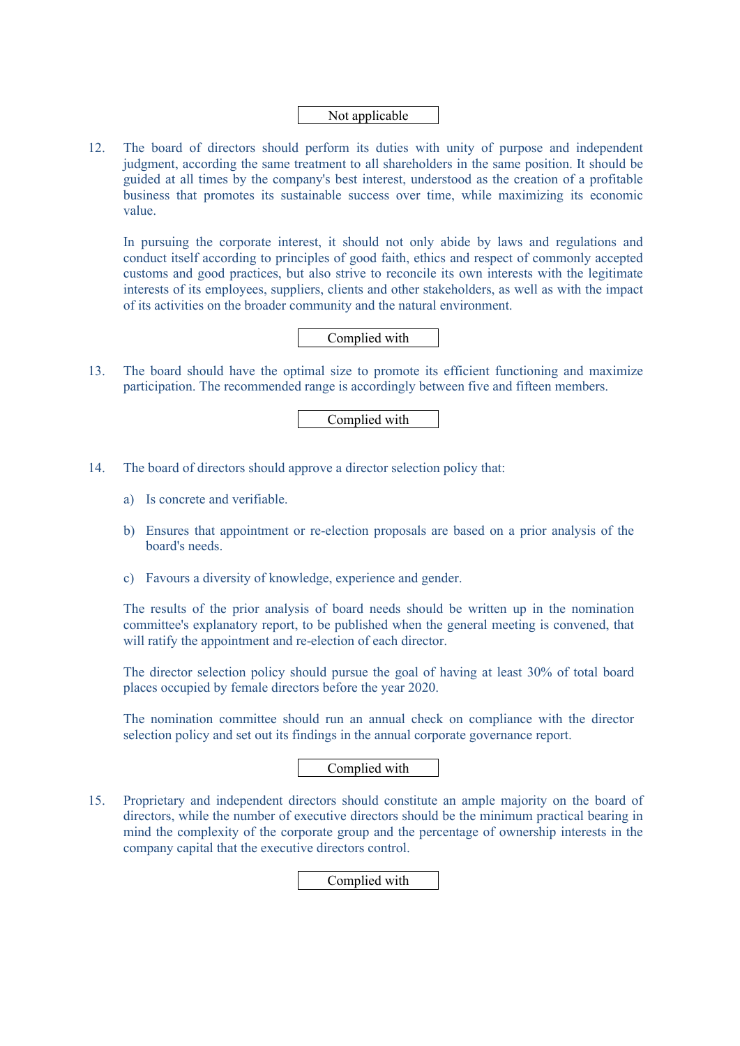Not applicable

12. The board of directors should perform its duties with unity of purpose and independent judgment, according the same treatment to all shareholders in the same position. It should be guided at all times by the company's best interest, understood as the creation of a profitable business that promotes its sustainable success over time, while maximizing its economic value.

    In pursuing the corporate interest, it should not only abide by laws and regulations and conduct itself according to principles of good faith, ethics and respect of commonly accepted customs and good practices, but also strive to reconcile its own interests with the legitimate interests of its employees, suppliers, clients and other stakeholders, as well as with the impact of its activities on the broader community and the natural environment.

Complied with

13. The board should have the optimal size to promote its efficient functioning and maximize participation. The recommended range is accordingly between five and fifteen members.

Complied with

14. The board of directors should approve a director selection policy that:

    a) Is concrete and verifiable.

    b) Ensures that appointment or re-election proposals are based on a prior analysis of the board's needs.

    c) Favours a diversity of knowledge, experience and gender.

    The results of the prior analysis of board needs should be written up in the nomination committee's explanatory report, to be published when the general meeting is convened, that will ratify the appointment and re-election of each director.

    The director selection policy should pursue the goal of having at least 30% of total board places occupied by female directors before the year 2020.

    The nomination committee should run an annual check on compliance with the director selection policy and set out its findings in the annual corporate governance report.

Complied with

15. Proprietary and independent directors should constitute an ample majority on the board of directors, while the number of executive directors should be the minimum practical bearing in mind the complexity of the corporate group and the percentage of ownership interests in the company capital that the executive directors control.

Complied with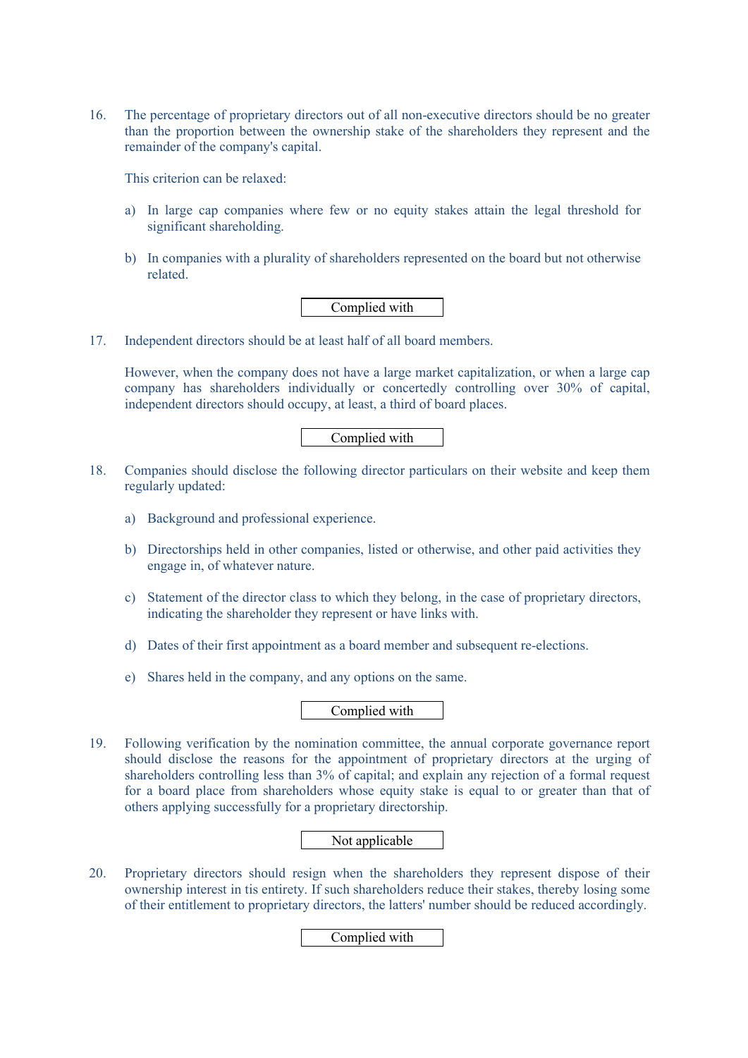16. The percentage of proprietary directors out of all non-executive directors should be no greater than the proportion between the ownership stake of the shareholders they represent and the remainder of the company's capital.

    This criterion can be relaxed:

    a) In large cap companies where few or no equity stakes attain the legal threshold for significant shareholding.

    b) In companies with a plurality of shareholders represented on the board but not otherwise related.

    Complied with

17. Independent directors should be at least half of all board members.

    However, when the company does not have a large market capitalization, or when a large cap company has shareholders individually or concertedly controlling over 30% of capital, independent directors should occupy, at least, a third of board places.

    Complied with

18. Companies should disclose the following director particulars on their website and keep them regularly updated:

    a) Background and professional experience.

    b) Directorships held in other companies, listed or otherwise, and other paid activities they engage in, of whatever nature.

    c) Statement of the director class to which they belong, in the case of proprietary directors, indicating the shareholder they represent or have links with.

    d) Dates of their first appointment as a board member and subsequent re-elections.

    e) Shares held in the company, and any options on the same.

    Complied with

19. Following verification by the nomination committee, the annual corporate governance report should disclose the reasons for the appointment of proprietary directors at the urging of shareholders controlling less than 3% of capital; and explain any rejection of a formal request for a board place from shareholders whose equity stake is equal to or greater than that of others applying successfully for a proprietary directorship.

    Not applicable

20. Proprietary directors should resign when the shareholders they represent dispose of their ownership interest in tis entirety. If such shareholders reduce their stakes, thereby losing some of their entitlement to proprietary directors, the latters' number should be reduced accordingly.

    Complied with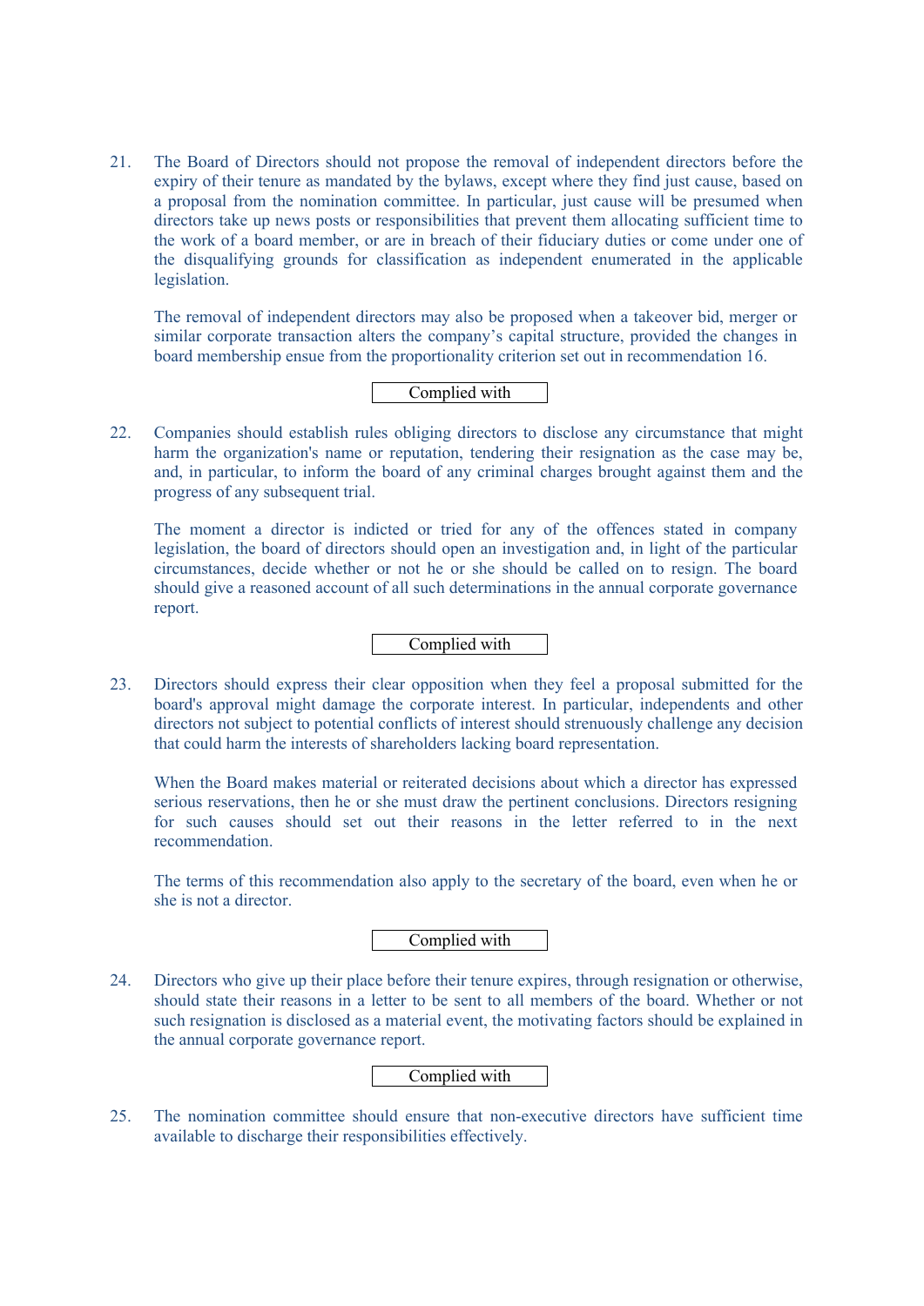21. The Board of Directors should not propose the removal of independent directors before the expiry of their tenure as mandated by the bylaws, except where they find just cause, based on a proposal from the nomination committee. In particular, just cause will be presumed when directors take up news posts or responsibilities that prevent them allocating sufficient time to the work of a board member, or are in breach of their fiduciary duties or come under one of the disqualifying grounds for classification as independent enumerated in the applicable legislation.

    The removal of independent directors may also be proposed when a takeover bid, merger or similar corporate transaction alters the company's capital structure, provided the changes in board membership ensue from the proportionality criterion set out in recommendation 16.

    Complied with

22. Companies should establish rules obliging directors to disclose any circumstance that might harm the organization's name or reputation, tendering their resignation as the case may be, and, in particular, to inform the board of any criminal charges brought against them and the progress of any subsequent trial.

    The moment a director is indicted or tried for any of the offences stated in company legislation, the board of directors should open an investigation and, in light of the particular circumstances, decide whether or not he or she should be called on to resign. The board should give a reasoned account of all such determinations in the annual corporate governance report.

    Complied with

23. Directors should express their clear opposition when they feel a proposal submitted for the board's approval might damage the corporate interest. In particular, independents and other directors not subject to potential conflicts of interest should strenuously challenge any decision that could harm the interests of shareholders lacking board representation.

    When the Board makes material or reiterated decisions about which a director has expressed serious reservations, then he or she must draw the pertinent conclusions. Directors resigning for such causes should set out their reasons in the letter referred to in the next recommendation.

    The terms of this recommendation also apply to the secretary of the board, even when he or she is not a director.

    Complied with

24. Directors who give up their place before their tenure expires, through resignation or otherwise, should state their reasons in a letter to be sent to all members of the board. Whether or not such resignation is disclosed as a material event, the motivating factors should be explained in the annual corporate governance report.

    Complied with

25. The nomination committee should ensure that non-executive directors have sufficient time available to discharge their responsibilities effectively.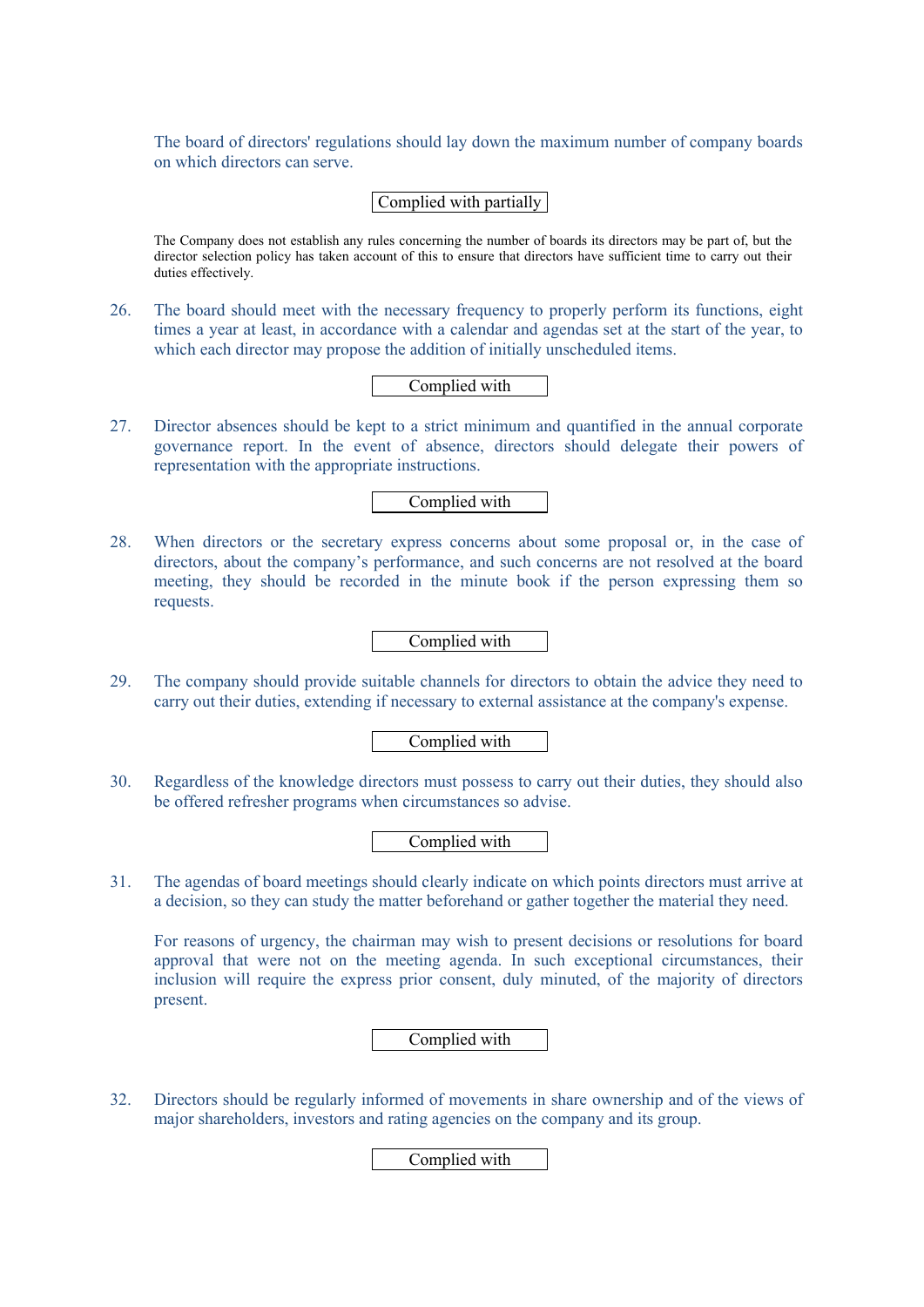The board of directors' regulations should lay down the maximum number of company boards on which directors can serve.

Complied with partially

The Company does not establish any rules concerning the number of boards its directors may be part of, but the director selection policy has taken account of this to ensure that directors have sufficient time to carry out their duties effectively.

26. The board should meet with the necessary frequency to properly perform its functions, eight times a year at least, in accordance with a calendar and agendas set at the start of the year, to which each director may propose the addition of initially unscheduled items.

Complied with

27. Director absences should be kept to a strict minimum and quantified in the annual corporate governance report. In the event of absence, directors should delegate their powers of representation with the appropriate instructions.

Complied with

28. When directors or the secretary express concerns about some proposal or, in the case of directors, about the company's performance, and such concerns are not resolved at the board meeting, they should be recorded in the minute book if the person expressing them so requests.

Complied with

29. The company should provide suitable channels for directors to obtain the advice they need to carry out their duties, extending if necessary to external assistance at the company's expense.

Complied with

30. Regardless of the knowledge directors must possess to carry out their duties, they should also be offered refresher programs when circumstances so advise.

Complied with

31. The agendas of board meetings should clearly indicate on which points directors must arrive at a decision, so they can study the matter beforehand or gather together the material they need.

For reasons of urgency, the chairman may wish to present decisions or resolutions for board approval that were not on the meeting agenda. In such exceptional circumstances, their inclusion will require the express prior consent, duly minuted, of the majority of directors present.

Complied with

32. Directors should be regularly informed of movements in share ownership and of the views of major shareholders, investors and rating agencies on the company and its group.

Complied with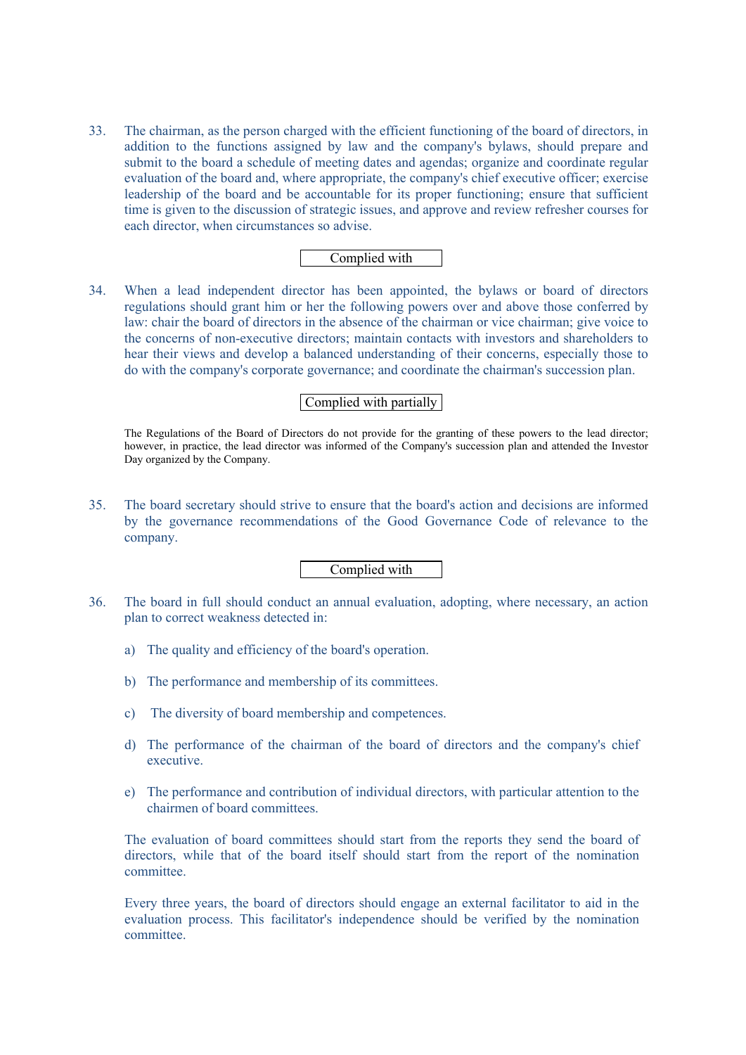33. The chairman, as the person charged with the efficient functioning of the board of directors, in addition to the functions assigned by law and the company's bylaws, should prepare and submit to the board a schedule of meeting dates and agendas; organize and coordinate regular evaluation of the board and, where appropriate, the company's chief executive officer; exercise leadership of the board and be accountable for its proper functioning; ensure that sufficient time is given to the discussion of strategic issues, and approve and review refresher courses for each director, when circumstances so advise.

Complied with

34. When a lead independent director has been appointed, the bylaws or board of directors regulations should grant him or her the following powers over and above those conferred by law: chair the board of directors in the absence of the chairman or vice chairman; give voice to the concerns of non-executive directors; maintain contacts with investors and shareholders to hear their views and develop a balanced understanding of their concerns, especially those to do with the company's corporate governance; and coordinate the chairman's succession plan.

Complied with partially

The Regulations of the Board of Directors do not provide for the granting of these powers to the lead director; however, in practice, the lead director was informed of the Company's succession plan and attended the Investor Day organized by the Company.

35. The board secretary should strive to ensure that the board's action and decisions are informed by the governance recommendations of the Good Governance Code of relevance to the company.

Complied with

36. The board in full should conduct an annual evaluation, adopting, where necessary, an action plan to correct weakness detected in:

    a) The quality and efficiency of the board's operation.

    b) The performance and membership of its committees.

    c) The diversity of board membership and competences.

    d) The performance of the chairman of the board of directors and the company's chief executive.

    e) The performance and contribution of individual directors, with particular attention to the chairmen of board committees.

    The evaluation of board committees should start from the reports they send the board of directors, while that of the board itself should start from the report of the nomination committee.

    Every three years, the board of directors should engage an external facilitator to aid in the evaluation process. This facilitator's independence should be verified by the nomination committee.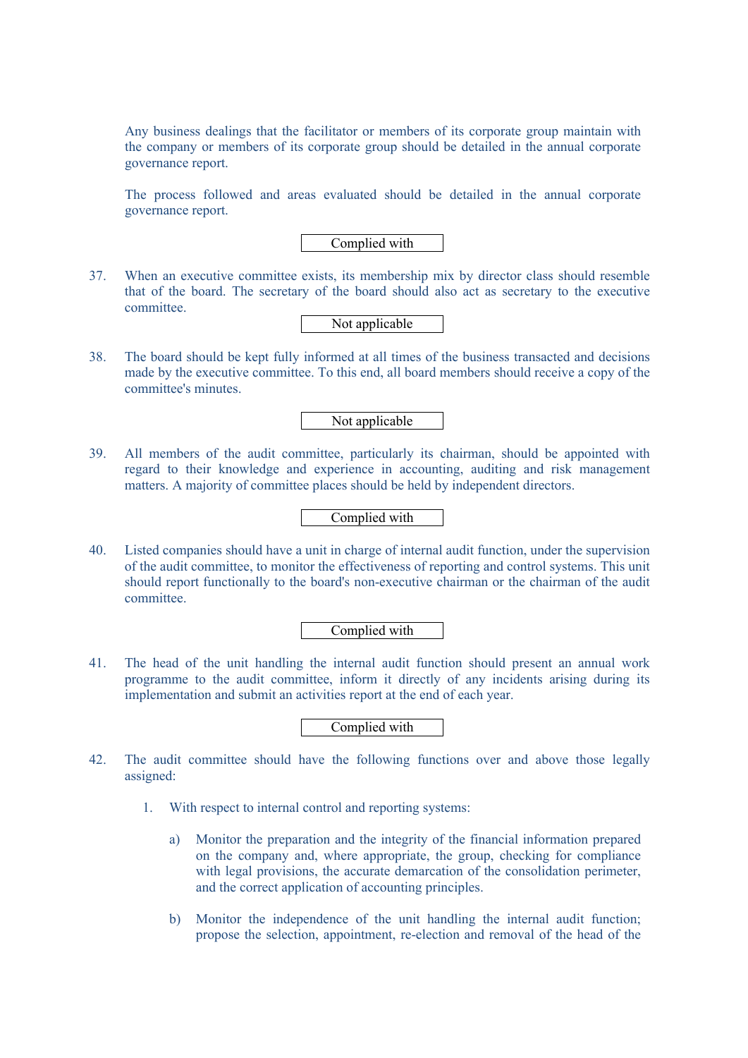Any business dealings that the facilitator or members of its corporate group maintain with the company or members of its corporate group should be detailed in the annual corporate governance report.

The process followed and areas evaluated should be detailed in the annual corporate governance report.

**Complied with**

37. When an executive committee exists, its membership mix by director class should resemble that of the board. The secretary of the board should also act as secretary to the executive committee.

**Not applicable**

38. The board should be kept fully informed at all times of the business transacted and decisions made by the executive committee. To this end, all board members should receive a copy of the committee's minutes.

**Not applicable**

39. All members of the audit committee, particularly its chairman, should be appointed with regard to their knowledge and experience in accounting, auditing and risk management matters. A majority of committee places should be held by independent directors.

**Complied with**

40. Listed companies should have a unit in charge of internal audit function, under the supervision of the audit committee, to monitor the effectiveness of reporting and control systems. This unit should report functionally to the board's non-executive chairman or the chairman of the audit committee.

**Complied with**

41. The head of the unit handling the internal audit function should present an annual work programme to the audit committee, inform it directly of any incidents arising during its implementation and submit an activities report at the end of each year.

**Complied with**

42. The audit committee should have the following functions over and above those legally assigned:

    1. With respect to internal control and reporting systems:

        a) Monitor the preparation and the integrity of the financial information prepared on the company and, where appropriate, the group, checking for compliance with legal provisions, the accurate demarcation of the consolidation perimeter, and the correct application of accounting principles.

        b) Monitor the independence of the unit handling the internal audit function; propose the selection, appointment, re-election and removal of the head of the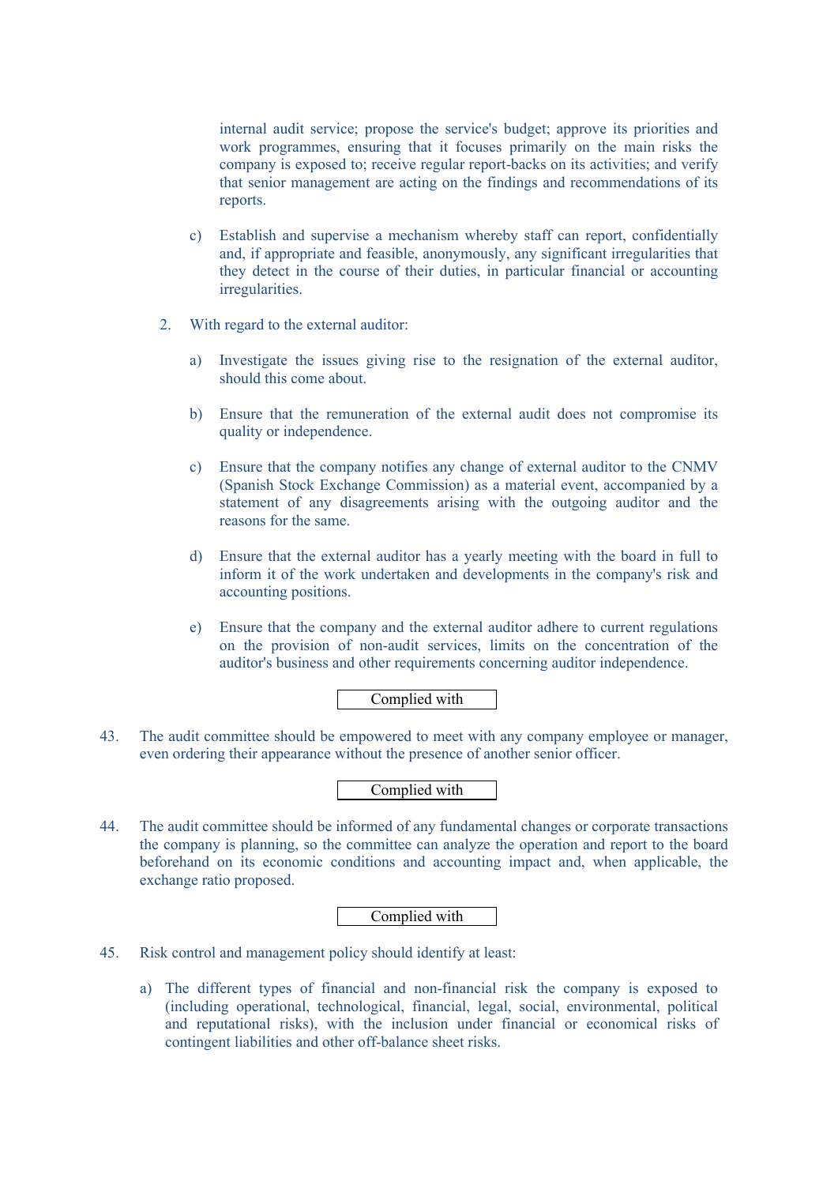internal audit service; propose the service's budget; approve its priorities and work programmes, ensuring that it focuses primarily on the main risks the company is exposed to; receive regular report-backs on its activities; and verify that senior management are acting on the findings and recommendations of its reports.

c) Establish and supervise a mechanism whereby staff can report, confidentially and, if appropriate and feasible, anonymously, any significant irregularities that they detect in the course of their duties, in particular financial or accounting irregularities.

2. With regard to the external auditor:

a) Investigate the issues giving rise to the resignation of the external auditor, should this come about.

b) Ensure that the remuneration of the external audit does not compromise its quality or independence.

c) Ensure that the company notifies any change of external auditor to the CNMV (Spanish Stock Exchange Commission) as a material event, accompanied by a statement of any disagreements arising with the outgoing auditor and the reasons for the same.

d) Ensure that the external auditor has a yearly meeting with the board in full to inform it of the work undertaken and developments in the company's risk and accounting positions.

e) Ensure that the company and the external auditor adhere to current regulations on the provision of non-audit services, limits on the concentration of the auditor's business and other requirements concerning auditor independence.

Complied with

43. The audit committee should be empowered to meet with any company employee or manager, even ordering their appearance without the presence of another senior officer.

Complied with

44. The audit committee should be informed of any fundamental changes or corporate transactions the company is planning, so the committee can analyze the operation and report to the board beforehand on its economic conditions and accounting impact and, when applicable, the exchange ratio proposed.

Complied with

45. Risk control and management policy should identify at least:

a) The different types of financial and non-financial risk the company is exposed to (including operational, technological, financial, legal, social, environmental, political and reputational risks), with the inclusion under financial or economical risks of contingent liabilities and other off-balance sheet risks.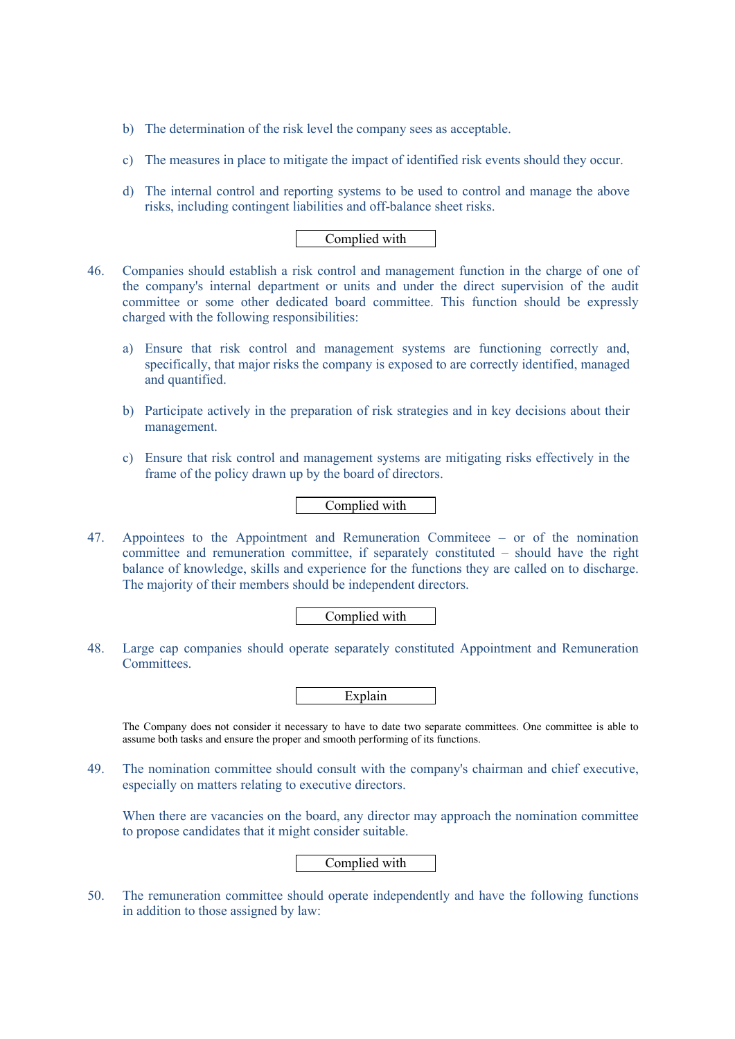b) The determination of the risk level the company sees as acceptable.

c) The measures in place to mitigate the impact of identified risk events should they occur.

d) The internal control and reporting systems to be used to control and manage the above risks, including contingent liabilities and off-balance sheet risks.

Complied with

46. Companies should establish a risk control and management function in the charge of one of the company's internal department or units and under the direct supervision of the audit committee or some other dedicated board committee. This function should be expressly charged with the following responsibilities:

   a) Ensure that risk control and management systems are functioning correctly and, specifically, that major risks the company is exposed to are correctly identified, managed and quantified.

   b) Participate actively in the preparation of risk strategies and in key decisions about their management.

   c) Ensure that risk control and management systems are mitigating risks effectively in the frame of the policy drawn up by the board of directors.

Complied with

47. Appointees to the Appointment and Remuneration Commiteee – or of the nomination committee and remuneration committee, if separately constituted – should have the right balance of knowledge, skills and experience for the functions they are called on to discharge. The majority of their members should be independent directors.

Complied with

48. Large cap companies should operate separately constituted Appointment and Remuneration Committees.

Explain

The Company does not consider it necessary to have to date two separate committees. One committee is able to assume both tasks and ensure the proper and smooth performing of its functions.

49. The nomination committee should consult with the company's chairman and chief executive, especially on matters relating to executive directors.

   When there are vacancies on the board, any director may approach the nomination committee to propose candidates that it might consider suitable.

Complied with

50. The remuneration committee should operate independently and have the following functions in addition to those assigned by law: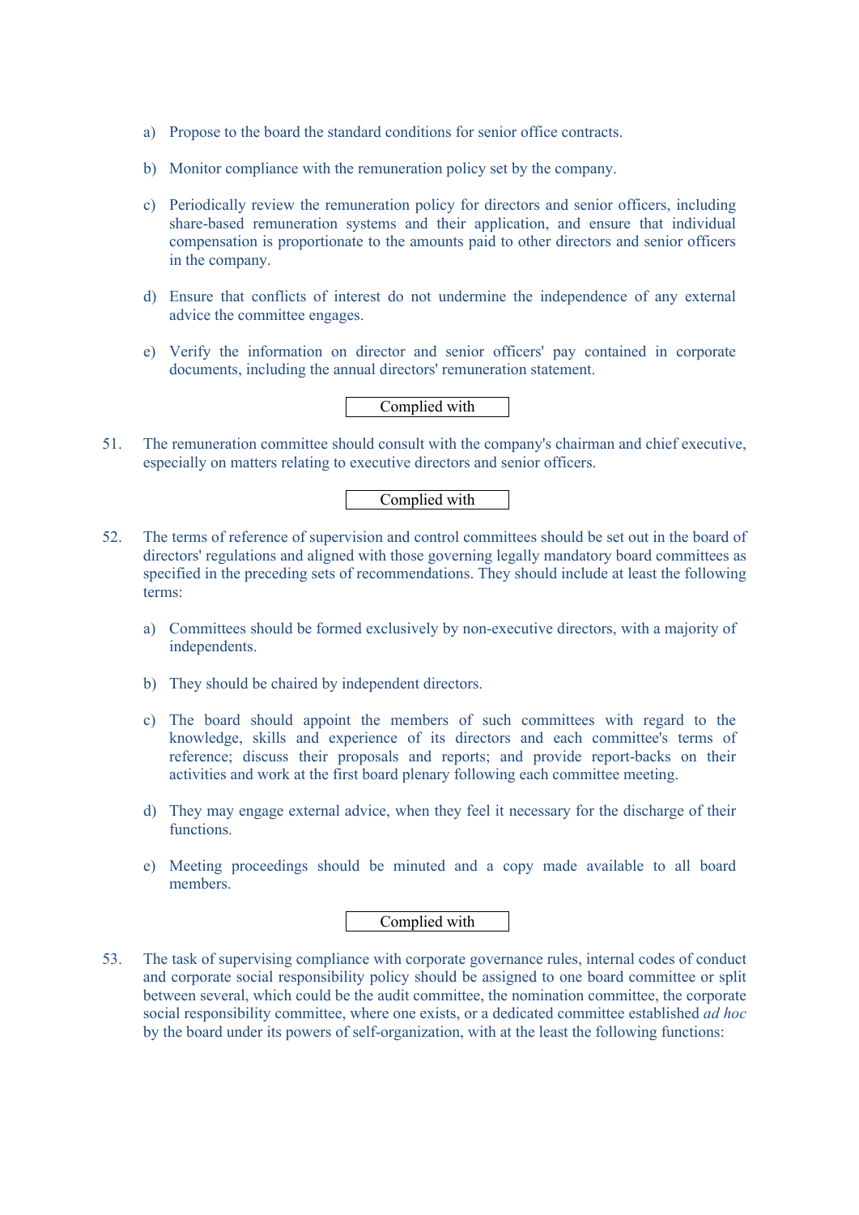a) Propose to the board the standard conditions for senior office contracts.

b) Monitor compliance with the remuneration policy set by the company.

c) Periodically review the remuneration policy for directors and senior officers, including share-based remuneration systems and their application, and ensure that individual compensation is proportionate to the amounts paid to other directors and senior officers in the company.

d) Ensure that conflicts of interest do not undermine the independence of any external advice the committee engages.

e) Verify the information on director and senior officers' pay contained in corporate documents, including the annual directors' remuneration statement.

Complied with

51. The remuneration committee should consult with the company's chairman and chief executive, especially on matters relating to executive directors and senior officers.

Complied with

52. The terms of reference of supervision and control committees should be set out in the board of directors' regulations and aligned with those governing legally mandatory board committees as specified in the preceding sets of recommendations. They should include at least the following terms:

a) Committees should be formed exclusively by non-executive directors, with a majority of independents.

b) They should be chaired by independent directors.

c) The board should appoint the members of such committees with regard to the knowledge, skills and experience of its directors and each committee's terms of reference; discuss their proposals and reports; and provide report-backs on their activities and work at the first board plenary following each committee meeting.

d) They may engage external advice, when they feel it necessary for the discharge of their functions.

e) Meeting proceedings should be minuted and a copy made available to all board members.

Complied with

53. The task of supervising compliance with corporate governance rules, internal codes of conduct and corporate social responsibility policy should be assigned to one board committee or split between several, which could be the audit committee, the nomination committee, the corporate social responsibility committee, where one exists, or a dedicated committee established *ad hoc* by the board under its powers of self-organization, with at the least the following functions: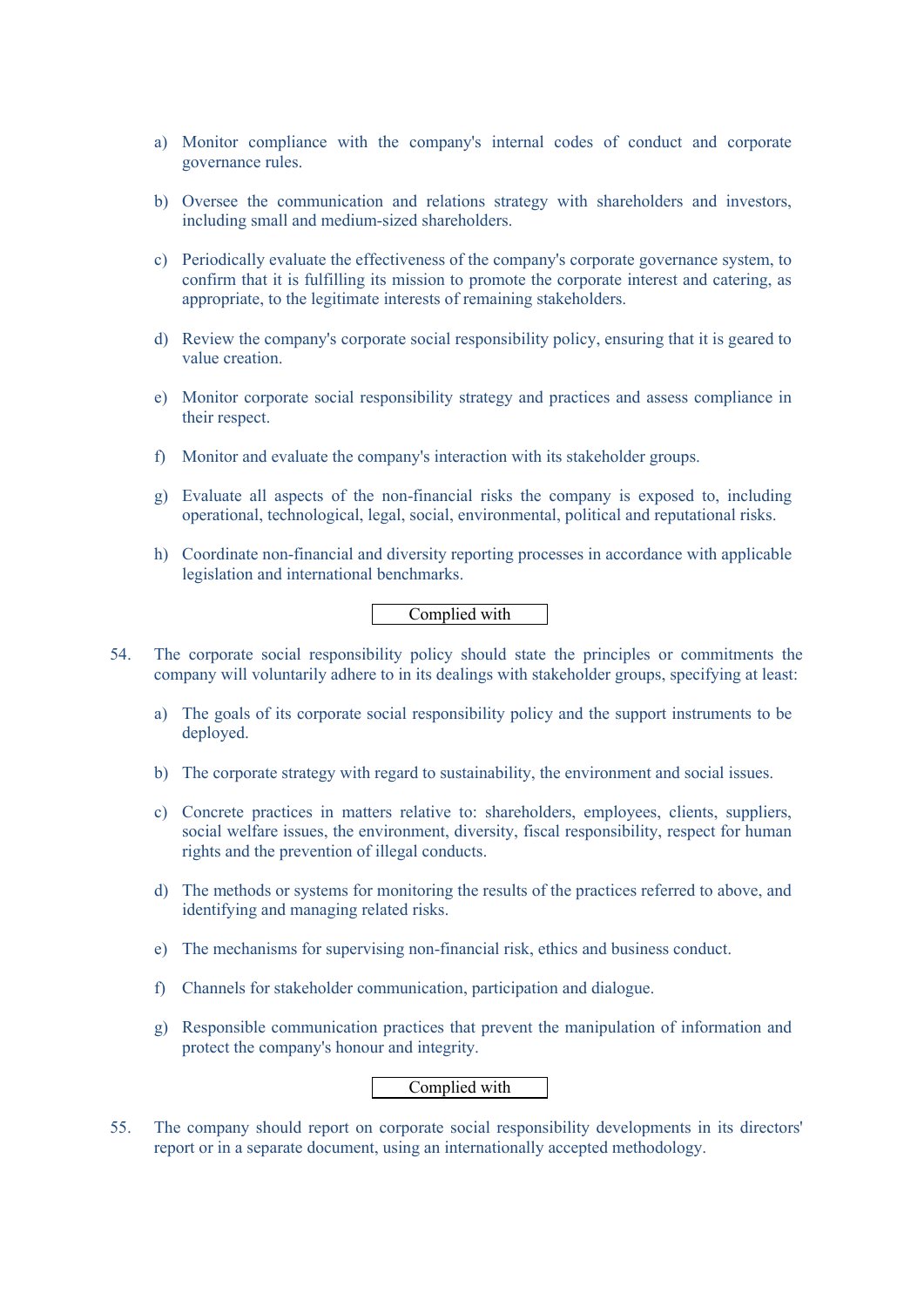a) Monitor compliance with the company's internal codes of conduct and corporate governance rules.

b) Oversee the communication and relations strategy with shareholders and investors, including small and medium-sized shareholders.

c) Periodically evaluate the effectiveness of the company's corporate governance system, to confirm that it is fulfilling its mission to promote the corporate interest and catering, as appropriate, to the legitimate interests of remaining stakeholders.

d) Review the company's corporate social responsibility policy, ensuring that it is geared to value creation.

e) Monitor corporate social responsibility strategy and practices and assess compliance in their respect.

f) Monitor and evaluate the company's interaction with its stakeholder groups.

g) Evaluate all aspects of the non-financial risks the company is exposed to, including operational, technological, legal, social, environmental, political and reputational risks.

h) Coordinate non-financial and diversity reporting processes in accordance with applicable legislation and international benchmarks.

Complied with

54. The corporate social responsibility policy should state the principles or commitments the company will voluntarily adhere to in its dealings with stakeholder groups, specifying at least:

a) The goals of its corporate social responsibility policy and the support instruments to be deployed.

b) The corporate strategy with regard to sustainability, the environment and social issues.

c) Concrete practices in matters relative to: shareholders, employees, clients, suppliers, social welfare issues, the environment, diversity, fiscal responsibility, respect for human rights and the prevention of illegal conducts.

d) The methods or systems for monitoring the results of the practices referred to above, and identifying and managing related risks.

e) The mechanisms for supervising non-financial risk, ethics and business conduct.

f) Channels for stakeholder communication, participation and dialogue.

g) Responsible communication practices that prevent the manipulation of information and protect the company's honour and integrity.

Complied with

55. The company should report on corporate social responsibility developments in its directors' report or in a separate document, using an internationally accepted methodology.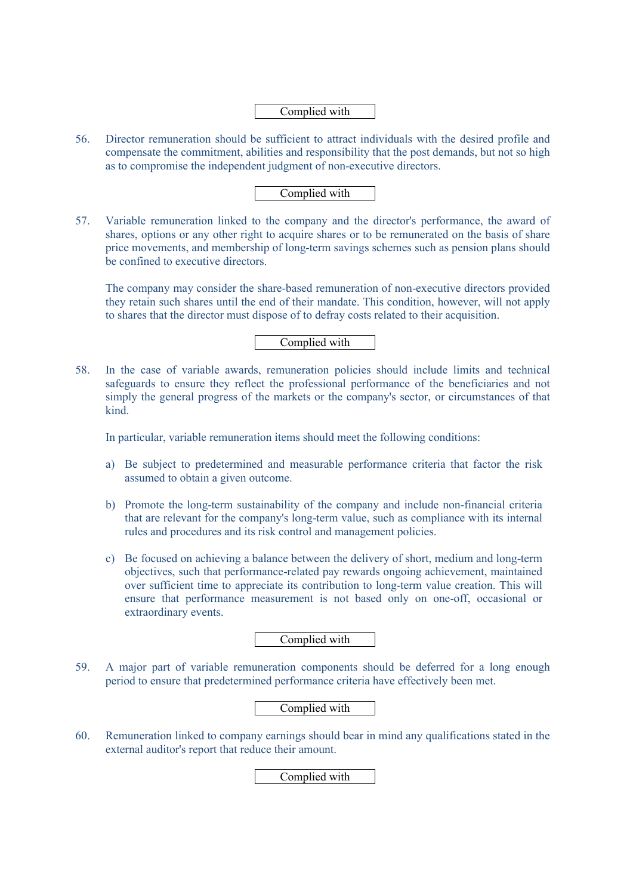Complied with

56. Director remuneration should be sufficient to attract individuals with the desired profile and compensate the commitment, abilities and responsibility that the post demands, but not so high as to compromise the independent judgment of non-executive directors.

Complied with

57. Variable remuneration linked to the company and the director's performance, the award of shares, options or any other right to acquire shares or to be remunerated on the basis of share price movements, and membership of long-term savings schemes such as pension plans should be confined to executive directors.

    The company may consider the share-based remuneration of non-executive directors provided they retain such shares until the end of their mandate. This condition, however, will not apply to shares that the director must dispose of to defray costs related to their acquisition.

Complied with

58. In the case of variable awards, remuneration policies should include limits and technical safeguards to ensure they reflect the professional performance of the beneficiaries and not simply the general progress of the markets or the company's sector, or circumstances of that kind.

    In particular, variable remuneration items should meet the following conditions:

    a) Be subject to predetermined and measurable performance criteria that factor the risk assumed to obtain a given outcome.

    b) Promote the long-term sustainability of the company and include non-financial criteria that are relevant for the company's long-term value, such as compliance with its internal rules and procedures and its risk control and management policies.

    c) Be focused on achieving a balance between the delivery of short, medium and long-term objectives, such that performance-related pay rewards ongoing achievement, maintained over sufficient time to appreciate its contribution to long-term value creation. This will ensure that performance measurement is not based only on one-off, occasional or extraordinary events.

Complied with

59. A major part of variable remuneration components should be deferred for a long enough period to ensure that predetermined performance criteria have effectively been met.

Complied with

60. Remuneration linked to company earnings should bear in mind any qualifications stated in the external auditor's report that reduce their amount.

Complied with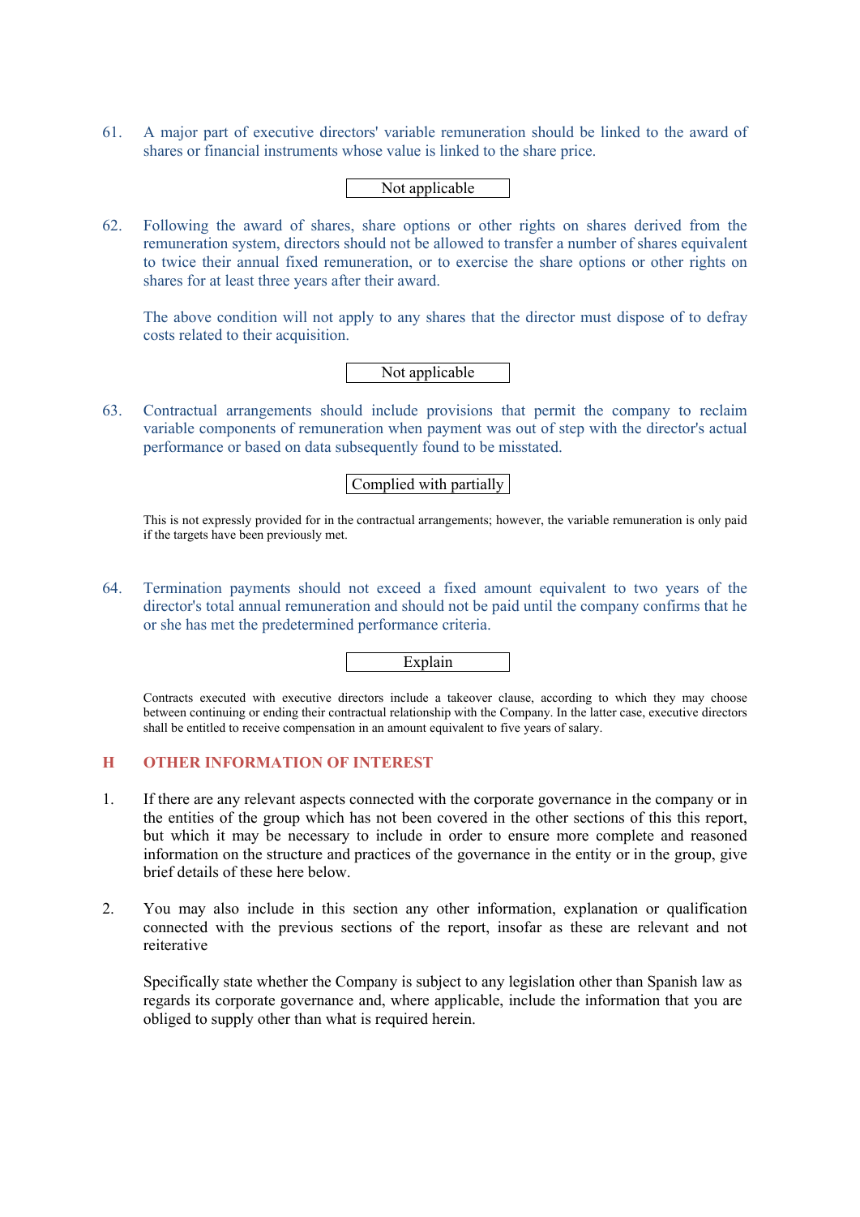61. A major part of executive directors' variable remuneration should be linked to the award of shares or financial instruments whose value is linked to the share price.

Not applicable

62. Following the award of shares, share options or other rights on shares derived from the remuneration system, directors should not be allowed to transfer a number of shares equivalent to twice their annual fixed remuneration, or to exercise the share options or other rights on shares for at least three years after their award.

    The above condition will not apply to any shares that the director must dispose of to defray costs related to their acquisition.

Not applicable

63. Contractual arrangements should include provisions that permit the company to reclaim variable components of remuneration when payment was out of step with the director's actual performance or based on data subsequently found to be misstated.

Complied with partially

This is not expressly provided for in the contractual arrangements; however, the variable remuneration is only paid if the targets have been previously met.

64. Termination payments should not exceed a fixed amount equivalent to two years of the director's total annual remuneration and should not be paid until the company confirms that he or she has met the predetermined performance criteria.

Explain

Contracts executed with executive directors include a takeover clause, according to which they may choose between continuing or ending their contractual relationship with the Company. In the latter case, executive directors shall be entitled to receive compensation in an amount equivalent to five years of salary.

## H OTHER INFORMATION OF INTEREST

1. If there are any relevant aspects connected with the corporate governance in the company or in the entities of the group which has not been covered in the other sections of this this report, but which it may be necessary to include in order to ensure more complete and reasoned information on the structure and practices of the governance in the entity or in the group, give brief details of these here below.

2. You may also include in this section any other information, explanation or qualification connected with the previous sections of the report, insofar as these are relevant and not reiterative

    Specifically state whether the Company is subject to any legislation other than Spanish law as regards its corporate governance and, where applicable, include the information that you are obliged to supply other than what is required herein.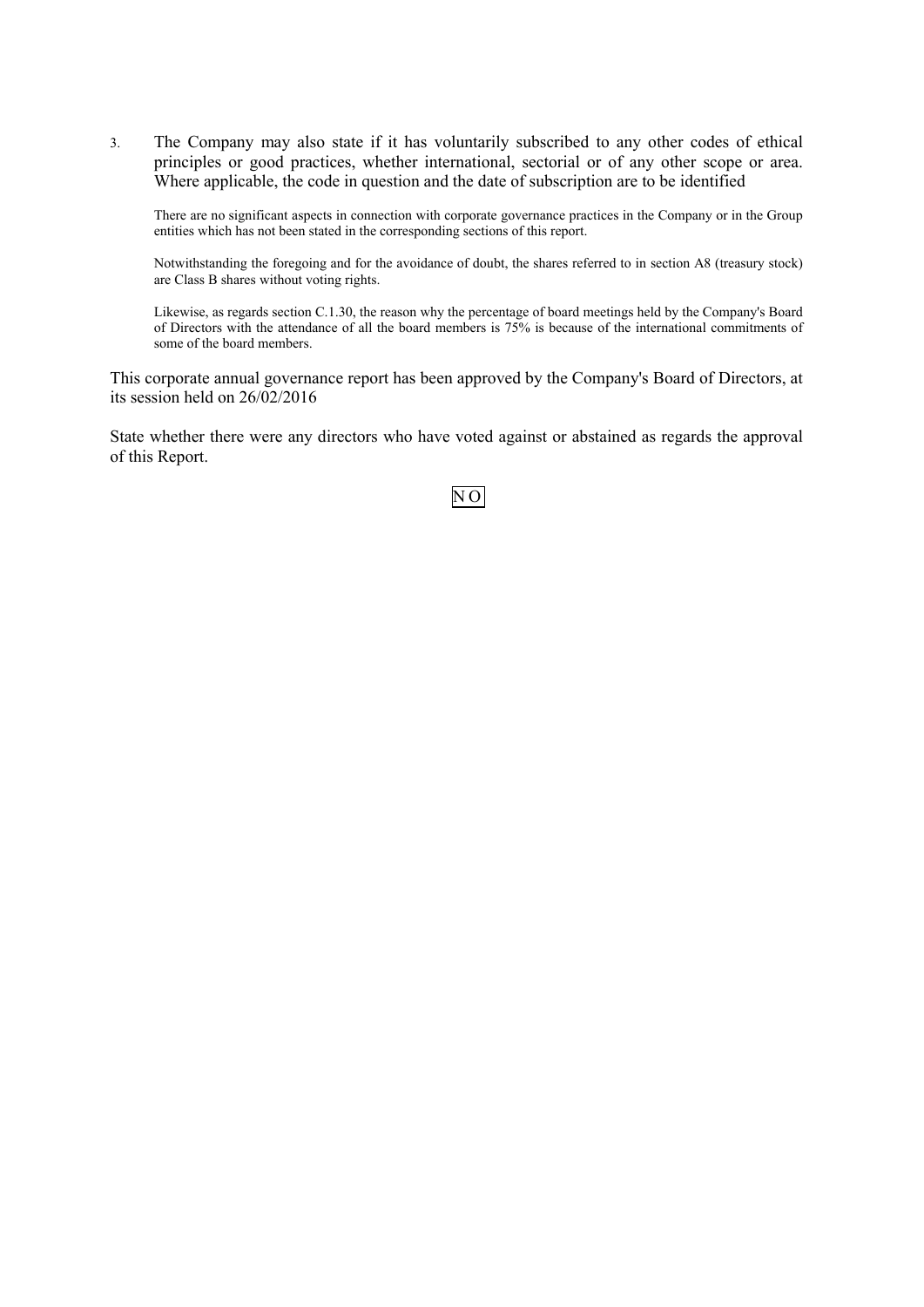3. The Company may also state if it has voluntarily subscribed to any other codes of ethical principles or good practices, whether international, sectorial or of any other scope or area. Where applicable, the code in question and the date of subscription are to be identified

   There are no significant aspects in connection with corporate governance practices in the Company or in the Group entities which has not been stated in the corresponding sections of this report.

   Notwithstanding the foregoing and for the avoidance of doubt, the shares referred to in section A8 (treasury stock) are Class B shares without voting rights.

   Likewise, as regards section C.1.30, the reason why the percentage of board meetings held by the Company's Board of Directors with the attendance of all the board members is 75% is because of the international commitments of some of the board members.

This corporate annual governance report has been approved by the Company's Board of Directors, at its session held on 26/02/2016

State whether there were any directors who have voted against or abstained as regards the approval of this Report.

NO